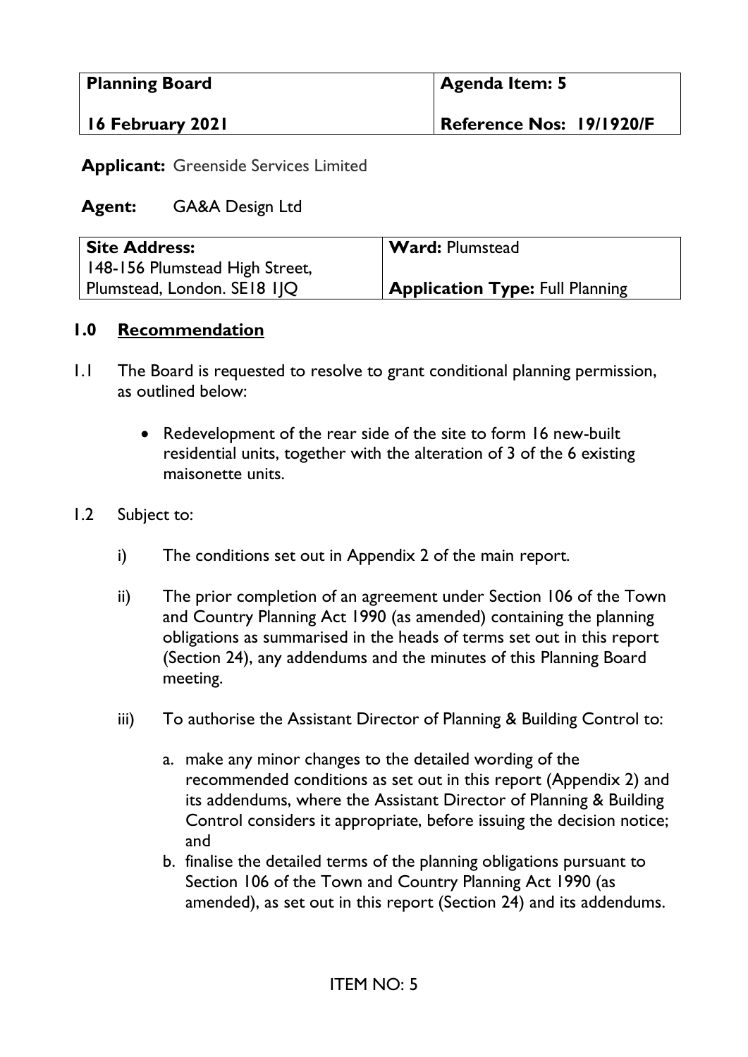| Planning Board | Agenda Item: 5 |
| --- | --- |
| 16 February 2021 | Reference Nos: 19/1920/F |

**Applicant:** Greenside Services Limited

**Agent:** GA&A Design Ltd

| Site Address: | Ward: Plumstead |
| --- | --- |
| 148-156 Plumstead High Street, Plumstead, London. SE18 1JQ | **Application Type:** Full Planning |

## 1.0 Recommendation

1.1 The Board is requested to resolve to grant conditional planning permission, as outlined below:

- Redevelopment of the rear side of the site to form 16 new-built residential units, together with the alteration of 3 of the 6 existing maisonette units.

1.2 Subject to:

i) The conditions set out in Appendix 2 of the main report.

ii) The prior completion of an agreement under Section 106 of the Town and Country Planning Act 1990 (as amended) containing the planning obligations as summarised in the heads of terms set out in this report (Section 24), any addendums and the minutes of this Planning Board meeting.

iii) To authorise the Assistant Director of Planning & Building Control to:

a. make any minor changes to the detailed wording of the recommended conditions as set out in this report (Appendix 2) and its addendums, where the Assistant Director of Planning & Building Control considers it appropriate, before issuing the decision notice; and

b. finalise the detailed terms of the planning obligations pursuant to Section 106 of the Town and Country Planning Act 1990 (as amended), as set out in this report (Section 24) and its addendums.

ITEM NO: 5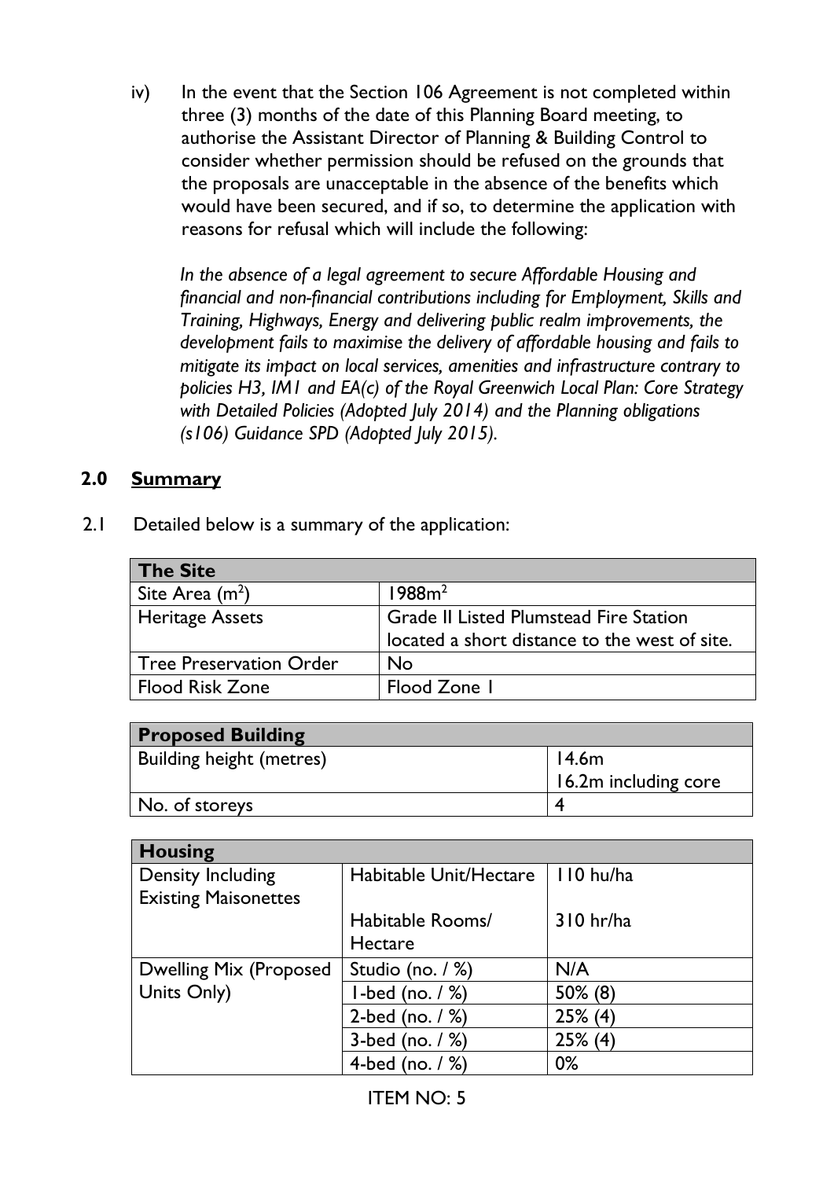iv) In the event that the Section 106 Agreement is not completed within three (3) months of the date of this Planning Board meeting, to authorise the Assistant Director of Planning & Building Control to consider whether permission should be refused on the grounds that the proposals are unacceptable in the absence of the benefits which would have been secured, and if so, to determine the application with reasons for refusal which will include the following:

*In the absence of a legal agreement to secure Affordable Housing and financial and non-financial contributions including for Employment, Skills and Training, Highways, Energy and delivering public realm improvements, the development fails to maximise the delivery of affordable housing and fails to mitigate its impact on local services, amenities and infrastructure contrary to policies H3, IM1 and EA(c) of the Royal Greenwich Local Plan: Core Strategy with Detailed Policies (Adopted July 2014) and the Planning obligations (s106) Guidance SPD (Adopted July 2015).*

## 2.0 Summary

2.1 Detailed below is a summary of the application:

| The Site | |
|---|---|
| Site Area ($m^2$) | 1988$m^2$ |
| Heritage Assets | Grade II Listed Plumstead Fire Station located a short distance to the west of site. |
| Tree Preservation Order | No |
| Flood Risk Zone | Flood Zone 1 |

| Proposed Building | |
|---|---|
| Building height (metres) | 14.6m<br>16.2m including core |
| No. of storeys | 4 |

| Housing | | |
|---|---|---|
| Density Including Existing Maisonettes | Habitable Unit/Hectare | 110 hu/ha |
| | Habitable Rooms/ Hectare | 310 hr/ha |
| Dwelling Mix (Proposed Units Only) | Studio (no. / %) | N/A |
| | 1-bed (no. / %) | 50% (8) |
| | 2-bed (no. / %) | 25% (4) |
| | 3-bed (no. / %) | 25% (4) |
| | 4-bed (no. / %) | 0% |

ITEM NO: 5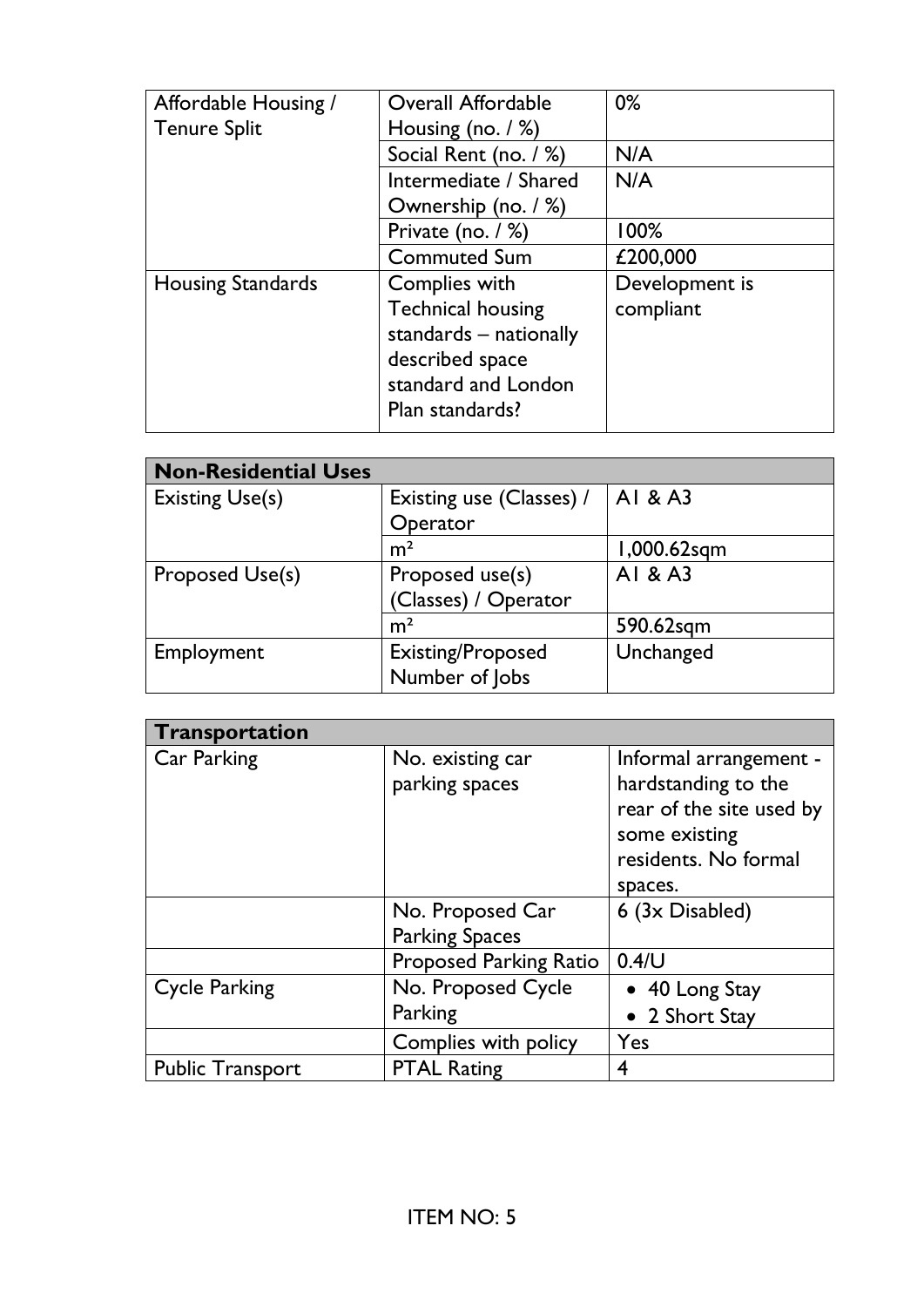| Affordable Housing / Tenure Split | Overall Affordable Housing (no. / %) | 0% |
|---|---|---|
| | Social Rent (no. / %) | N/A |
| | Intermediate / Shared Ownership (no. / %) | N/A |
| | Private (no. / %) | 100% |
| | Commuted Sum | £200,000 |
| Housing Standards | Complies with Technical housing standards – nationally described space standard and London Plan standards? | Development is compliant |

| Non-Residential Uses | | |
|---|---|---|
| Existing Use(s) | Existing use (Classes) / Operator | A1 & A3 |
| | m² | 1,000.62sqm |
| Proposed Use(s) | Proposed use(s) (Classes) / Operator | A1 & A3 |
| | m² | 590.62sqm |
| Employment | Existing/Proposed Number of Jobs | Unchanged |

| Transportation | | |
|---|---|---|
| Car Parking | No. existing car parking spaces | Informal arrangement - hardstanding to the rear of the site used by some existing residents. No formal spaces. |
| | No. Proposed Car Parking Spaces | 6 (3x Disabled) |
| | Proposed Parking Ratio | 0.4/U |
| Cycle Parking | No. Proposed Cycle Parking | • 40 Long Stay<br>• 2 Short Stay |
| | Complies with policy | Yes |
| Public Transport | PTAL Rating | 4 |

ITEM NO: 5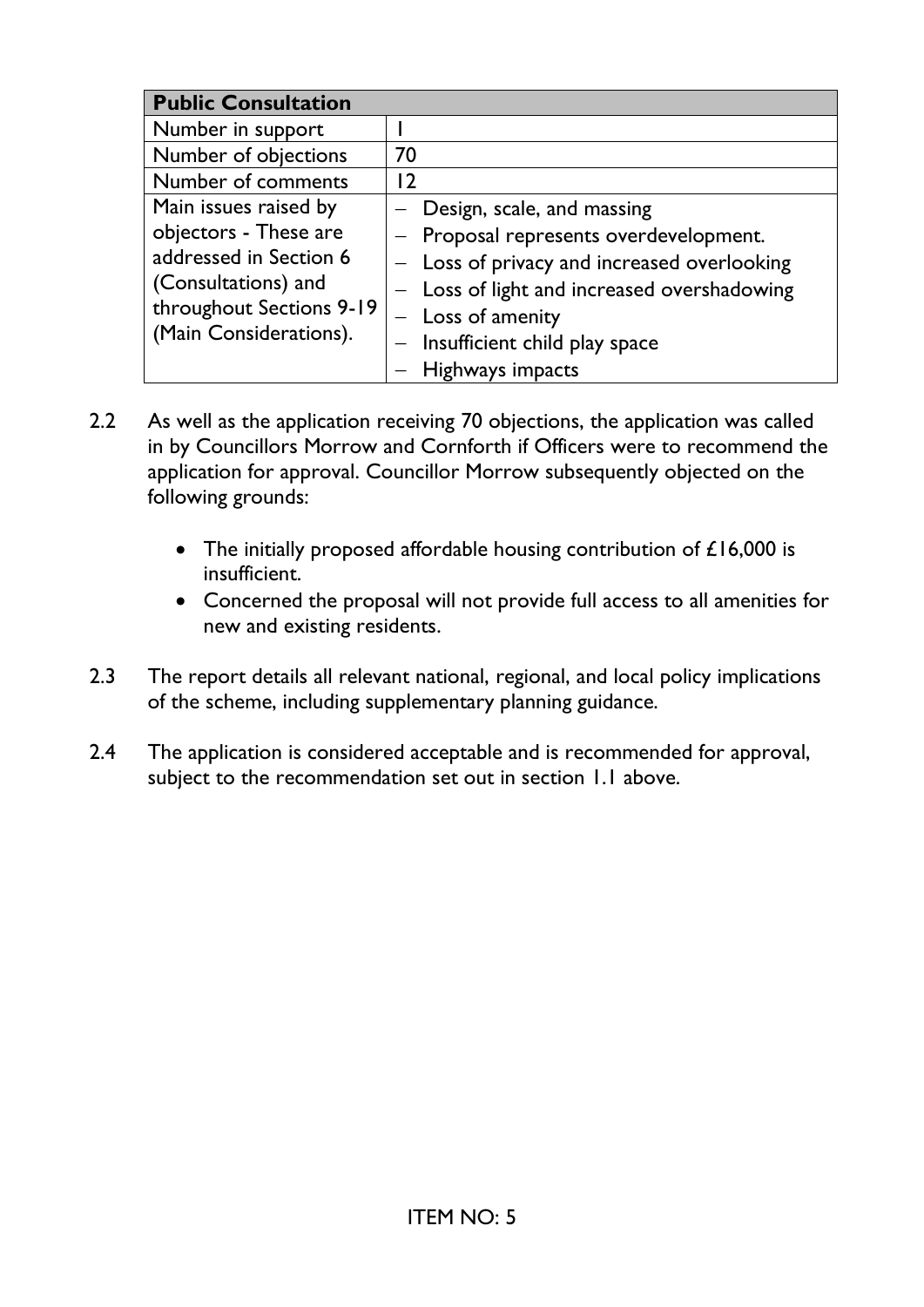| Public Consultation | |
|---|---|
| Number in support | 1 |
| Number of objections | 70 |
| Number of comments | 12 |
| Main issues raised by objectors - These are addressed in Section 6 (Consultations) and throughout Sections 9-19 (Main Considerations). | – Design, scale, and massing<br>– Proposal represents overdevelopment.<br>– Loss of privacy and increased overlooking<br>– Loss of light and increased overshadowing<br>– Loss of amenity<br>– Insufficient child play space<br>– Highways impacts |

2.2 As well as the application receiving 70 objections, the application was called in by Councillors Morrow and Cornforth if Officers were to recommend the application for approval. Councillor Morrow subsequently objected on the following grounds:

- The initially proposed affordable housing contribution of £16,000 is insufficient.
- Concerned the proposal will not provide full access to all amenities for new and existing residents.

2.3 The report details all relevant national, regional, and local policy implications of the scheme, including supplementary planning guidance.

2.4 The application is considered acceptable and is recommended for approval, subject to the recommendation set out in section 1.1 above.

ITEM NO: 5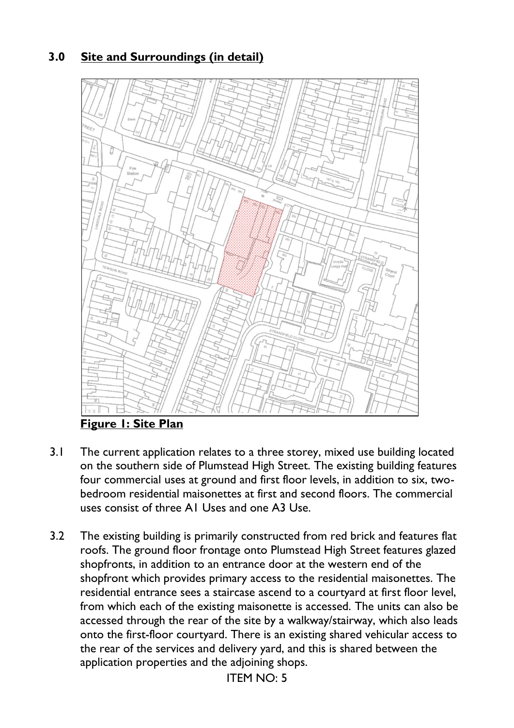## 3.0 Site and Surroundings (in detail)

**Figure 1: Site Plan**

3.1 The current application relates to a three storey, mixed use building located on the southern side of Plumstead High Street. The existing building features four commercial uses at ground and first floor levels, in addition to six, two-bedroom residential maisonettes at first and second floors. The commercial uses consist of three A1 Uses and one A3 Use.

3.2 The existing building is primarily constructed from red brick and features flat roofs. The ground floor frontage onto Plumstead High Street features glazed shopfronts, in addition to an entrance door at the western end of the shopfront which provides primary access to the residential maisonettes. The residential entrance sees a staircase ascend to a courtyard at first floor level, from which each of the existing maisonette is accessed. The units can also be accessed through the rear of the site by a walkway/stairway, which also leads onto the first-floor courtyard. There is an existing shared vehicular access to the rear of the services and delivery yard, and this is shared between the application properties and the adjoining shops.

ITEM NO: 5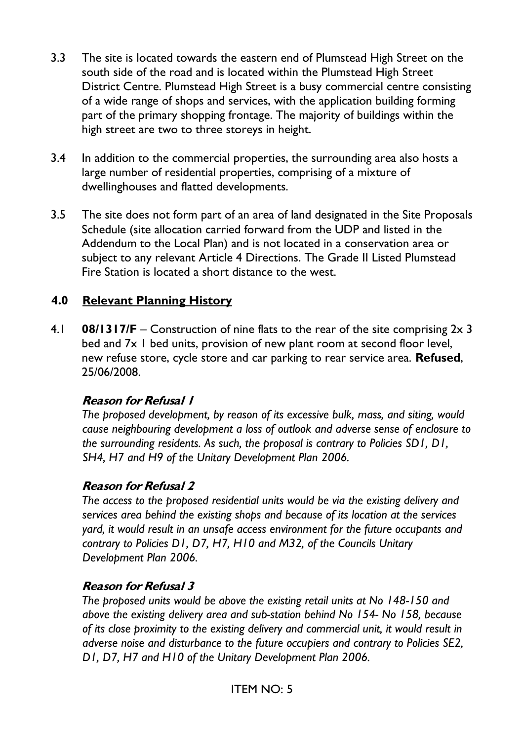3.3 The site is located towards the eastern end of Plumstead High Street on the south side of the road and is located within the Plumstead High Street District Centre. Plumstead High Street is a busy commercial centre consisting of a wide range of shops and services, with the application building forming part of the primary shopping frontage. The majority of buildings within the high street are two to three storeys in height.

3.4 In addition to the commercial properties, the surrounding area also hosts a large number of residential properties, comprising of a mixture of dwellinghouses and flatted developments.

3.5 The site does not form part of an area of land designated in the Site Proposals Schedule (site allocation carried forward from the UDP and listed in the Addendum to the Local Plan) and is not located in a conservation area or subject to any relevant Article 4 Directions. The Grade II Listed Plumstead Fire Station is located a short distance to the west.

## 4.0 Relevant Planning History

4.1 **08/1317/F** – Construction of nine flats to the rear of the site comprising 2x 3 bed and 7x 1 bed units, provision of new plant room at second floor level, new refuse store, cycle store and car parking to rear service area. **Refused**, 25/06/2008.

***Reason for Refusal 1***

*The proposed development, by reason of its excessive bulk, mass, and siting, would cause neighbouring development a loss of outlook and adverse sense of enclosure to the surrounding residents. As such, the proposal is contrary to Policies SD1, D1, SH4, H7 and H9 of the Unitary Development Plan 2006.*

***Reason for Refusal 2***

*The access to the proposed residential units would be via the existing delivery and services area behind the existing shops and because of its location at the services yard, it would result in an unsafe access environment for the future occupants and contrary to Policies D1, D7, H7, H10 and M32, of the Councils Unitary Development Plan 2006.*

***Reason for Refusal 3***

*The proposed units would be above the existing retail units at No 148-150 and above the existing delivery area and sub-station behind No 154- No 158, because of its close proximity to the existing delivery and commercial unit, it would result in adverse noise and disturbance to the future occupiers and contrary to Policies SE2, D1, D7, H7 and H10 of the Unitary Development Plan 2006.*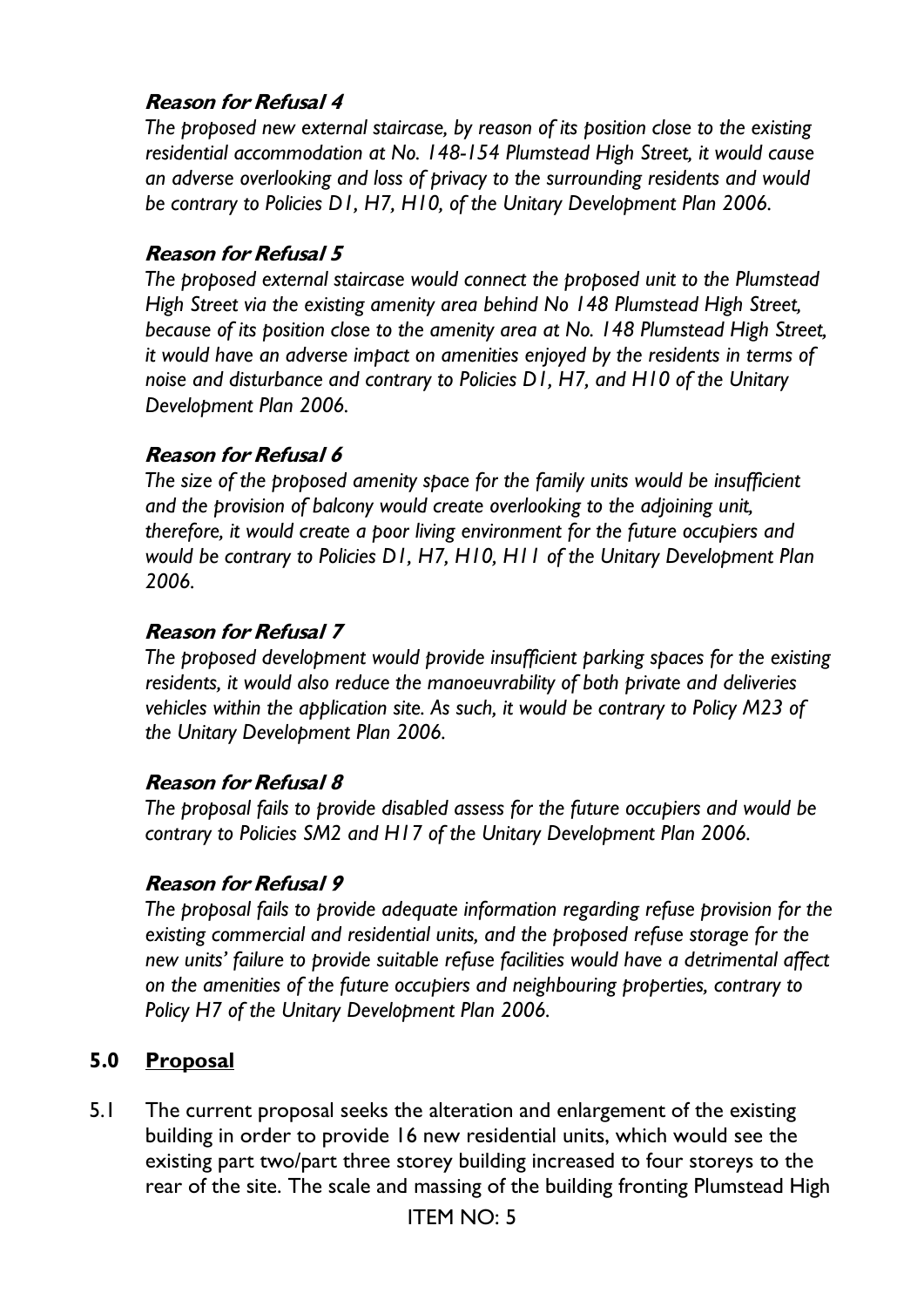***Reason for Refusal 4***

*The proposed new external staircase, by reason of its position close to the existing residential accommodation at No. 148-154 Plumstead High Street, it would cause an adverse overlooking and loss of privacy to the surrounding residents and would be contrary to Policies D1, H7, H10, of the Unitary Development Plan 2006.*

***Reason for Refusal 5***

*The proposed external staircase would connect the proposed unit to the Plumstead High Street via the existing amenity area behind No 148 Plumstead High Street, because of its position close to the amenity area at No. 148 Plumstead High Street, it would have an adverse impact on amenities enjoyed by the residents in terms of noise and disturbance and contrary to Policies D1, H7, and H10 of the Unitary Development Plan 2006.*

***Reason for Refusal 6***

*The size of the proposed amenity space for the family units would be insufficient and the provision of balcony would create overlooking to the adjoining unit, therefore, it would create a poor living environment for the future occupiers and would be contrary to Policies D1, H7, H10, H11 of the Unitary Development Plan 2006.*

***Reason for Refusal 7***

*The proposed development would provide insufficient parking spaces for the existing residents, it would also reduce the manoeuvrability of both private and deliveries vehicles within the application site. As such, it would be contrary to Policy M23 of the Unitary Development Plan 2006.*

***Reason for Refusal 8***

*The proposal fails to provide disabled assess for the future occupiers and would be contrary to Policies SM2 and H17 of the Unitary Development Plan 2006.*

***Reason for Refusal 9***

*The proposal fails to provide adequate information regarding refuse provision for the existing commercial and residential units, and the proposed refuse storage for the new units' failure to provide suitable refuse facilities would have a detrimental affect on the amenities of the future occupiers and neighbouring properties, contrary to Policy H7 of the Unitary Development Plan 2006.*

## 5.0 Proposal

5.1 The current proposal seeks the alteration and enlargement of the existing building in order to provide 16 new residential units, which would see the existing part two/part three storey building increased to four storeys to the rear of the site. The scale and massing of the building fronting Plumstead High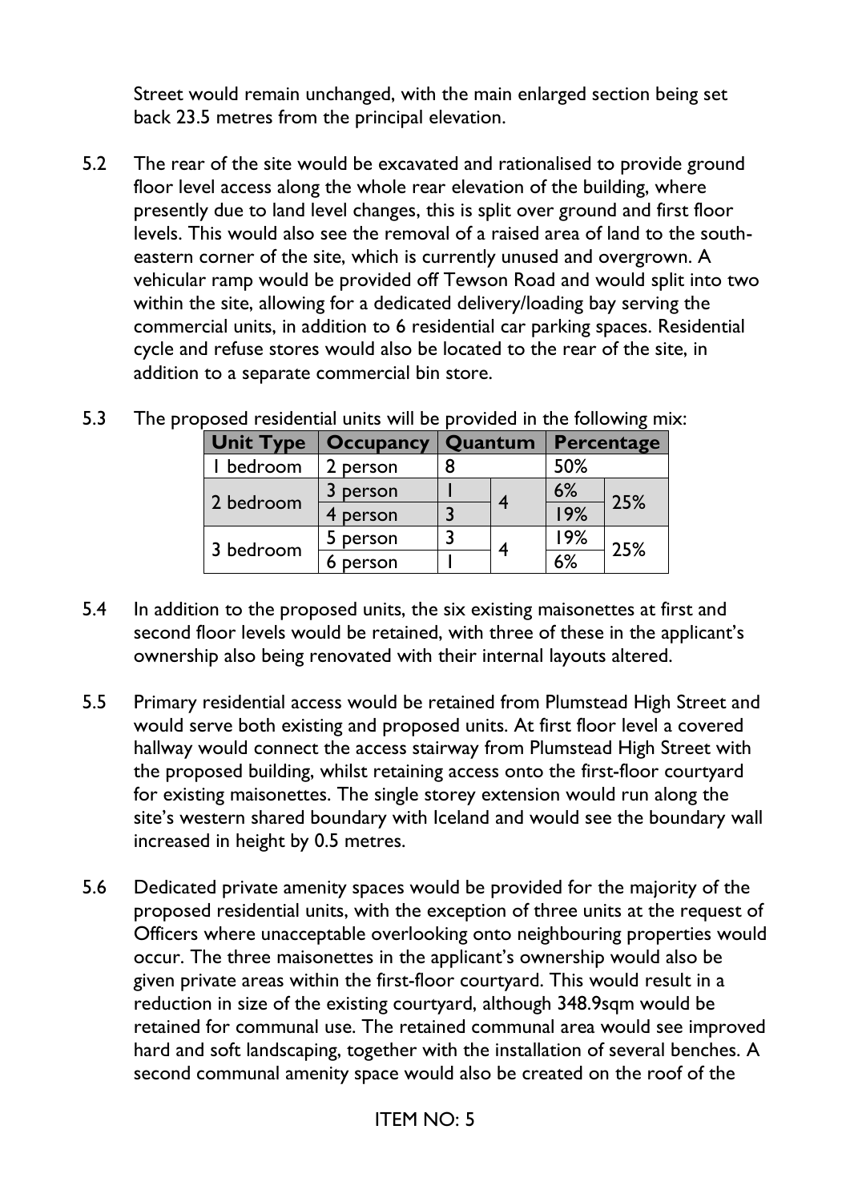Street would remain unchanged, with the main enlarged section being set back 23.5 metres from the principal elevation.

5.2 The rear of the site would be excavated and rationalised to provide ground floor level access along the whole rear elevation of the building, where presently due to land level changes, this is split over ground and first floor levels. This would also see the removal of a raised area of land to the south-eastern corner of the site, which is currently unused and overgrown. A vehicular ramp would be provided off Tewson Road and would split into two within the site, allowing for a dedicated delivery/loading bay serving the commercial units, in addition to 6 residential car parking spaces. Residential cycle and refuse stores would also be located to the rear of the site, in addition to a separate commercial bin store.

5.3 The proposed residential units will be provided in the following mix:

| Unit Type | Occupancy | Quantum | | Percentage | |
|---|---|---|---|---|---|
| 1 bedroom | 2 person | 8 | | 50% | |
| 2 bedroom | 3 person | 1 | 4 | 6% | 25% |
| | 4 person | 3 | | 19% | |
| 3 bedroom | 5 person | 3 | 4 | 19% | 25% |
| | 6 person | 1 | | 6% | |

5.4 In addition to the proposed units, the six existing maisonettes at first and second floor levels would be retained, with three of these in the applicant's ownership also being renovated with their internal layouts altered.

5.5 Primary residential access would be retained from Plumstead High Street and would serve both existing and proposed units. At first floor level a covered hallway would connect the access stairway from Plumstead High Street with the proposed building, whilst retaining access onto the first-floor courtyard for existing maisonettes. The single storey extension would run along the site's western shared boundary with Iceland and would see the boundary wall increased in height by 0.5 metres.

5.6 Dedicated private amenity spaces would be provided for the majority of the proposed residential units, with the exception of three units at the request of Officers where unacceptable overlooking onto neighbouring properties would occur. The three maisonettes in the applicant's ownership would also be given private areas within the first-floor courtyard. This would result in a reduction in size of the existing courtyard, although 348.9sqm would be retained for communal use. The retained communal area would see improved hard and soft landscaping, together with the installation of several benches. A second communal amenity space would also be created on the roof of the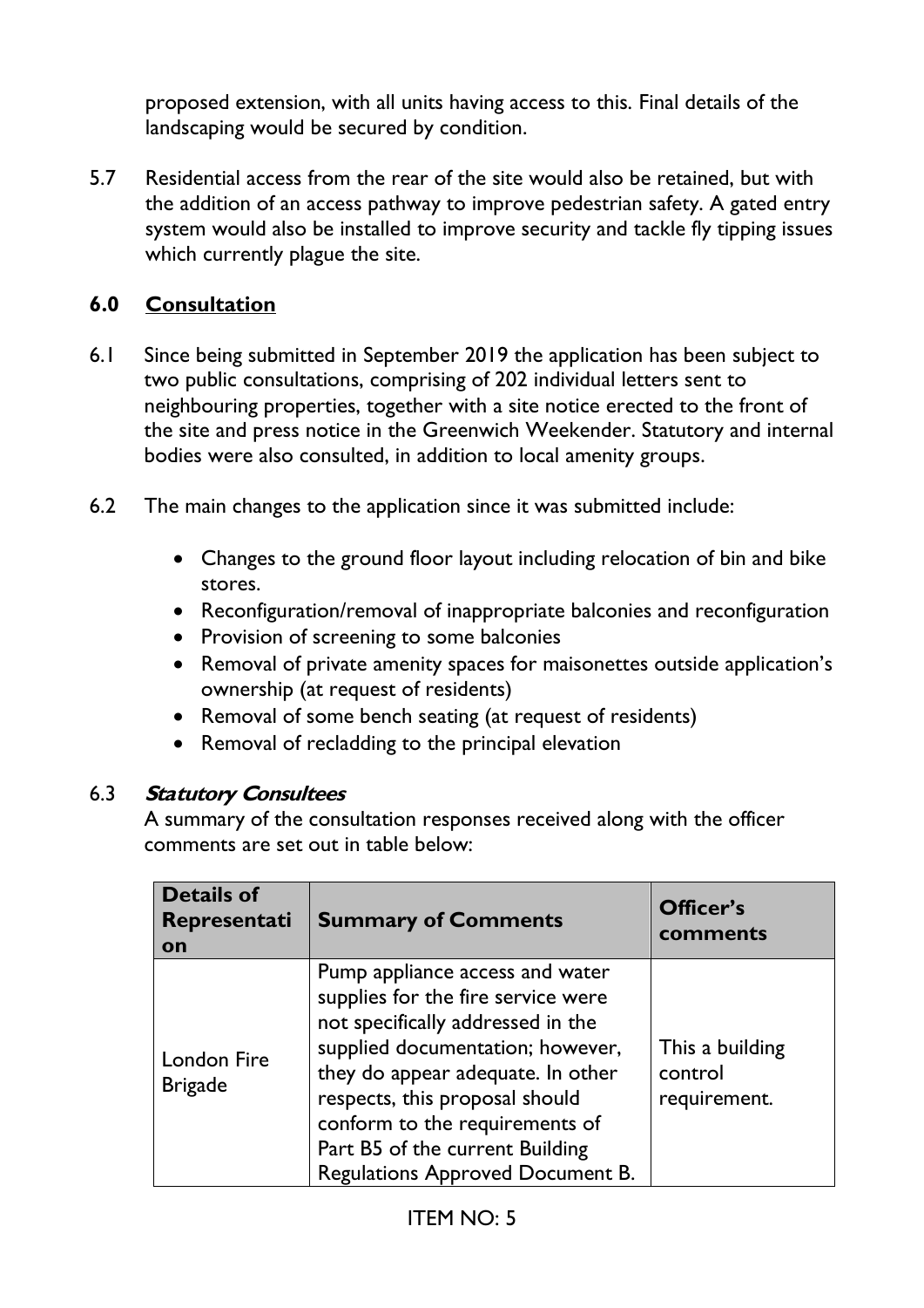proposed extension, with all units having access to this. Final details of the landscaping would be secured by condition.

5.7 Residential access from the rear of the site would also be retained, but with the addition of an access pathway to improve pedestrian safety. A gated entry system would also be installed to improve security and tackle fly tipping issues which currently plague the site.

## 6.0 Consultation

6.1 Since being submitted in September 2019 the application has been subject to two public consultations, comprising of 202 individual letters sent to neighbouring properties, together with a site notice erected to the front of the site and press notice in the Greenwich Weekender. Statutory and internal bodies were also consulted, in addition to local amenity groups.

6.2 The main changes to the application since it was submitted include:

- Changes to the ground floor layout including relocation of bin and bike stores.
- Reconfiguration/removal of inappropriate balconies and reconfiguration
- Provision of screening to some balconies
- Removal of private amenity spaces for maisonettes outside application's ownership (at request of residents)
- Removal of some bench seating (at request of residents)
- Removal of recladding to the principal elevation

6.3 ***Statutory Consultees***

A summary of the consultation responses received along with the officer comments are set out in table below:

| Details of Representation | Summary of Comments | Officer's comments |
|---|---|---|
| London Fire Brigade | Pump appliance access and water supplies for the fire service were not specifically addressed in the supplied documentation; however, they do appear adequate. In other respects, this proposal should conform to the requirements of Part B5 of the current Building Regulations Approved Document B. | This a building control requirement. |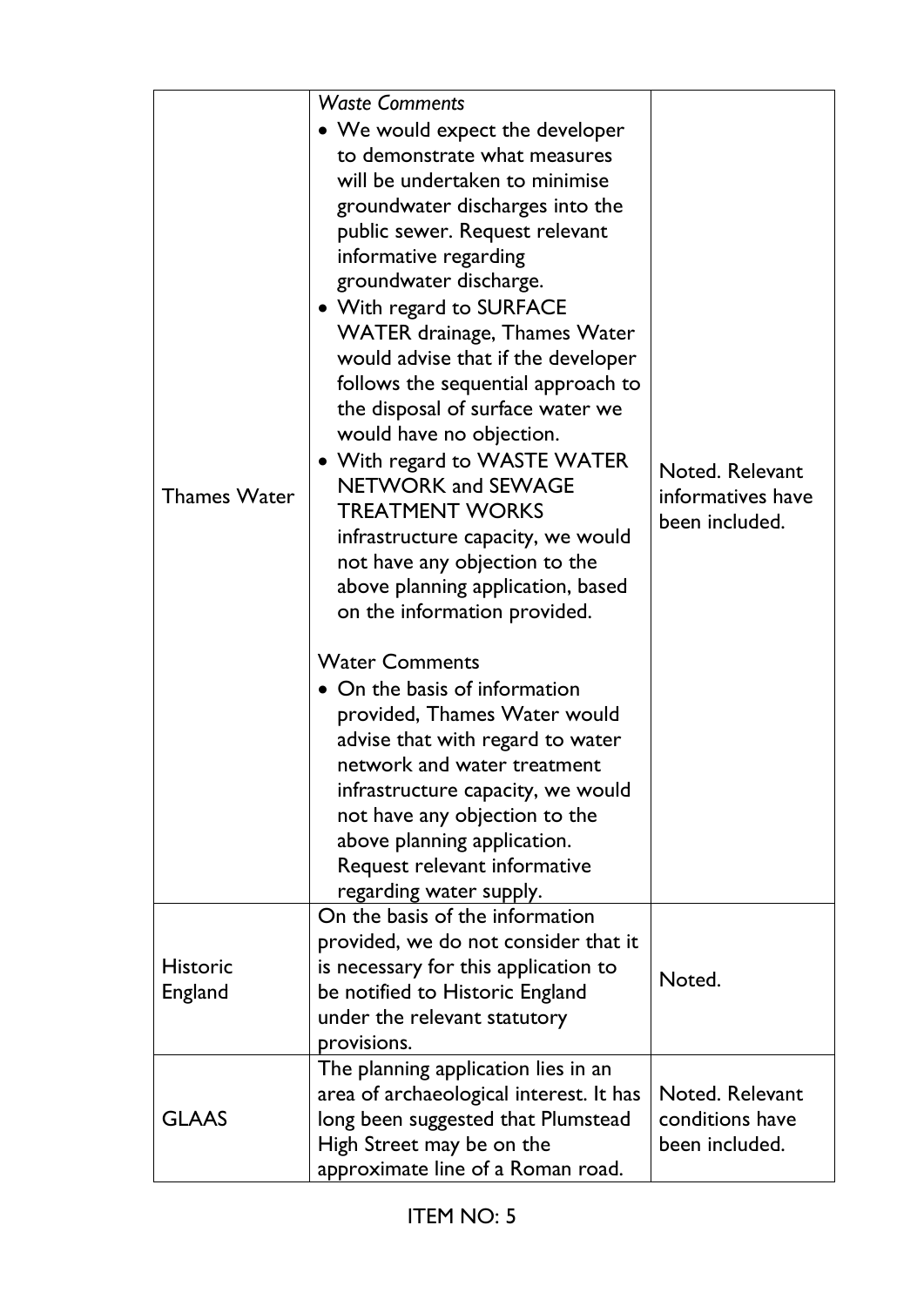| | | |
|---|---|---|
| Thames Water | *Waste Comments*<br>• We would expect the developer to demonstrate what measures will be undertaken to minimise groundwater discharges into the public sewer. Request relevant informative regarding groundwater discharge.<br>• With regard to SURFACE WATER drainage, Thames Water would advise that if the developer follows the sequential approach to the disposal of surface water we would have no objection.<br>• With regard to WASTE WATER NETWORK and SEWAGE TREATMENT WORKS infrastructure capacity, we would not have any objection to the above planning application, based on the information provided.<br><br>Water Comments<br>• On the basis of information provided, Thames Water would advise that with regard to water network and water treatment infrastructure capacity, we would not have any objection to the above planning application. Request relevant informative regarding water supply. | Noted. Relevant informatives have been included. |
| Historic England | On the basis of the information provided, we do not consider that it is necessary for this application to be notified to Historic England under the relevant statutory provisions. | Noted. |
| GLAAS | The planning application lies in an area of archaeological interest. It has long been suggested that Plumstead High Street may be on the approximate line of a Roman road. | Noted. Relevant conditions have been included. |

ITEM NO: 5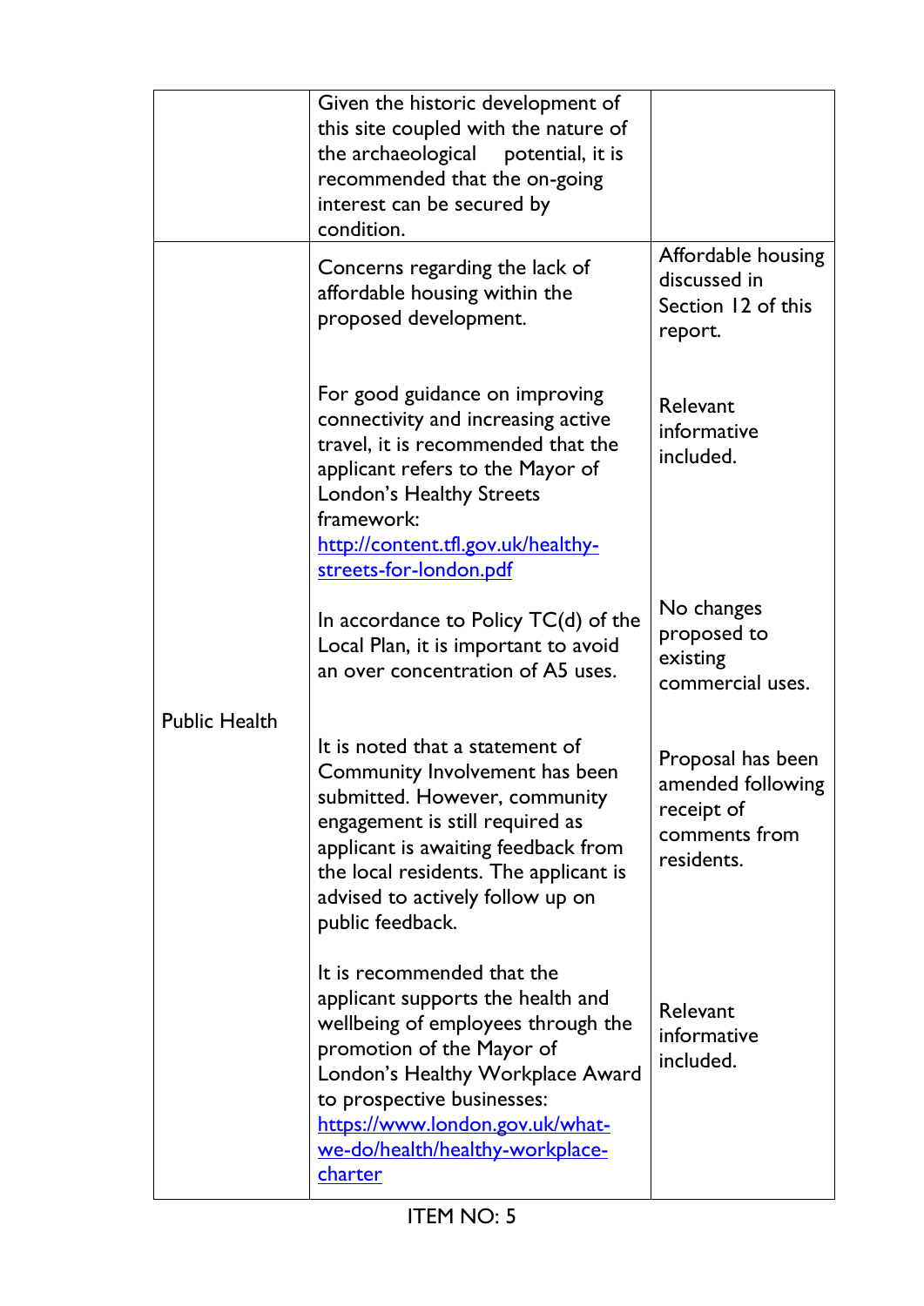| | | |
|---|---|---|
| | Given the historic development of this site coupled with the nature of the archaeological potential, it is recommended that the on-going interest can be secured by condition. | |
| Public Health | Concerns regarding the lack of affordable housing within the proposed development. | Affordable housing discussed in Section 12 of this report. |
| | For good guidance on improving connectivity and increasing active travel, it is recommended that the applicant refers to the Mayor of London's Healthy Streets framework: [http://content.tfl.gov.uk/healthy-streets-for-london.pdf](http://content.tfl.gov.uk/healthy-streets-for-london.pdf) | Relevant informative included. |
| | In accordance to Policy TC(d) of the Local Plan, it is important to avoid an over concentration of A5 uses. | No changes proposed to existing commercial uses. |
| | It is noted that a statement of Community Involvement has been submitted. However, community engagement is still required as applicant is awaiting feedback from the local residents. The applicant is advised to actively follow up on public feedback. | Proposal has been amended following receipt of comments from residents. |
| | It is recommended that the applicant supports the health and wellbeing of employees through the promotion of the Mayor of London's Healthy Workplace Award to prospective businesses: [https://www.london.gov.uk/what-we-do/health/healthy-workplace-charter](https://www.london.gov.uk/what-we-do/health/healthy-workplace-charter) | Relevant informative included. |

ITEM NO: 5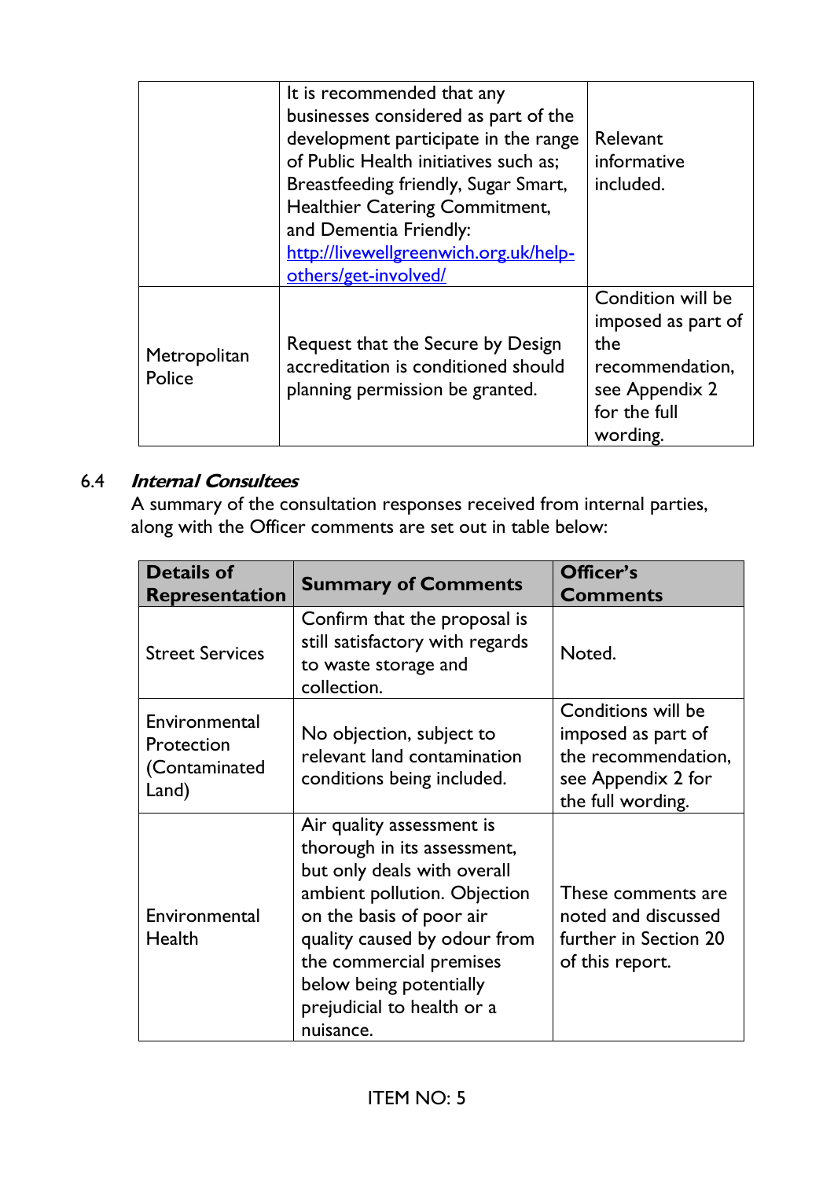| | | |
|---|---|---|
| | It is recommended that any businesses considered as part of the development participate in the range of Public Health initiatives such as; Breastfeeding friendly, Sugar Smart, Healthier Catering Commitment, and Dementia Friendly: [http://livewellgreenwich.org.uk/help-others/get-involved/](http://livewellgreenwich.org.uk/help-others/get-involved/) | Relevant informative included. |
| Metropolitan Police | Request that the Secure by Design accreditation is conditioned should planning permission be granted. | Condition will be imposed as part of the recommendation, see Appendix 2 for the full wording. |

6.4 ***Internal Consultees***

A summary of the consultation responses received from internal parties, along with the Officer comments are set out in table below:

| Details of Representation | Summary of Comments | Officer's Comments |
|---|---|---|
| Street Services | Confirm that the proposal is still satisfactory with regards to waste storage and collection. | Noted. |
| Environmental Protection (Contaminated Land) | No objection, subject to relevant land contamination conditions being included. | Conditions will be imposed as part of the recommendation, see Appendix 2 for the full wording. |
| Environmental Health | Air quality assessment is thorough in its assessment, but only deals with overall ambient pollution. Objection on the basis of poor air quality caused by odour from the commercial premises below being potentially prejudicial to health or a nuisance. | These comments are noted and discussed further in Section 20 of this report. |

ITEM NO: 5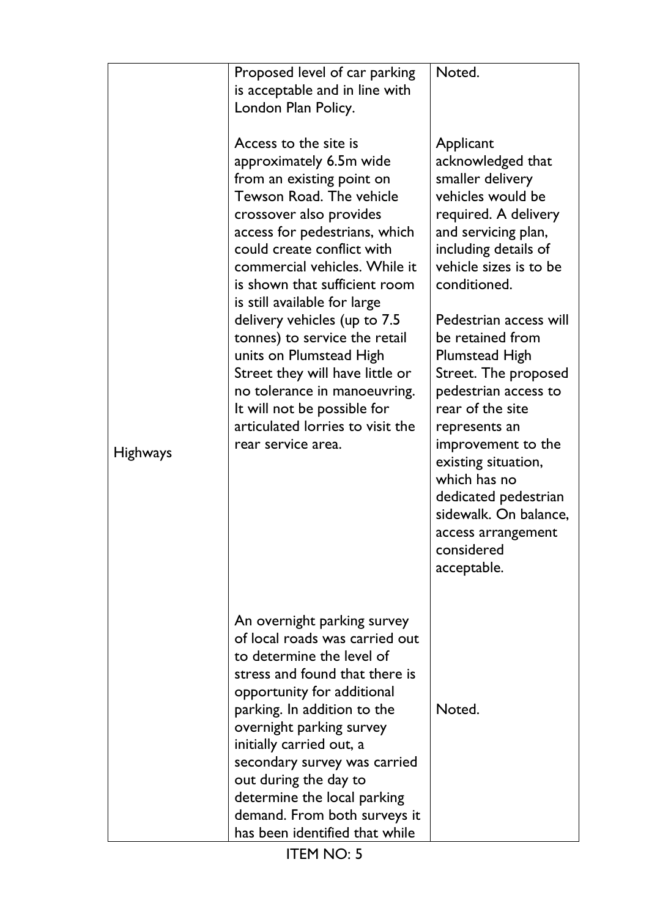| | | |
|---|---|---|
| Highways | Proposed level of car parking is acceptable and in line with London Plan Policy. | Noted. |
| | Access to the site is approximately 6.5m wide from an existing point on Tewson Road. The vehicle crossover also provides access for pedestrians, which could create conflict with commercial vehicles. While it is shown that sufficient room is still available for large delivery vehicles (up to 7.5 tonnes) to service the retail units on Plumstead High Street they will have little or no tolerance in manoeuvring. It will not be possible for articulated lorries to visit the rear service area. | Applicant acknowledged that smaller delivery vehicles would be required. A delivery and servicing plan, including details of vehicle sizes is to be conditioned.<br><br>Pedestrian access will be retained from Plumstead High Street. The proposed pedestrian access to rear of the site represents an improvement to the existing situation, which has no dedicated pedestrian sidewalk. On balance, access arrangement considered acceptable. |
| | An overnight parking survey of local roads was carried out to determine the level of stress and found that there is opportunity for additional parking. In addition to the overnight parking survey initially carried out, a secondary survey was carried out during the day to determine the local parking demand. From both surveys it has been identified that while | Noted. |

ITEM NO: 5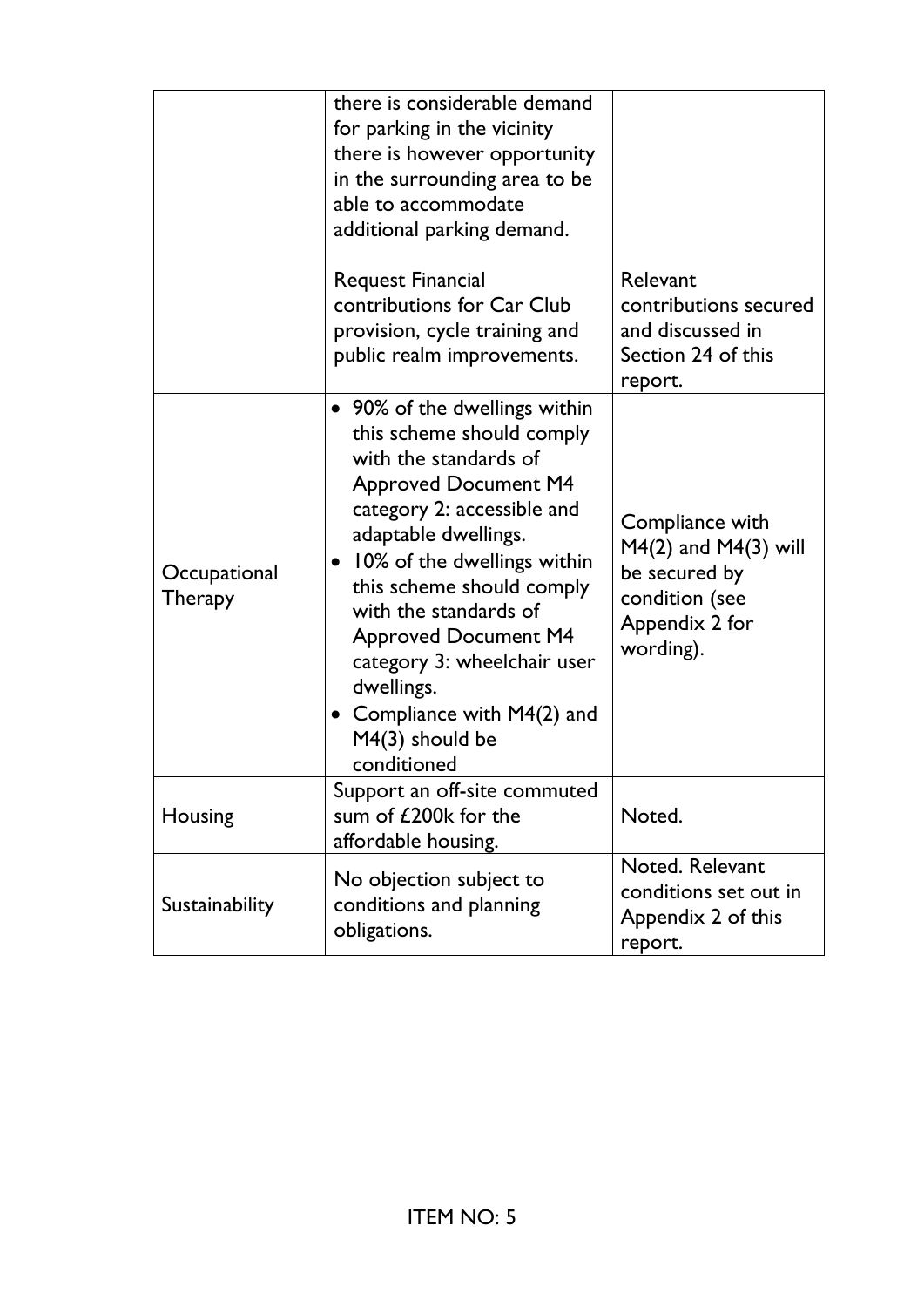| | | |
|---|---|---|
| | there is considerable demand for parking in the vicinity there is however opportunity in the surrounding area to be able to accommodate additional parking demand.<br><br>Request Financial contributions for Car Club provision, cycle training and public realm improvements. | <br><br><br><br><br>Relevant contributions secured and discussed in Section 24 of this report. |
| Occupational Therapy | • 90% of the dwellings within this scheme should comply with the standards of Approved Document M4 category 2: accessible and adaptable dwellings.<br>• 10% of the dwellings within this scheme should comply with the standards of Approved Document M4 category 3: wheelchair user dwellings.<br>• Compliance with M4(2) and M4(3) should be conditioned | Compliance with M4(2) and M4(3) will be secured by condition (see Appendix 2 for wording). |
| Housing | Support an off-site commuted sum of £200k for the affordable housing. | Noted. |
| Sustainability | No objection subject to conditions and planning obligations. | Noted. Relevant conditions set out in Appendix 2 of this report. |

ITEM NO: 5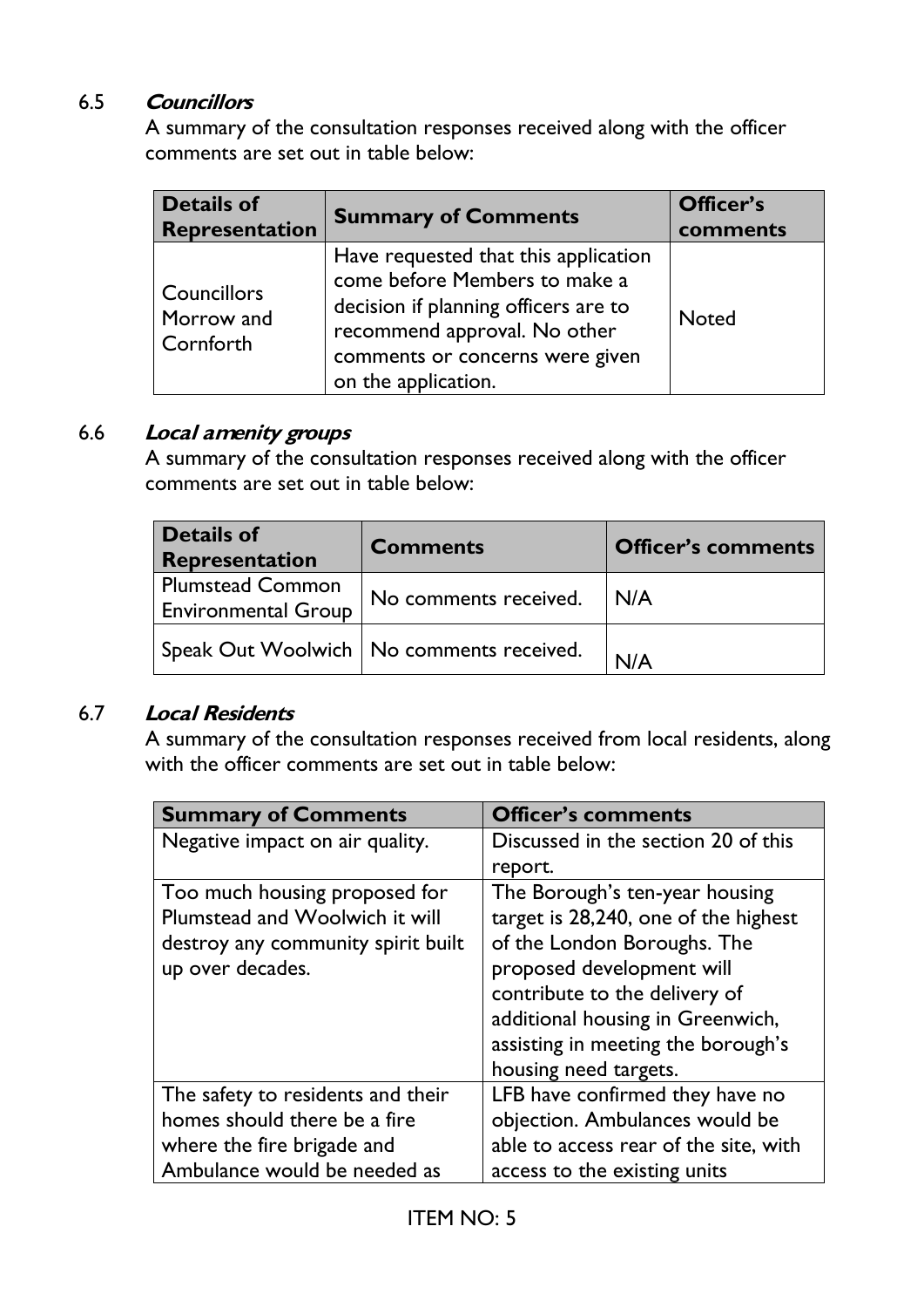### 6.5 *Councillors*

A summary of the consultation responses received along with the officer comments are set out in table below:

| Details of Representation | Summary of Comments | Officer's comments |
|---|---|---|
| Councillors Morrow and Cornforth | Have requested that this application come before Members to make a decision if planning officers are to recommend approval. No other comments or concerns were given on the application. | Noted |

### 6.6 *Local amenity groups*

A summary of the consultation responses received along with the officer comments are set out in table below:

| Details of Representation | Comments | Officer's comments |
|---|---|---|
| Plumstead Common Environmental Group | No comments received. | N/A |
| Speak Out Woolwich | No comments received. | N/A |

### 6.7 *Local Residents*

A summary of the consultation responses received from local residents, along with the officer comments are set out in table below:

| Summary of Comments | Officer's comments |
|---|---|
| Negative impact on air quality. | Discussed in the section 20 of this report. |
| Too much housing proposed for Plumstead and Woolwich it will destroy any community spirit built up over decades. | The Borough's ten-year housing target is 28,240, one of the highest of the London Boroughs. The proposed development will contribute to the delivery of additional housing in Greenwich, assisting in meeting the borough's housing need targets. |
| The safety to residents and their homes should there be a fire where the fire brigade and Ambulance would be needed as | LFB have confirmed they have no objection. Ambulances would be able to access rear of the site, with access to the existing units |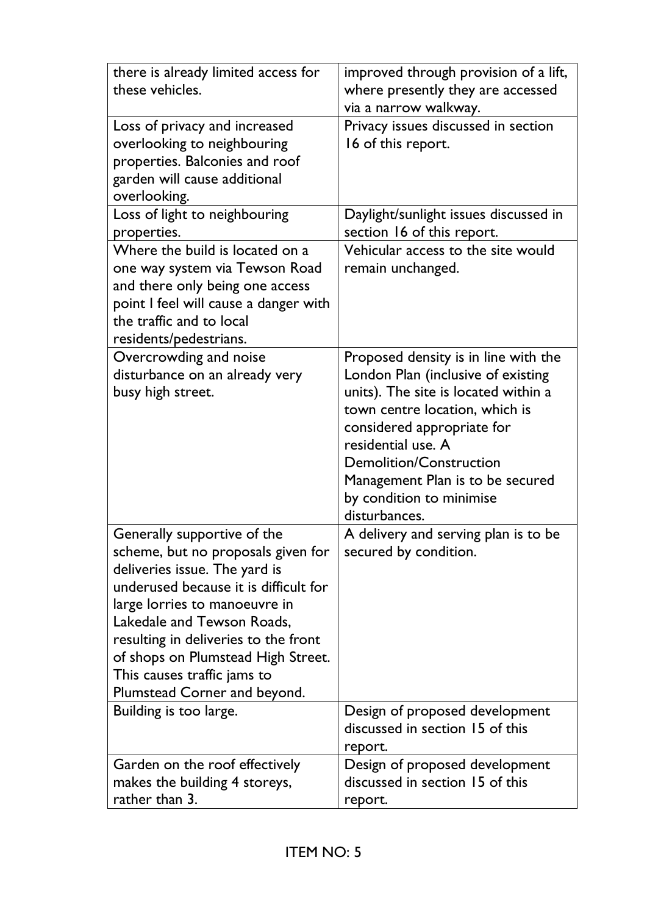| | |
|---|---|
| there is already limited access for these vehicles. | improved through provision of a lift, where presently they are accessed via a narrow walkway. |
| Loss of privacy and increased overlooking to neighbouring properties. Balconies and roof garden will cause additional overlooking. | Privacy issues discussed in section 16 of this report. |
| Loss of light to neighbouring properties. | Daylight/sunlight issues discussed in section 16 of this report. |
| Where the build is located on a one way system via Tewson Road and there only being one access point I feel will cause a danger with the traffic and to local residents/pedestrians. | Vehicular access to the site would remain unchanged. |
| Overcrowding and noise disturbance on an already very busy high street. | Proposed density is in line with the London Plan (inclusive of existing units). The site is located within a town centre location, which is considered appropriate for residential use. A Demolition/Construction Management Plan is to be secured by condition to minimise disturbances. |
| Generally supportive of the scheme, but no proposals given for deliveries issue. The yard is underused because it is difficult for large lorries to manoeuvre in Lakedale and Tewson Roads, resulting in deliveries to the front of shops on Plumstead High Street. This causes traffic jams to Plumstead Corner and beyond. | A delivery and serving plan is to be secured by condition. |
| Building is too large. | Design of proposed development discussed in section 15 of this report. |
| Garden on the roof effectively makes the building 4 storeys, rather than 3. | Design of proposed development discussed in section 15 of this report. |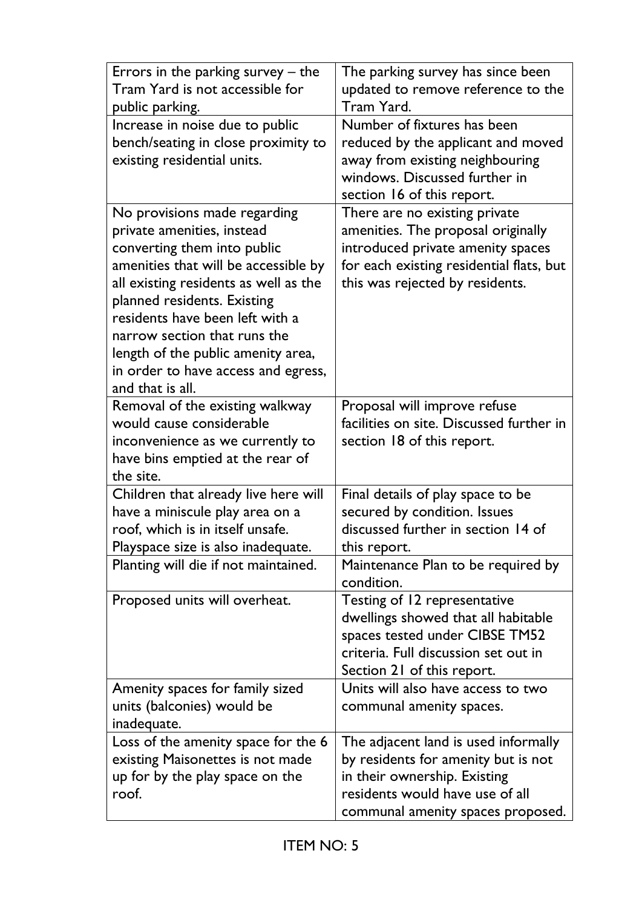| | |
|---|---|
| Errors in the parking survey – the Tram Yard is not accessible for public parking. | The parking survey has since been updated to remove reference to the Tram Yard. |
| Increase in noise due to public bench/seating in close proximity to existing residential units. | Number of fixtures has been reduced by the applicant and moved away from existing neighbouring windows. Discussed further in section 16 of this report. |
| No provisions made regarding private amenities, instead converting them into public amenities that will be accessible by all existing residents as well as the planned residents. Existing residents have been left with a narrow section that runs the length of the public amenity area, in order to have access and egress, and that is all. | There are no existing private amenities. The proposal originally introduced private amenity spaces for each existing residential flats, but this was rejected by residents. |
| Removal of the existing walkway would cause considerable inconvenience as we currently to have bins emptied at the rear of the site. | Proposal will improve refuse facilities on site. Discussed further in section 18 of this report. |
| Children that already live here will have a miniscule play area on a roof, which is in itself unsafe. Playspace size is also inadequate. | Final details of play space to be secured by condition. Issues discussed further in section 14 of this report. |
| Planting will die if not maintained. | Maintenance Plan to be required by condition. |
| Proposed units will overheat. | Testing of 12 representative dwellings showed that all habitable spaces tested under CIBSE TM52 criteria. Full discussion set out in Section 21 of this report. |
| Amenity spaces for family sized units (balconies) would be inadequate. | Units will also have access to two communal amenity spaces. |
| Loss of the amenity space for the 6 existing Maisonettes is not made up for by the play space on the roof. | The adjacent land is used informally by residents for amenity but is not in their ownership. Existing residents would have use of all communal amenity spaces proposed. |

ITEM NO: 5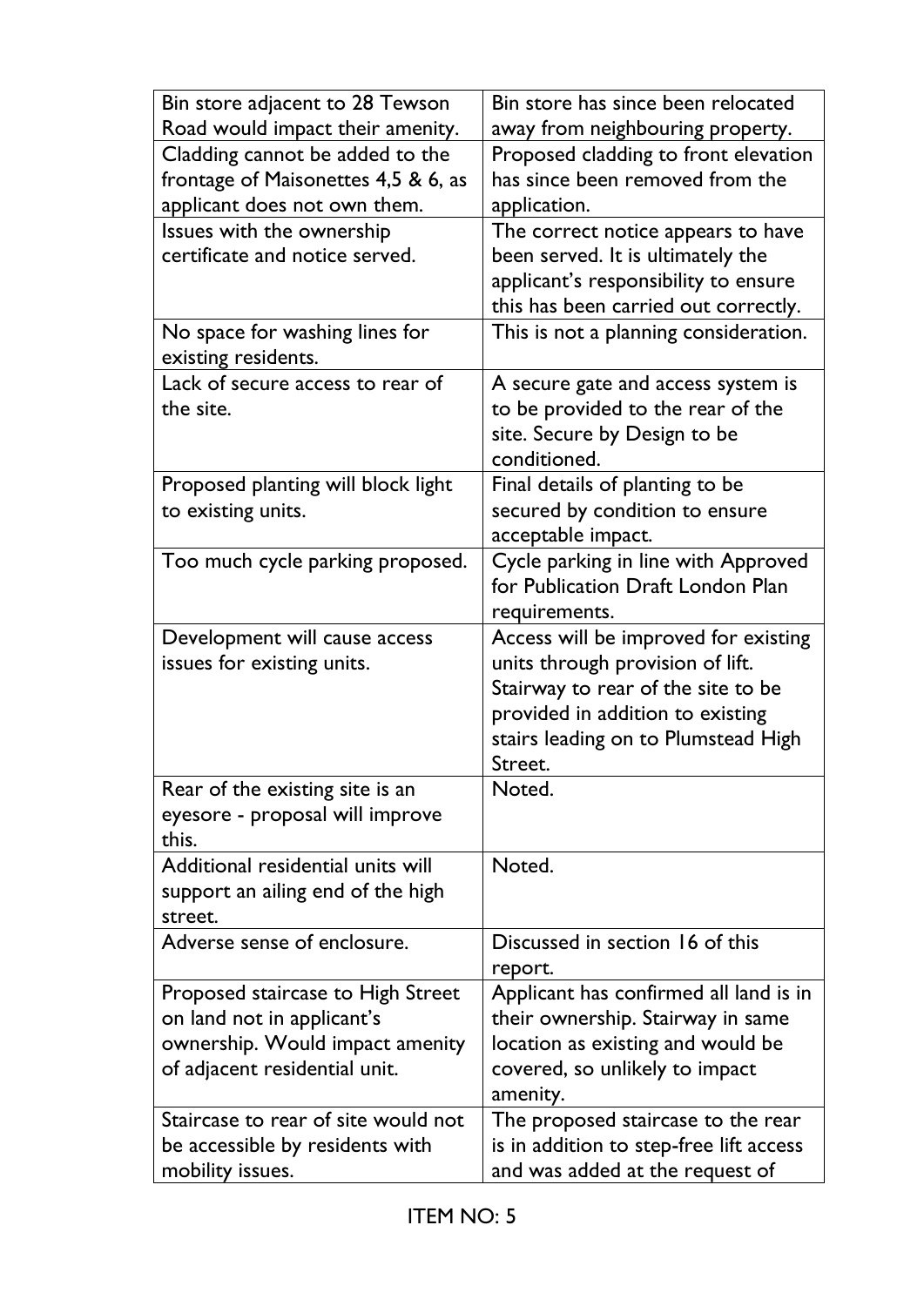| | |
|---|---|
| Bin store adjacent to 28 Tewson Road would impact their amenity. | Bin store has since been relocated away from neighbouring property. |
| Cladding cannot be added to the frontage of Maisonettes 4,5 & 6, as applicant does not own them. | Proposed cladding to front elevation has since been removed from the application. |
| Issues with the ownership certificate and notice served. | The correct notice appears to have been served. It is ultimately the applicant's responsibility to ensure this has been carried out correctly. |
| No space for washing lines for existing residents. | This is not a planning consideration. |
| Lack of secure access to rear of the site. | A secure gate and access system is to be provided to the rear of the site. Secure by Design to be conditioned. |
| Proposed planting will block light to existing units. | Final details of planting to be secured by condition to ensure acceptable impact. |
| Too much cycle parking proposed. | Cycle parking in line with Approved for Publication Draft London Plan requirements. |
| Development will cause access issues for existing units. | Access will be improved for existing units through provision of lift. Stairway to rear of the site to be provided in addition to existing stairs leading on to Plumstead High Street. |
| Rear of the existing site is an eyesore - proposal will improve this. | Noted. |
| Additional residential units will support an ailing end of the high street. | Noted. |
| Adverse sense of enclosure. | Discussed in section 16 of this report. |
| Proposed staircase to High Street on land not in applicant's ownership. Would impact amenity of adjacent residential unit. | Applicant has confirmed all land is in their ownership. Stairway in same location as existing and would be covered, so unlikely to impact amenity. |
| Staircase to rear of site would not be accessible by residents with mobility issues. | The proposed staircase to the rear is in addition to step-free lift access and was added at the request of |

ITEM NO: 5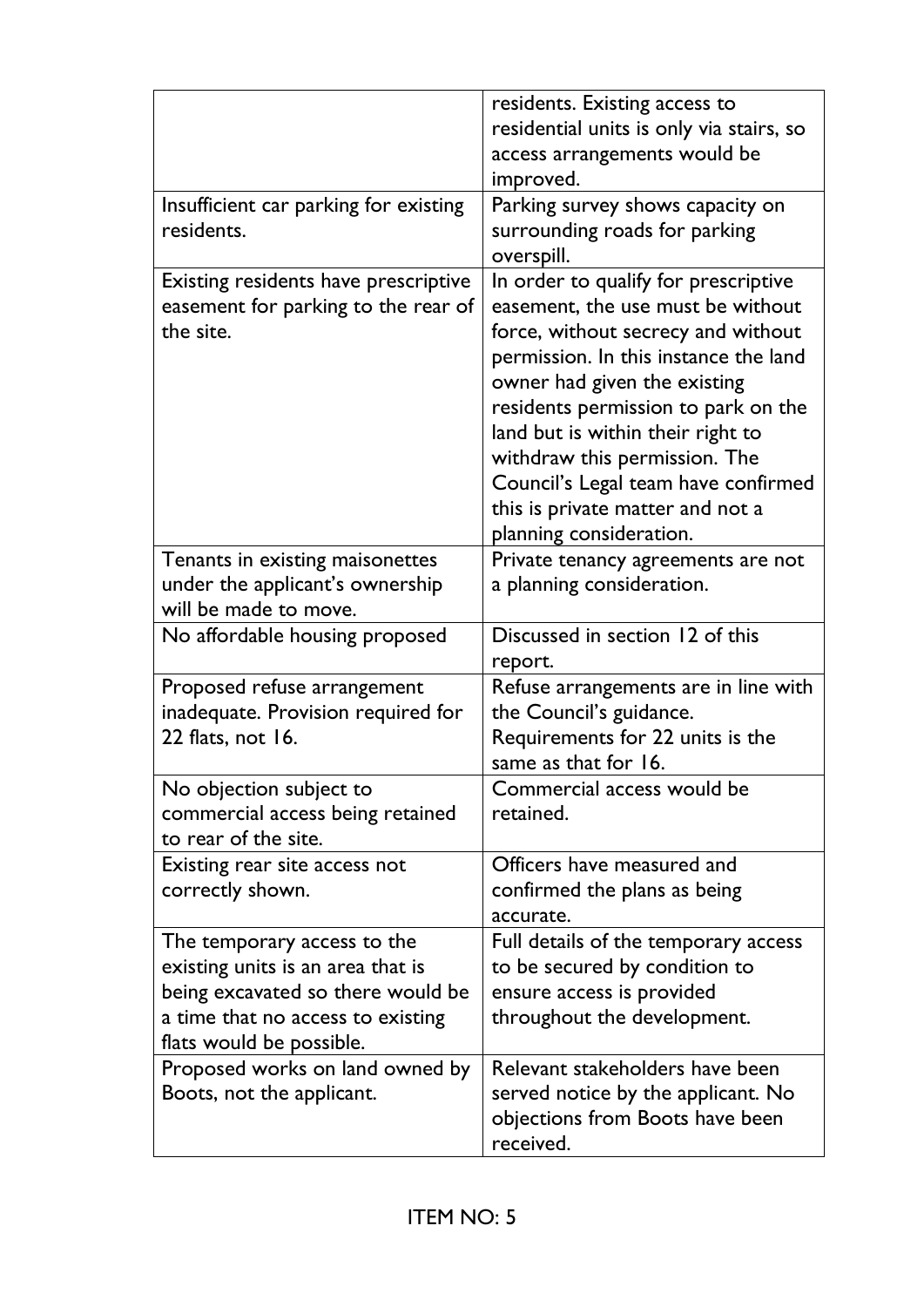| | |
|---|---|
| | residents. Existing access to residential units is only via stairs, so access arrangements would be improved. |
| Insufficient car parking for existing residents. | Parking survey shows capacity on surrounding roads for parking overspill. |
| Existing residents have prescriptive easement for parking to the rear of the site. | In order to qualify for prescriptive easement, the use must be without force, without secrecy and without permission. In this instance the land owner had given the existing residents permission to park on the land but is within their right to withdraw this permission. The Council's Legal team have confirmed this is private matter and not a planning consideration. |
| Tenants in existing maisonettes under the applicant's ownership will be made to move. | Private tenancy agreements are not a planning consideration. |
| No affordable housing proposed | Discussed in section 12 of this report. |
| Proposed refuse arrangement inadequate. Provision required for 22 flats, not 16. | Refuse arrangements are in line with the Council's guidance. Requirements for 22 units is the same as that for 16. |
| No objection subject to commercial access being retained to rear of the site. | Commercial access would be retained. |
| Existing rear site access not correctly shown. | Officers have measured and confirmed the plans as being accurate. |
| The temporary access to the existing units is an area that is being excavated so there would be a time that no access to existing flats would be possible. | Full details of the temporary access to be secured by condition to ensure access is provided throughout the development. |
| Proposed works on land owned by Boots, not the applicant. | Relevant stakeholders have been served notice by the applicant. No objections from Boots have been received. |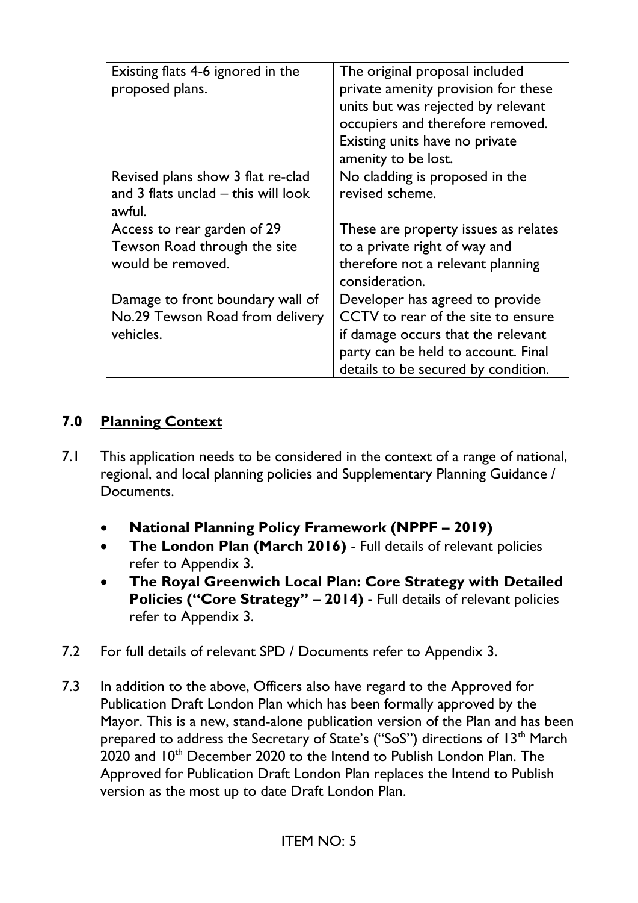| Existing flats 4-6 ignored in the proposed plans. | The original proposal included private amenity provision for these units but was rejected by relevant occupiers and therefore removed. Existing units have no private amenity to be lost. |
|---|---|
| Revised plans show 3 flat re-clad and 3 flats unclad – this will look awful. | No cladding is proposed in the revised scheme. |
| Access to rear garden of 29 Tewson Road through the site would be removed. | These are property issues as relates to a private right of way and therefore not a relevant planning consideration. |
| Damage to front boundary wall of No.29 Tewson Road from delivery vehicles. | Developer has agreed to provide CCTV to rear of the site to ensure if damage occurs that the relevant party can be held to account. Final details to be secured by condition. |

## 7.0 Planning Context

7.1 This application needs to be considered in the context of a range of national, regional, and local planning policies and Supplementary Planning Guidance / Documents.

- **National Planning Policy Framework (NPPF – 2019)**
- **The London Plan (March 2016)** - Full details of relevant policies refer to Appendix 3.
- **The Royal Greenwich Local Plan: Core Strategy with Detailed Policies ("Core Strategy" – 2014) -** Full details of relevant policies refer to Appendix 3.

7.2 For full details of relevant SPD / Documents refer to Appendix 3.

7.3 In addition to the above, Officers also have regard to the Approved for Publication Draft London Plan which has been formally approved by the Mayor. This is a new, stand-alone publication version of the Plan and has been prepared to address the Secretary of State's ("SoS") directions of 13th March 2020 and 10th December 2020 to the Intend to Publish London Plan. The Approved for Publication Draft London Plan replaces the Intend to Publish version as the most up to date Draft London Plan.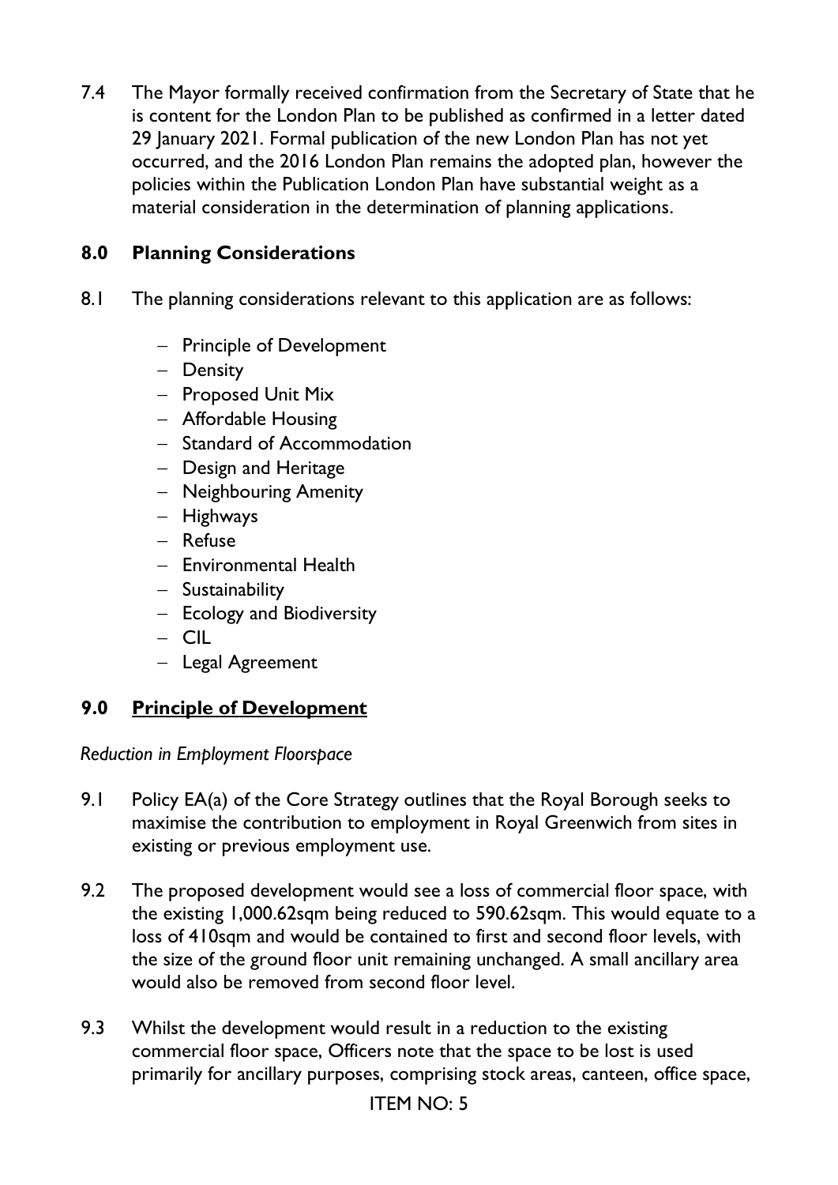7.4 The Mayor formally received confirmation from the Secretary of State that he is content for the London Plan to be published as confirmed in a letter dated 29 January 2021. Formal publication of the new London Plan has not yet occurred, and the 2016 London Plan remains the adopted plan, however the policies within the Publication London Plan have substantial weight as a material consideration in the determination of planning applications.

## 8.0 Planning Considerations

8.1 The planning considerations relevant to this application are as follows:

- Principle of Development
- Density
- Proposed Unit Mix
- Affordable Housing
- Standard of Accommodation
- Design and Heritage
- Neighbouring Amenity
- Highways
- Refuse
- Environmental Health
- Sustainability
- Ecology and Biodiversity
- CIL
- Legal Agreement

## 9.0 Principle of Development

*Reduction in Employment Floorspace*

9.1 Policy EA(a) of the Core Strategy outlines that the Royal Borough seeks to maximise the contribution to employment in Royal Greenwich from sites in existing or previous employment use.

9.2 The proposed development would see a loss of commercial floor space, with the existing 1,000.62sqm being reduced to 590.62sqm. This would equate to a loss of 410sqm and would be contained to first and second floor levels, with the size of the ground floor unit remaining unchanged. A small ancillary area would also be removed from second floor level.

9.3 Whilst the development would result in a reduction to the existing commercial floor space, Officers note that the space to be lost is used primarily for ancillary purposes, comprising stock areas, canteen, office space,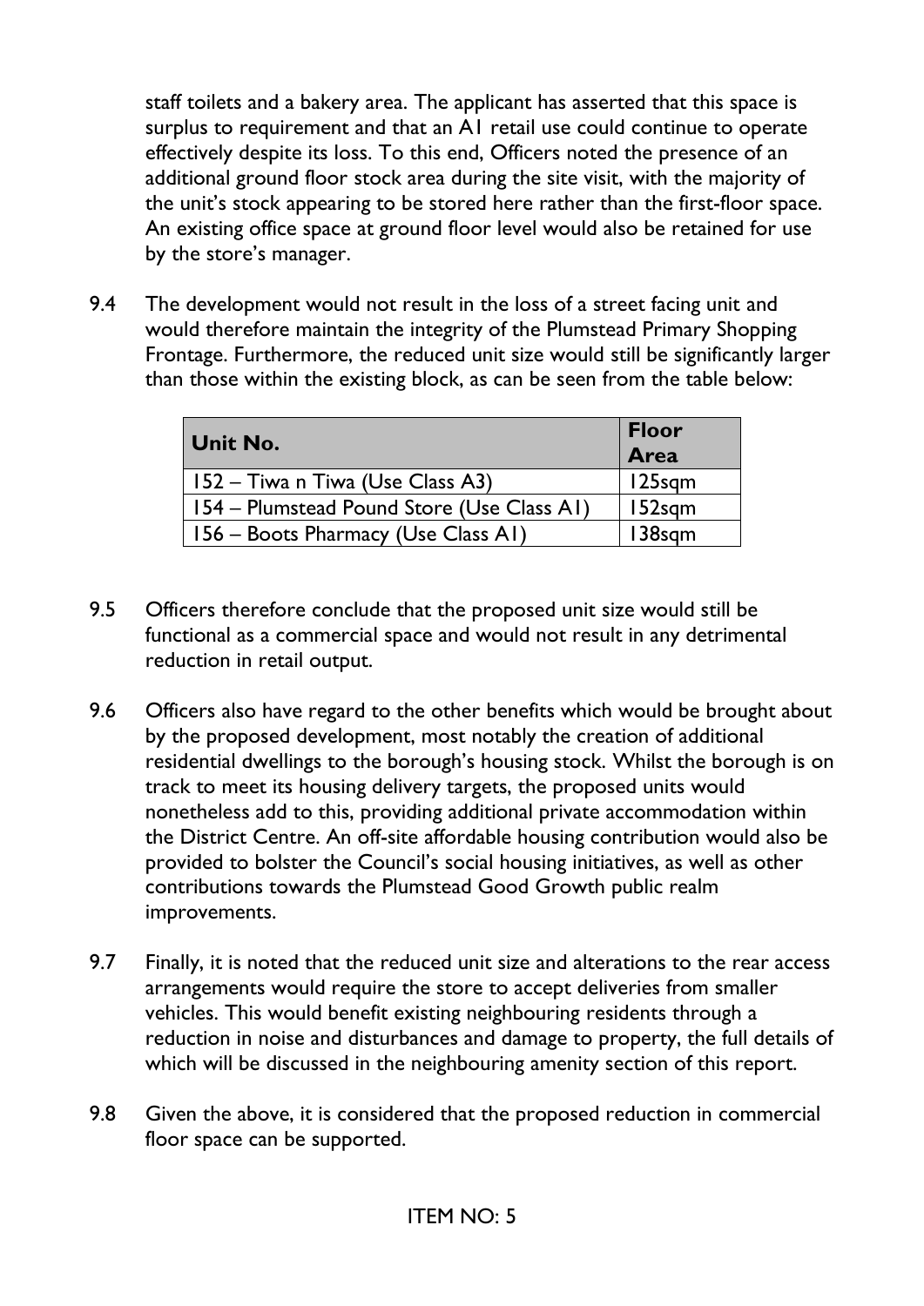staff toilets and a bakery area. The applicant has asserted that this space is surplus to requirement and that an A1 retail use could continue to operate effectively despite its loss. To this end, Officers noted the presence of an additional ground floor stock area during the site visit, with the majority of the unit's stock appearing to be stored here rather than the first-floor space. An existing office space at ground floor level would also be retained for use by the store's manager.

9.4 The development would not result in the loss of a street facing unit and would therefore maintain the integrity of the Plumstead Primary Shopping Frontage. Furthermore, the reduced unit size would still be significantly larger than those within the existing block, as can be seen from the table below:

| Unit No. | Floor Area |
|---|---|
| 152 – Tiwa n Tiwa (Use Class A3) | 125sqm |
| 154 – Plumstead Pound Store (Use Class A1) | 152sqm |
| 156 – Boots Pharmacy (Use Class A1) | 138sqm |

9.5 Officers therefore conclude that the proposed unit size would still be functional as a commercial space and would not result in any detrimental reduction in retail output.

9.6 Officers also have regard to the other benefits which would be brought about by the proposed development, most notably the creation of additional residential dwellings to the borough's housing stock. Whilst the borough is on track to meet its housing delivery targets, the proposed units would nonetheless add to this, providing additional private accommodation within the District Centre. An off-site affordable housing contribution would also be provided to bolster the Council's social housing initiatives, as well as other contributions towards the Plumstead Good Growth public realm improvements.

9.7 Finally, it is noted that the reduced unit size and alterations to the rear access arrangements would require the store to accept deliveries from smaller vehicles. This would benefit existing neighbouring residents through a reduction in noise and disturbances and damage to property, the full details of which will be discussed in the neighbouring amenity section of this report.

9.8 Given the above, it is considered that the proposed reduction in commercial floor space can be supported.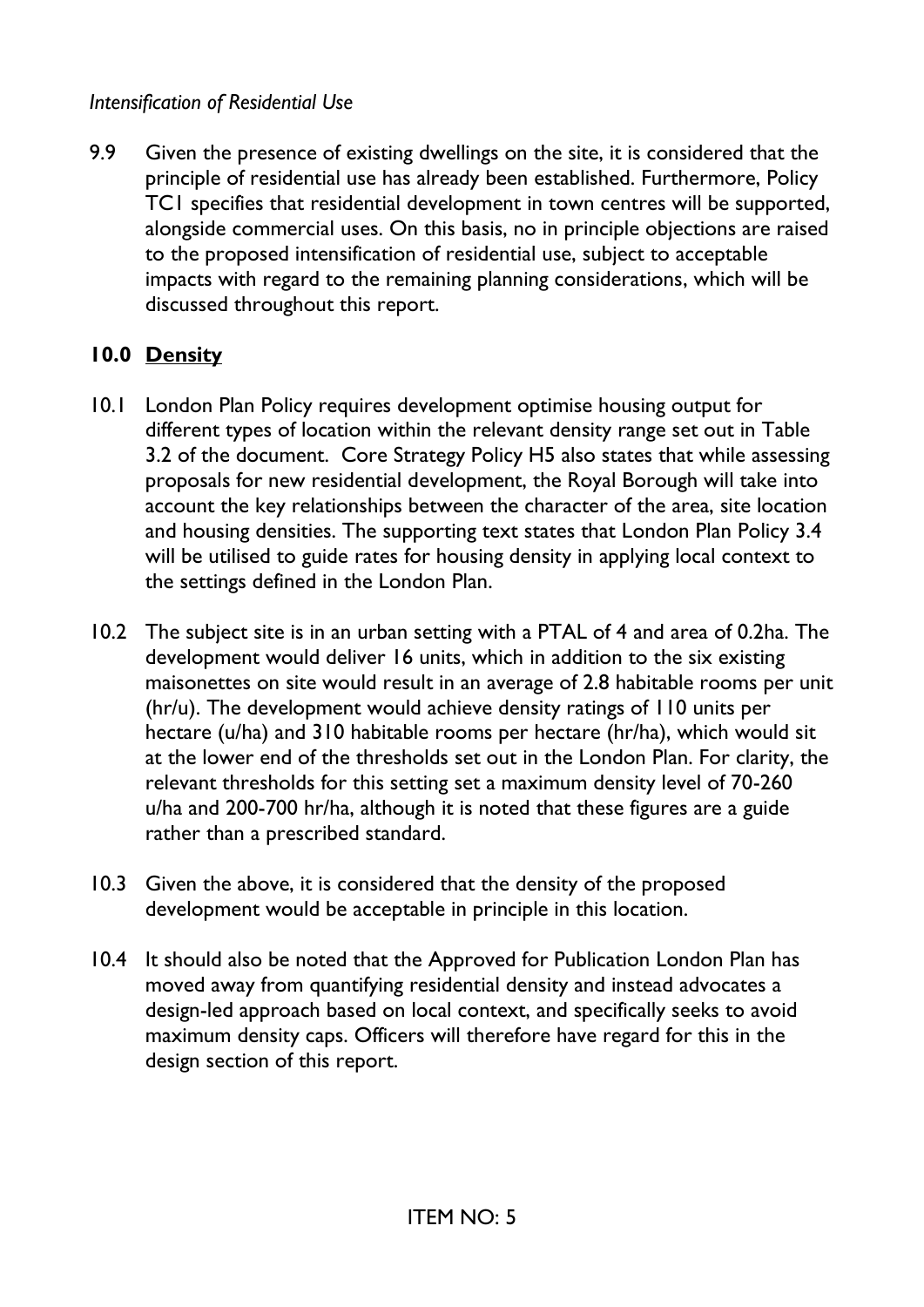*Intensification of Residential Use*

9.9 Given the presence of existing dwellings on the site, it is considered that the principle of residential use has already been established. Furthermore, Policy TC1 specifies that residential development in town centres will be supported, alongside commercial uses. On this basis, no in principle objections are raised to the proposed intensification of residential use, subject to acceptable impacts with regard to the remaining planning considerations, which will be discussed throughout this report.

## 10.0 <u>Density</u>

10.1 London Plan Policy requires development optimise housing output for different types of location within the relevant density range set out in Table 3.2 of the document. Core Strategy Policy H5 also states that while assessing proposals for new residential development, the Royal Borough will take into account the key relationships between the character of the area, site location and housing densities. The supporting text states that London Plan Policy 3.4 will be utilised to guide rates for housing density in applying local context to the settings defined in the London Plan.

10.2 The subject site is in an urban setting with a PTAL of 4 and area of 0.2ha. The development would deliver 16 units, which in addition to the six existing maisonettes on site would result in an average of 2.8 habitable rooms per unit (hr/u). The development would achieve density ratings of 110 units per hectare (u/ha) and 310 habitable rooms per hectare (hr/ha), which would sit at the lower end of the thresholds set out in the London Plan. For clarity, the relevant thresholds for this setting set a maximum density level of 70-260 u/ha and 200-700 hr/ha, although it is noted that these figures are a guide rather than a prescribed standard.

10.3 Given the above, it is considered that the density of the proposed development would be acceptable in principle in this location.

10.4 It should also be noted that the Approved for Publication London Plan has moved away from quantifying residential density and instead advocates a design-led approach based on local context, and specifically seeks to avoid maximum density caps. Officers will therefore have regard for this in the design section of this report.

ITEM NO: 5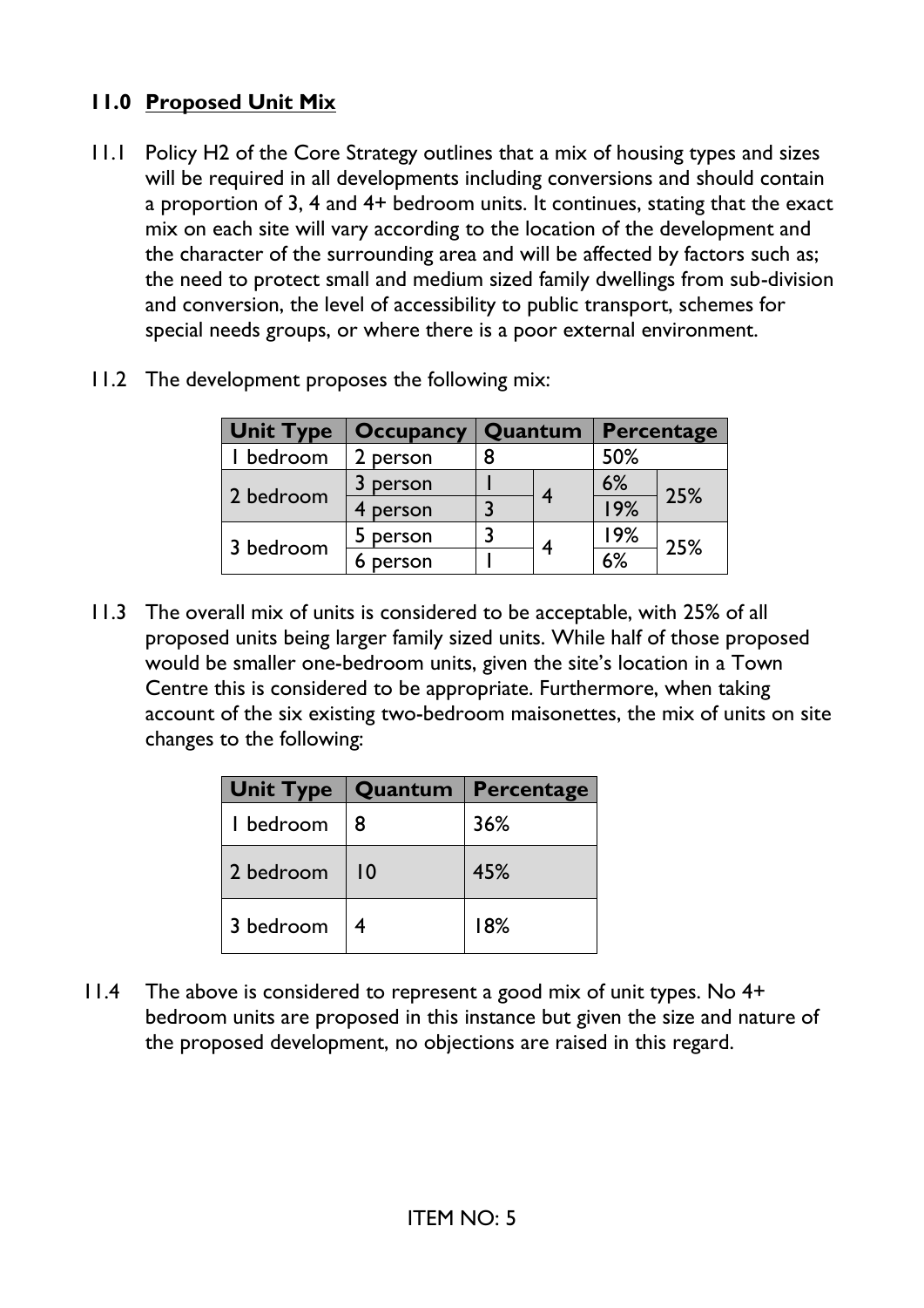## 11.0 Proposed Unit Mix

11.1 Policy H2 of the Core Strategy outlines that a mix of housing types and sizes will be required in all developments including conversions and should contain a proportion of 3, 4 and 4+ bedroom units. It continues, stating that the exact mix on each site will vary according to the location of the development and the character of the surrounding area and will be affected by factors such as; the need to protect small and medium sized family dwellings from sub-division and conversion, the level of accessibility to public transport, schemes for special needs groups, or where there is a poor external environment.

11.2 The development proposes the following mix:

| Unit Type | Occupancy | Quantum | | Percentage | |
|---|---|---|---|---|---|
| 1 bedroom | 2 person | 8 | | 50% | |
| 2 bedroom | 3 person | 1 | 4 | 6% | 25% |
| | 4 person | 3 | | 19% | |
| 3 bedroom | 5 person | 3 | 4 | 19% | 25% |
| | 6 person | 1 | | 6% | |

11.3 The overall mix of units is considered to be acceptable, with 25% of all proposed units being larger family sized units. While half of those proposed would be smaller one-bedroom units, given the site's location in a Town Centre this is considered to be appropriate. Furthermore, when taking account of the six existing two-bedroom maisonettes, the mix of units on site changes to the following:

| Unit Type | Quantum | Percentage |
|---|---|---|
| 1 bedroom | 8 | 36% |
| 2 bedroom | 10 | 45% |
| 3 bedroom | 4 | 18% |

11.4 The above is considered to represent a good mix of unit types. No 4+ bedroom units are proposed in this instance but given the size and nature of the proposed development, no objections are raised in this regard.

ITEM NO: 5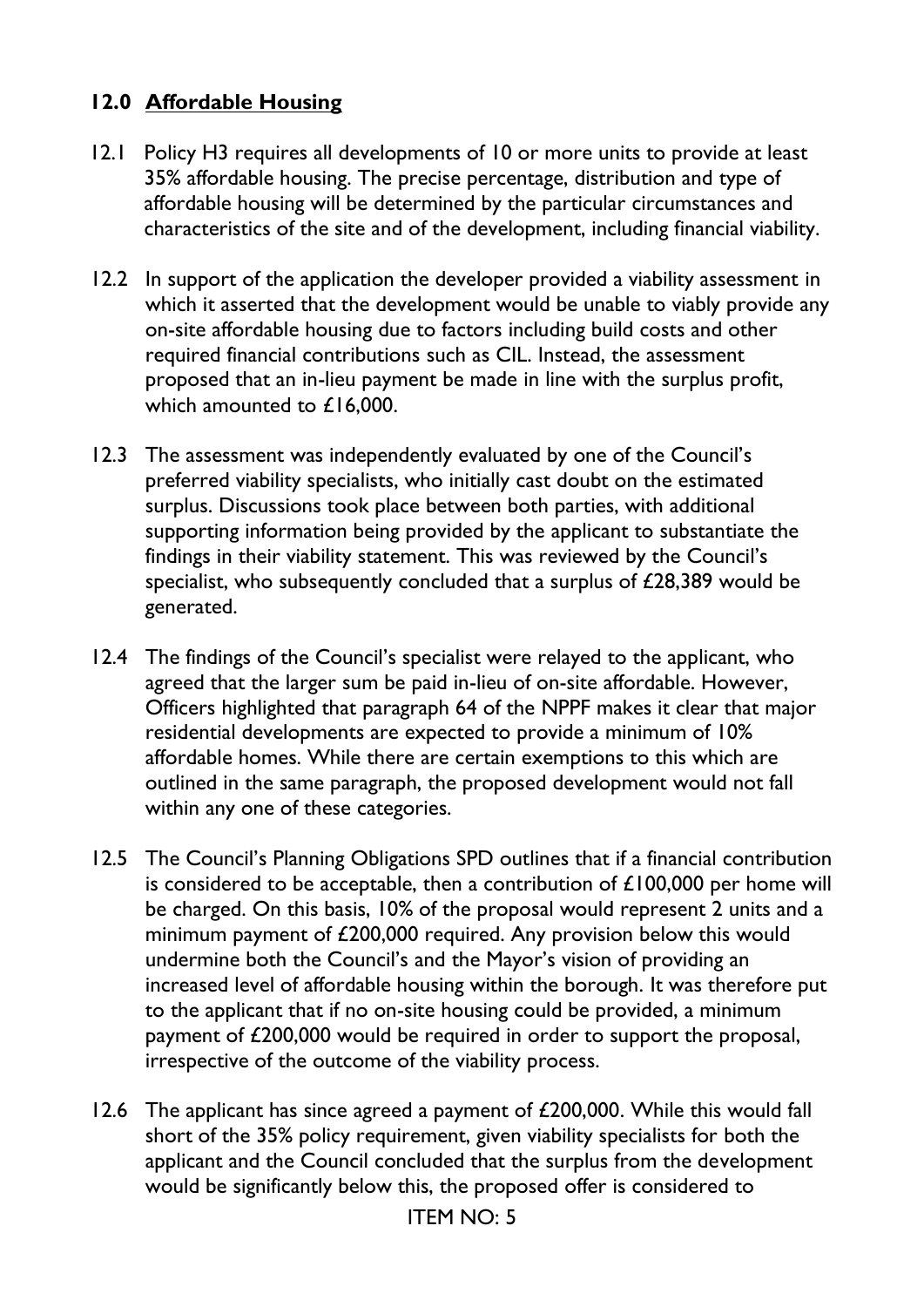## 12.0 Affordable Housing

12.1 Policy H3 requires all developments of 10 or more units to provide at least 35% affordable housing. The precise percentage, distribution and type of affordable housing will be determined by the particular circumstances and characteristics of the site and of the development, including financial viability.

12.2 In support of the application the developer provided a viability assessment in which it asserted that the development would be unable to viably provide any on-site affordable housing due to factors including build costs and other required financial contributions such as CIL. Instead, the assessment proposed that an in-lieu payment be made in line with the surplus profit, which amounted to £16,000.

12.3 The assessment was independently evaluated by one of the Council's preferred viability specialists, who initially cast doubt on the estimated surplus. Discussions took place between both parties, with additional supporting information being provided by the applicant to substantiate the findings in their viability statement. This was reviewed by the Council's specialist, who subsequently concluded that a surplus of £28,389 would be generated.

12.4 The findings of the Council's specialist were relayed to the applicant, who agreed that the larger sum be paid in-lieu of on-site affordable. However, Officers highlighted that paragraph 64 of the NPPF makes it clear that major residential developments are expected to provide a minimum of 10% affordable homes. While there are certain exemptions to this which are outlined in the same paragraph, the proposed development would not fall within any one of these categories.

12.5 The Council's Planning Obligations SPD outlines that if a financial contribution is considered to be acceptable, then a contribution of £100,000 per home will be charged. On this basis, 10% of the proposal would represent 2 units and a minimum payment of £200,000 required. Any provision below this would undermine both the Council's and the Mayor's vision of providing an increased level of affordable housing within the borough. It was therefore put to the applicant that if no on-site housing could be provided, a minimum payment of £200,000 would be required in order to support the proposal, irrespective of the outcome of the viability process.

12.6 The applicant has since agreed a payment of £200,000. While this would fall short of the 35% policy requirement, given viability specialists for both the applicant and the Council concluded that the surplus from the development would be significantly below this, the proposed offer is considered to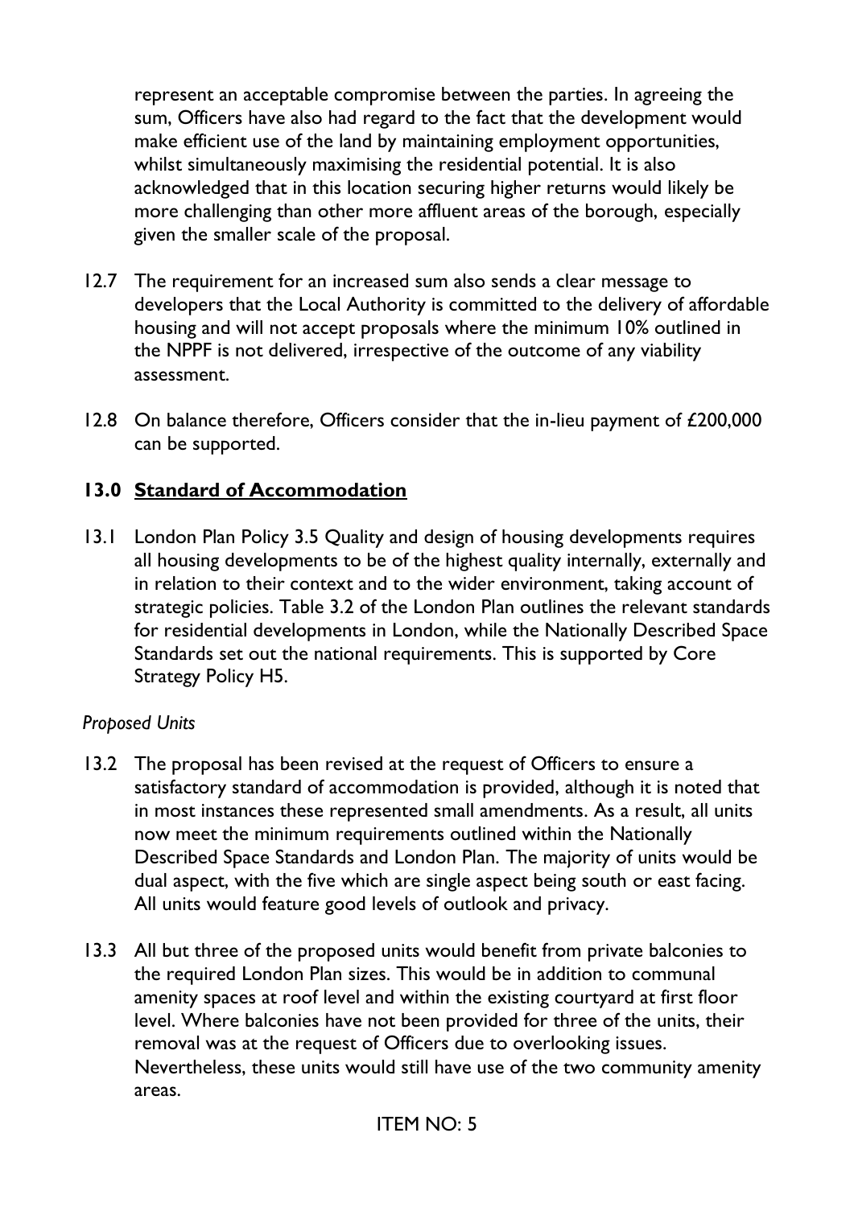represent an acceptable compromise between the parties. In agreeing the sum, Officers have also had regard to the fact that the development would make efficient use of the land by maintaining employment opportunities, whilst simultaneously maximising the residential potential. It is also acknowledged that in this location securing higher returns would likely be more challenging than other more affluent areas of the borough, especially given the smaller scale of the proposal.

12.7 The requirement for an increased sum also sends a clear message to developers that the Local Authority is committed to the delivery of affordable housing and will not accept proposals where the minimum 10% outlined in the NPPF is not delivered, irrespective of the outcome of any viability assessment.

12.8 On balance therefore, Officers consider that the in-lieu payment of £200,000 can be supported.

## 13.0 <u>Standard of Accommodation</u>

13.1 London Plan Policy 3.5 Quality and design of housing developments requires all housing developments to be of the highest quality internally, externally and in relation to their context and to the wider environment, taking account of strategic policies. Table 3.2 of the London Plan outlines the relevant standards for residential developments in London, while the Nationally Described Space Standards set out the national requirements. This is supported by Core Strategy Policy H5.

*Proposed Units*

13.2 The proposal has been revised at the request of Officers to ensure a satisfactory standard of accommodation is provided, although it is noted that in most instances these represented small amendments. As a result, all units now meet the minimum requirements outlined within the Nationally Described Space Standards and London Plan. The majority of units would be dual aspect, with the five which are single aspect being south or east facing. All units would feature good levels of outlook and privacy.

13.3 All but three of the proposed units would benefit from private balconies to the required London Plan sizes. This would be in addition to communal amenity spaces at roof level and within the existing courtyard at first floor level. Where balconies have not been provided for three of the units, their removal was at the request of Officers due to overlooking issues. Nevertheless, these units would still have use of the two community amenity areas.

ITEM NO: 5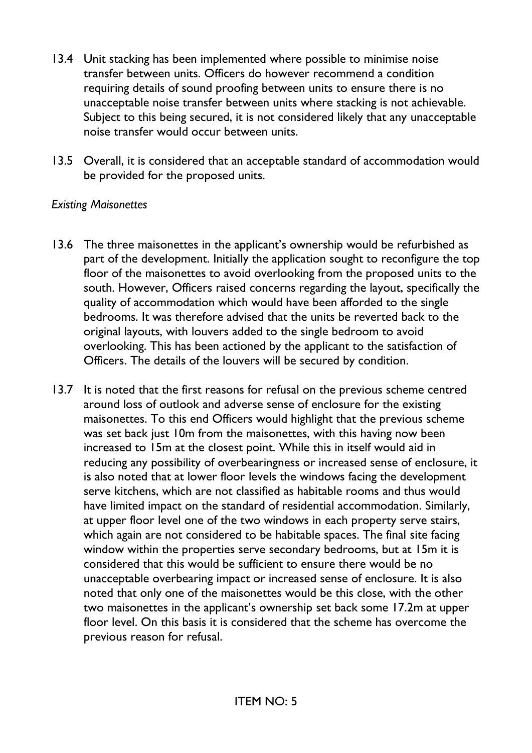13.4 Unit stacking has been implemented where possible to minimise noise transfer between units. Officers do however recommend a condition requiring details of sound proofing between units to ensure there is no unacceptable noise transfer between units where stacking is not achievable. Subject to this being secured, it is not considered likely that any unacceptable noise transfer would occur between units.

13.5 Overall, it is considered that an acceptable standard of accommodation would be provided for the proposed units.

*Existing Maisonettes*

13.6 The three maisonettes in the applicant's ownership would be refurbished as part of the development. Initially the application sought to reconfigure the top floor of the maisonettes to avoid overlooking from the proposed units to the south. However, Officers raised concerns regarding the layout, specifically the quality of accommodation which would have been afforded to the single bedrooms. It was therefore advised that the units be reverted back to the original layouts, with louvers added to the single bedroom to avoid overlooking. This has been actioned by the applicant to the satisfaction of Officers. The details of the louvers will be secured by condition.

13.7 It is noted that the first reasons for refusal on the previous scheme centred around loss of outlook and adverse sense of enclosure for the existing maisonettes. To this end Officers would highlight that the previous scheme was set back just 10m from the maisonettes, with this having now been increased to 15m at the closest point. While this in itself would aid in reducing any possibility of overbearingness or increased sense of enclosure, it is also noted that at lower floor levels the windows facing the development serve kitchens, which are not classified as habitable rooms and thus would have limited impact on the standard of residential accommodation. Similarly, at upper floor level one of the two windows in each property serve stairs, which again are not considered to be habitable spaces. The final site facing window within the properties serve secondary bedrooms, but at 15m it is considered that this would be sufficient to ensure there would be no unacceptable overbearing impact or increased sense of enclosure. It is also noted that only one of the maisonettes would be this close, with the other two maisonettes in the applicant's ownership set back some 17.2m at upper floor level. On this basis it is considered that the scheme has overcome the previous reason for refusal.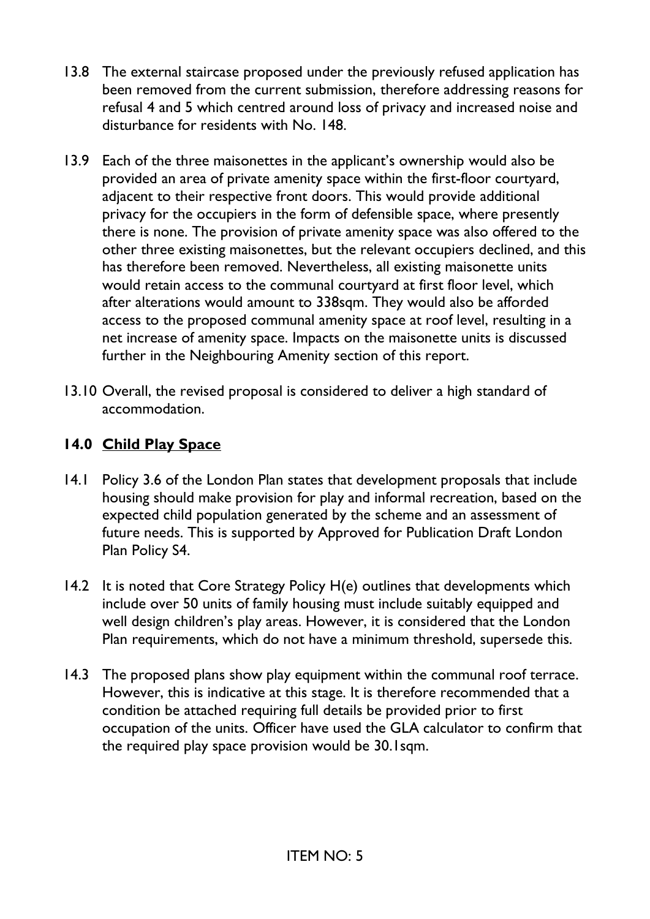13.8 The external staircase proposed under the previously refused application has been removed from the current submission, therefore addressing reasons for refusal 4 and 5 which centred around loss of privacy and increased noise and disturbance for residents with No. 148.

13.9 Each of the three maisonettes in the applicant's ownership would also be provided an area of private amenity space within the first-floor courtyard, adjacent to their respective front doors. This would provide additional privacy for the occupiers in the form of defensible space, where presently there is none. The provision of private amenity space was also offered to the other three existing maisonettes, but the relevant occupiers declined, and this has therefore been removed. Nevertheless, all existing maisonette units would retain access to the communal courtyard at first floor level, which after alterations would amount to 338sqm. They would also be afforded access to the proposed communal amenity space at roof level, resulting in a net increase of amenity space. Impacts on the maisonette units is discussed further in the Neighbouring Amenity section of this report.

13.10 Overall, the revised proposal is considered to deliver a high standard of accommodation.

## 14.0 Child Play Space

14.1 Policy 3.6 of the London Plan states that development proposals that include housing should make provision for play and informal recreation, based on the expected child population generated by the scheme and an assessment of future needs. This is supported by Approved for Publication Draft London Plan Policy S4.

14.2 It is noted that Core Strategy Policy H(e) outlines that developments which include over 50 units of family housing must include suitably equipped and well design children's play areas. However, it is considered that the London Plan requirements, which do not have a minimum threshold, supersede this.

14.3 The proposed plans show play equipment within the communal roof terrace. However, this is indicative at this stage. It is therefore recommended that a condition be attached requiring full details be provided prior to first occupation of the units. Officer have used the GLA calculator to confirm that the required play space provision would be 30.1sqm.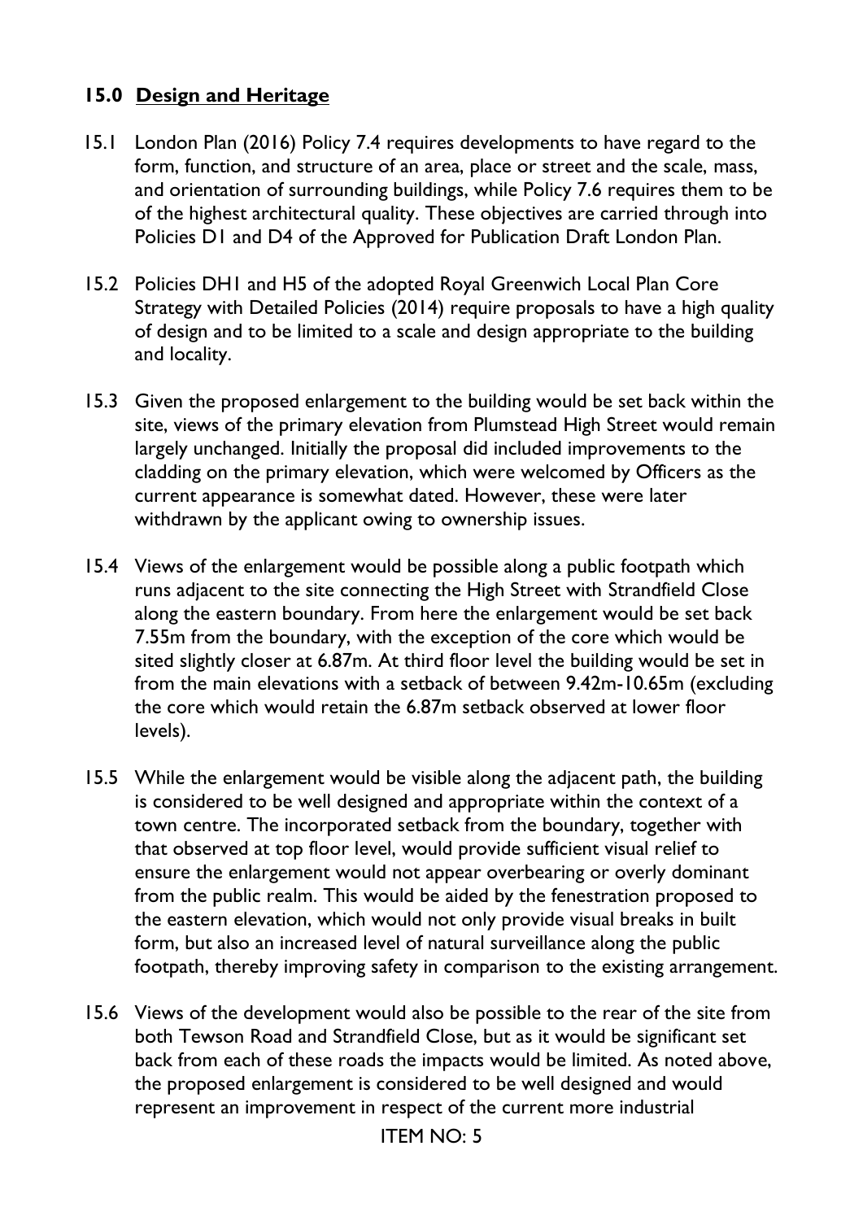## 15.0 Design and Heritage

15.1 London Plan (2016) Policy 7.4 requires developments to have regard to the form, function, and structure of an area, place or street and the scale, mass, and orientation of surrounding buildings, while Policy 7.6 requires them to be of the highest architectural quality. These objectives are carried through into Policies D1 and D4 of the Approved for Publication Draft London Plan.

15.2 Policies DH1 and H5 of the adopted Royal Greenwich Local Plan Core Strategy with Detailed Policies (2014) require proposals to have a high quality of design and to be limited to a scale and design appropriate to the building and locality.

15.3 Given the proposed enlargement to the building would be set back within the site, views of the primary elevation from Plumstead High Street would remain largely unchanged. Initially the proposal did included improvements to the cladding on the primary elevation, which were welcomed by Officers as the current appearance is somewhat dated. However, these were later withdrawn by the applicant owing to ownership issues.

15.4 Views of the enlargement would be possible along a public footpath which runs adjacent to the site connecting the High Street with Strandfield Close along the eastern boundary. From here the enlargement would be set back 7.55m from the boundary, with the exception of the core which would be sited slightly closer at 6.87m. At third floor level the building would be set in from the main elevations with a setback of between 9.42m-10.65m (excluding the core which would retain the 6.87m setback observed at lower floor levels).

15.5 While the enlargement would be visible along the adjacent path, the building is considered to be well designed and appropriate within the context of a town centre. The incorporated setback from the boundary, together with that observed at top floor level, would provide sufficient visual relief to ensure the enlargement would not appear overbearing or overly dominant from the public realm. This would be aided by the fenestration proposed to the eastern elevation, which would not only provide visual breaks in built form, but also an increased level of natural surveillance along the public footpath, thereby improving safety in comparison to the existing arrangement.

15.6 Views of the development would also be possible to the rear of the site from both Tewson Road and Strandfield Close, but as it would be significant set back from each of these roads the impacts would be limited. As noted above, the proposed enlargement is considered to be well designed and would represent an improvement in respect of the current more industrial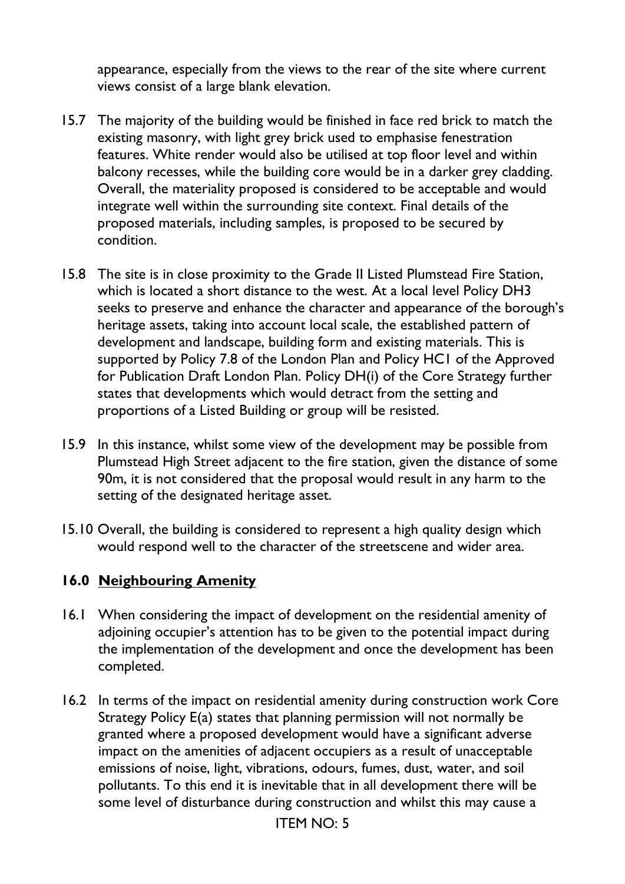appearance, especially from the views to the rear of the site where current views consist of a large blank elevation.

15.7 The majority of the building would be finished in face red brick to match the existing masonry, with light grey brick used to emphasise fenestration features. White render would also be utilised at top floor level and within balcony recesses, while the building core would be in a darker grey cladding. Overall, the materiality proposed is considered to be acceptable and would integrate well within the surrounding site context. Final details of the proposed materials, including samples, is proposed to be secured by condition.

15.8 The site is in close proximity to the Grade II Listed Plumstead Fire Station, which is located a short distance to the west. At a local level Policy DH3 seeks to preserve and enhance the character and appearance of the borough's heritage assets, taking into account local scale, the established pattern of development and landscape, building form and existing materials. This is supported by Policy 7.8 of the London Plan and Policy HC1 of the Approved for Publication Draft London Plan. Policy DH(i) of the Core Strategy further states that developments which would detract from the setting and proportions of a Listed Building or group will be resisted.

15.9 In this instance, whilst some view of the development may be possible from Plumstead High Street adjacent to the fire station, given the distance of some 90m, it is not considered that the proposal would result in any harm to the setting of the designated heritage asset.

15.10 Overall, the building is considered to represent a high quality design which would respond well to the character of the streetscene and wider area.

## 16.0 Neighbouring Amenity

16.1 When considering the impact of development on the residential amenity of adjoining occupier's attention has to be given to the potential impact during the implementation of the development and once the development has been completed.

16.2 In terms of the impact on residential amenity during construction work Core Strategy Policy E(a) states that planning permission will not normally be granted where a proposed development would have a significant adverse impact on the amenities of adjacent occupiers as a result of unacceptable emissions of noise, light, vibrations, odours, fumes, dust, water, and soil pollutants. To this end it is inevitable that in all development there will be some level of disturbance during construction and whilst this may cause a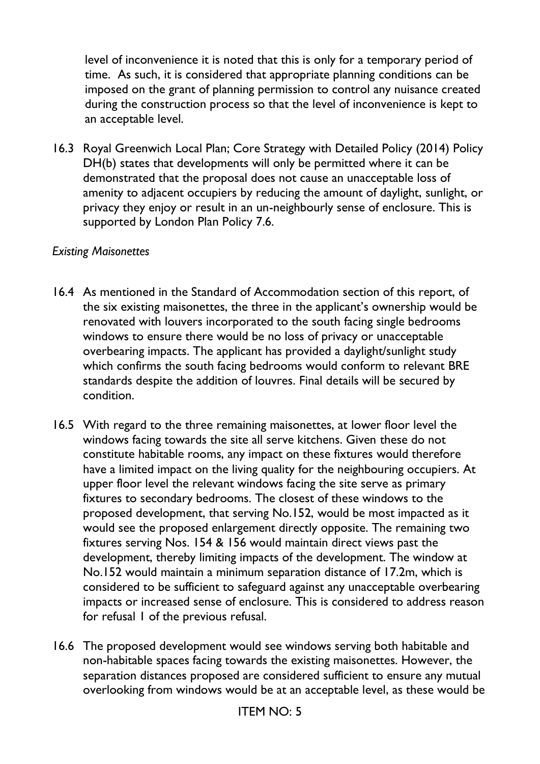level of inconvenience it is noted that this is only for a temporary period of time. As such, it is considered that appropriate planning conditions can be imposed on the grant of planning permission to control any nuisance created during the construction process so that the level of inconvenience is kept to an acceptable level.

16.3 Royal Greenwich Local Plan; Core Strategy with Detailed Policy (2014) Policy DH(b) states that developments will only be permitted where it can be demonstrated that the proposal does not cause an unacceptable loss of amenity to adjacent occupiers by reducing the amount of daylight, sunlight, or privacy they enjoy or result in an un-neighbourly sense of enclosure. This is supported by London Plan Policy 7.6.

*Existing Maisonettes*

16.4 As mentioned in the Standard of Accommodation section of this report, of the six existing maisonettes, the three in the applicant's ownership would be renovated with louvers incorporated to the south facing single bedrooms windows to ensure there would be no loss of privacy or unacceptable overbearing impacts. The applicant has provided a daylight/sunlight study which confirms the south facing bedrooms would conform to relevant BRE standards despite the addition of louvres. Final details will be secured by condition.

16.5 With regard to the three remaining maisonettes, at lower floor level the windows facing towards the site all serve kitchens. Given these do not constitute habitable rooms, any impact on these fixtures would therefore have a limited impact on the living quality for the neighbouring occupiers. At upper floor level the relevant windows facing the site serve as primary fixtures to secondary bedrooms. The closest of these windows to the proposed development, that serving No.152, would be most impacted as it would see the proposed enlargement directly opposite. The remaining two fixtures serving Nos. 154 & 156 would maintain direct views past the development, thereby limiting impacts of the development. The window at No.152 would maintain a minimum separation distance of 17.2m, which is considered to be sufficient to safeguard against any unacceptable overbearing impacts or increased sense of enclosure. This is considered to address reason for refusal 1 of the previous refusal.

16.6 The proposed development would see windows serving both habitable and non-habitable spaces facing towards the existing maisonettes. However, the separation distances proposed are considered sufficient to ensure any mutual overlooking from windows would be at an acceptable level, as these would be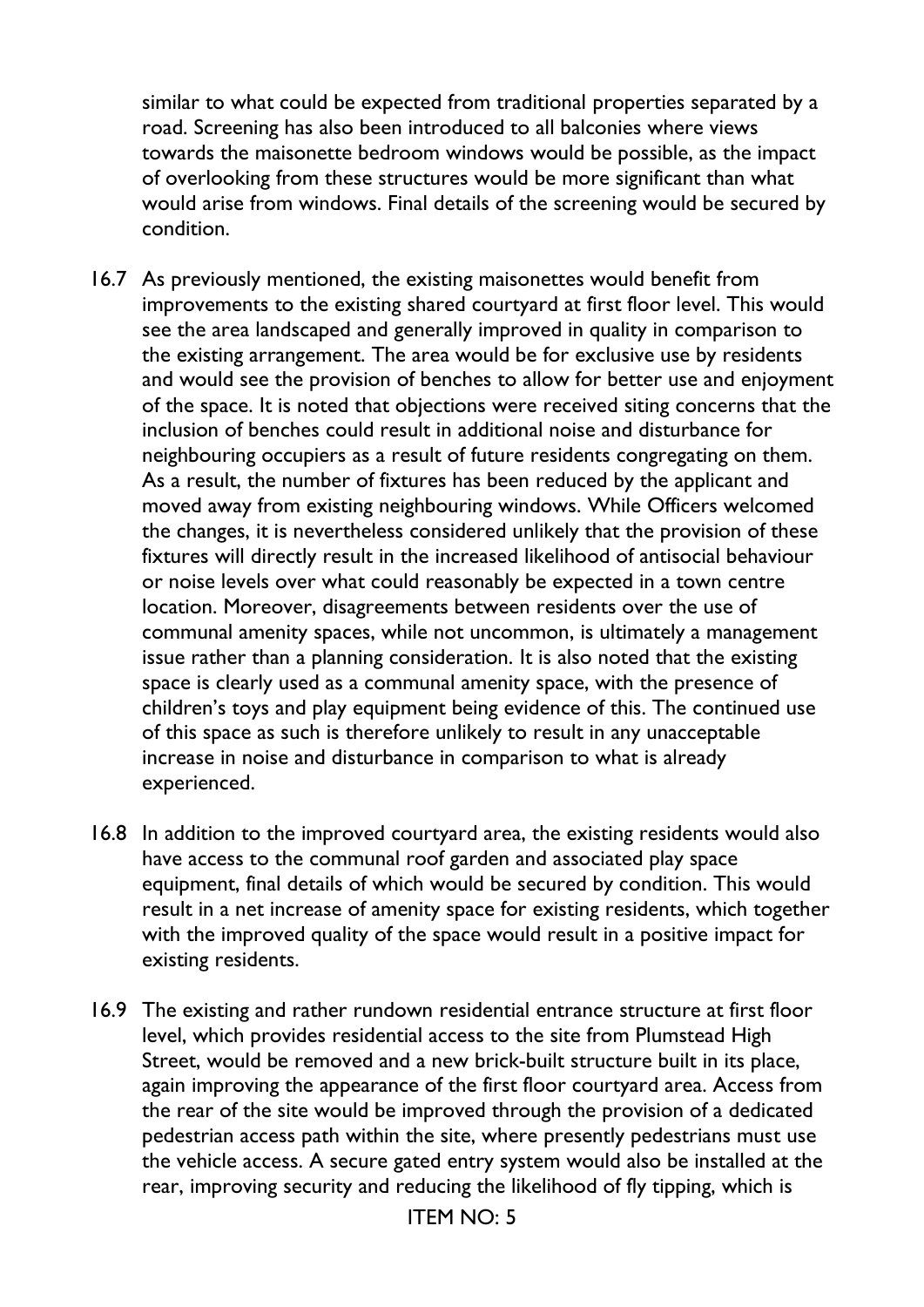similar to what could be expected from traditional properties separated by a road. Screening has also been introduced to all balconies where views towards the maisonette bedroom windows would be possible, as the impact of overlooking from these structures would be more significant than what would arise from windows. Final details of the screening would be secured by condition.

16.7 As previously mentioned, the existing maisonettes would benefit from improvements to the existing shared courtyard at first floor level. This would see the area landscaped and generally improved in quality in comparison to the existing arrangement. The area would be for exclusive use by residents and would see the provision of benches to allow for better use and enjoyment of the space. It is noted that objections were received siting concerns that the inclusion of benches could result in additional noise and disturbance for neighbouring occupiers as a result of future residents congregating on them. As a result, the number of fixtures has been reduced by the applicant and moved away from existing neighbouring windows. While Officers welcomed the changes, it is nevertheless considered unlikely that the provision of these fixtures will directly result in the increased likelihood of antisocial behaviour or noise levels over what could reasonably be expected in a town centre location. Moreover, disagreements between residents over the use of communal amenity spaces, while not uncommon, is ultimately a management issue rather than a planning consideration. It is also noted that the existing space is clearly used as a communal amenity space, with the presence of children's toys and play equipment being evidence of this. The continued use of this space as such is therefore unlikely to result in any unacceptable increase in noise and disturbance in comparison to what is already experienced.

16.8 In addition to the improved courtyard area, the existing residents would also have access to the communal roof garden and associated play space equipment, final details of which would be secured by condition. This would result in a net increase of amenity space for existing residents, which together with the improved quality of the space would result in a positive impact for existing residents.

16.9 The existing and rather rundown residential entrance structure at first floor level, which provides residential access to the site from Plumstead High Street, would be removed and a new brick-built structure built in its place, again improving the appearance of the first floor courtyard area. Access from the rear of the site would be improved through the provision of a dedicated pedestrian access path within the site, where presently pedestrians must use the vehicle access. A secure gated entry system would also be installed at the rear, improving security and reducing the likelihood of fly tipping, which is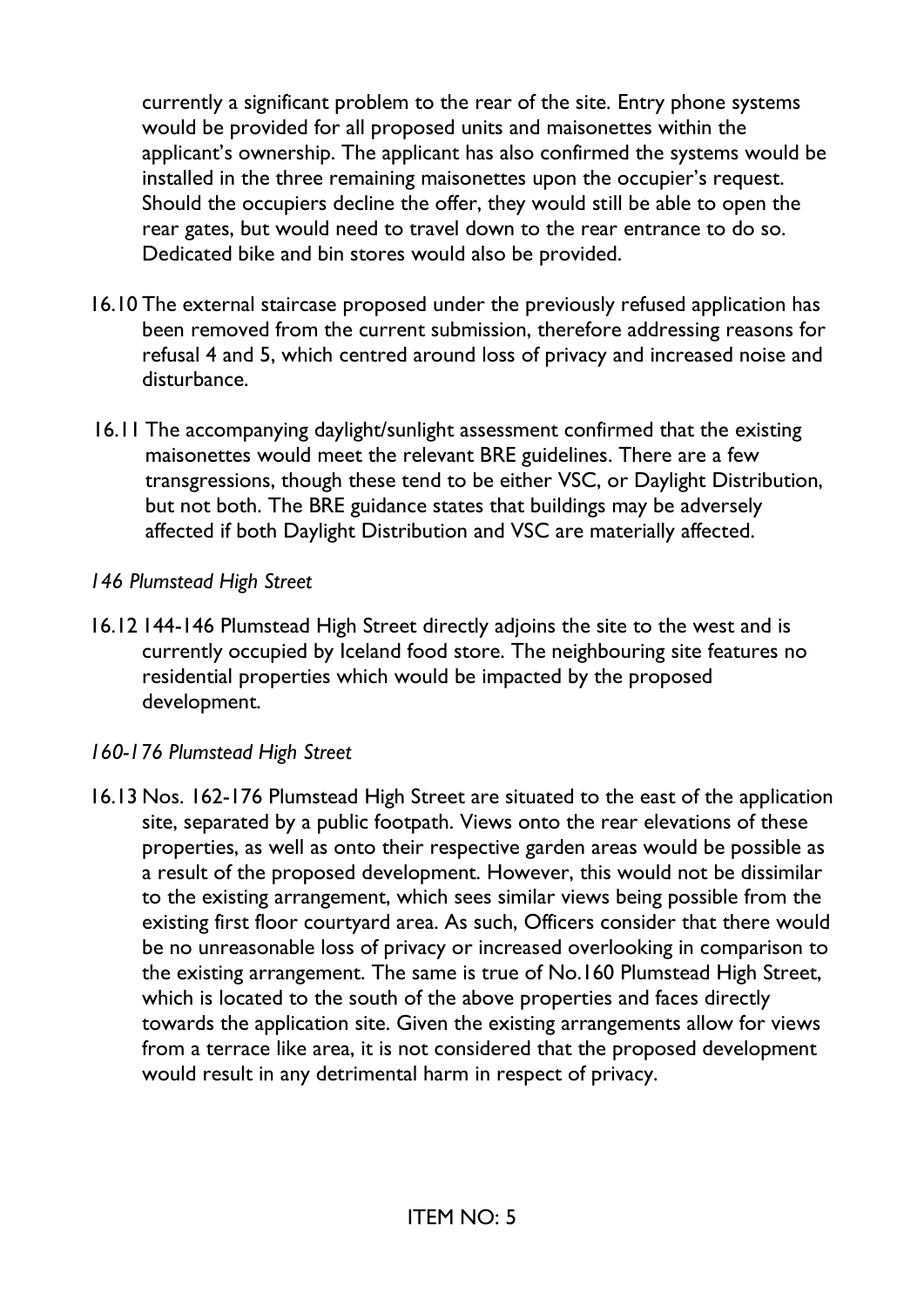currently a significant problem to the rear of the site. Entry phone systems would be provided for all proposed units and maisonettes within the applicant's ownership. The applicant has also confirmed the systems would be installed in the three remaining maisonettes upon the occupier's request. Should the occupiers decline the offer, they would still be able to open the rear gates, but would need to travel down to the rear entrance to do so. Dedicated bike and bin stores would also be provided.

16.10 The external staircase proposed under the previously refused application has been removed from the current submission, therefore addressing reasons for refusal 4 and 5, which centred around loss of privacy and increased noise and disturbance.

16.11 The accompanying daylight/sunlight assessment confirmed that the existing maisonettes would meet the relevant BRE guidelines. There are a few transgressions, though these tend to be either VSC, or Daylight Distribution, but not both. The BRE guidance states that buildings may be adversely affected if both Daylight Distribution and VSC are materially affected.

*146 Plumstead High Street*

16.12 144-146 Plumstead High Street directly adjoins the site to the west and is currently occupied by Iceland food store. The neighbouring site features no residential properties which would be impacted by the proposed development.

*160-176 Plumstead High Street*

16.13 Nos. 162-176 Plumstead High Street are situated to the east of the application site, separated by a public footpath. Views onto the rear elevations of these properties, as well as onto their respective garden areas would be possible as a result of the proposed development. However, this would not be dissimilar to the existing arrangement, which sees similar views being possible from the existing first floor courtyard area. As such, Officers consider that there would be no unreasonable loss of privacy or increased overlooking in comparison to the existing arrangement. The same is true of No.160 Plumstead High Street, which is located to the south of the above properties and faces directly towards the application site. Given the existing arrangements allow for views from a terrace like area, it is not considered that the proposed development would result in any detrimental harm in respect of privacy.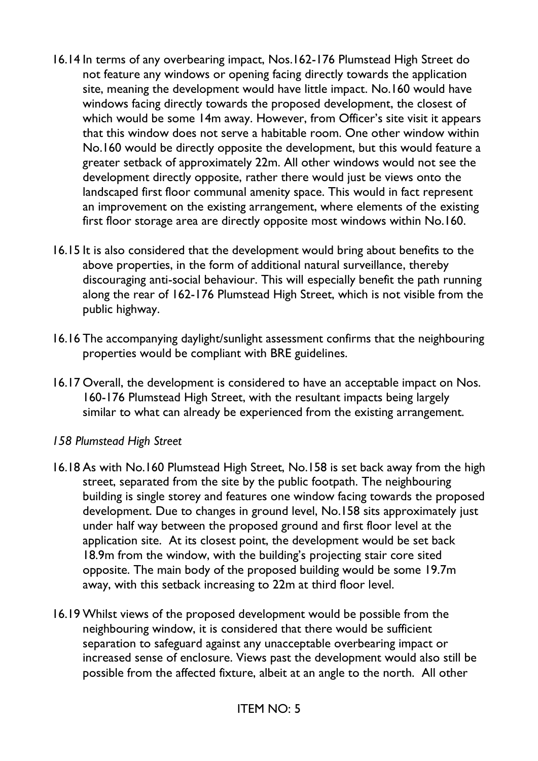16.14 In terms of any overbearing impact, Nos.162-176 Plumstead High Street do not feature any windows or opening facing directly towards the application site, meaning the development would have little impact. No.160 would have windows facing directly towards the proposed development, the closest of which would be some 14m away. However, from Officer's site visit it appears that this window does not serve a habitable room. One other window within No.160 would be directly opposite the development, but this would feature a greater setback of approximately 22m. All other windows would not see the development directly opposite, rather there would just be views onto the landscaped first floor communal amenity space. This would in fact represent an improvement on the existing arrangement, where elements of the existing first floor storage area are directly opposite most windows within No.160.

16.15 It is also considered that the development would bring about benefits to the above properties, in the form of additional natural surveillance, thereby discouraging anti-social behaviour. This will especially benefit the path running along the rear of 162-176 Plumstead High Street, which is not visible from the public highway.

16.16 The accompanying daylight/sunlight assessment confirms that the neighbouring properties would be compliant with BRE guidelines.

16.17 Overall, the development is considered to have an acceptable impact on Nos. 160-176 Plumstead High Street, with the resultant impacts being largely similar to what can already be experienced from the existing arrangement.

*158 Plumstead High Street*

16.18 As with No.160 Plumstead High Street, No.158 is set back away from the high street, separated from the site by the public footpath. The neighbouring building is single storey and features one window facing towards the proposed development. Due to changes in ground level, No.158 sits approximately just under half way between the proposed ground and first floor level at the application site. At its closest point, the development would be set back 18.9m from the window, with the building's projecting stair core sited opposite. The main body of the proposed building would be some 19.7m away, with this setback increasing to 22m at third floor level.

16.19 Whilst views of the proposed development would be possible from the neighbouring window, it is considered that there would be sufficient separation to safeguard against any unacceptable overbearing impact or increased sense of enclosure. Views past the development would also still be possible from the affected fixture, albeit at an angle to the north. All other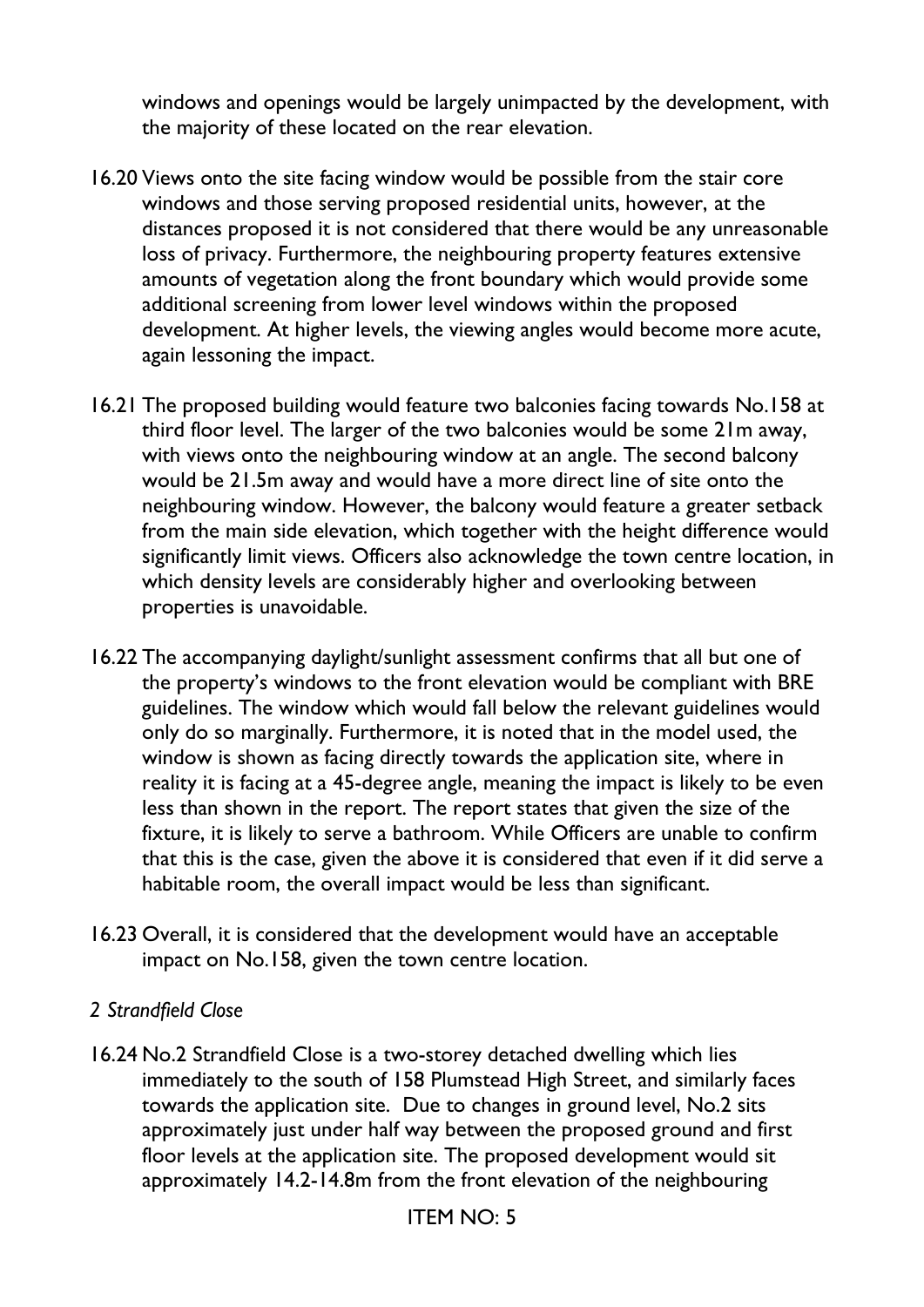windows and openings would be largely unimpacted by the development, with the majority of these located on the rear elevation.

16.20 Views onto the site facing window would be possible from the stair core windows and those serving proposed residential units, however, at the distances proposed it is not considered that there would be any unreasonable loss of privacy. Furthermore, the neighbouring property features extensive amounts of vegetation along the front boundary which would provide some additional screening from lower level windows within the proposed development. At higher levels, the viewing angles would become more acute, again lessoning the impact.

16.21 The proposed building would feature two balconies facing towards No.158 at third floor level. The larger of the two balconies would be some 21m away, with views onto the neighbouring window at an angle. The second balcony would be 21.5m away and would have a more direct line of site onto the neighbouring window. However, the balcony would feature a greater setback from the main side elevation, which together with the height difference would significantly limit views. Officers also acknowledge the town centre location, in which density levels are considerably higher and overlooking between properties is unavoidable.

16.22 The accompanying daylight/sunlight assessment confirms that all but one of the property's windows to the front elevation would be compliant with BRE guidelines. The window which would fall below the relevant guidelines would only do so marginally. Furthermore, it is noted that in the model used, the window is shown as facing directly towards the application site, where in reality it is facing at a 45-degree angle, meaning the impact is likely to be even less than shown in the report. The report states that given the size of the fixture, it is likely to serve a bathroom. While Officers are unable to confirm that this is the case, given the above it is considered that even if it did serve a habitable room, the overall impact would be less than significant.

16.23 Overall, it is considered that the development would have an acceptable impact on No.158, given the town centre location.

*2 Strandfield Close*

16.24 No.2 Strandfield Close is a two-storey detached dwelling which lies immediately to the south of 158 Plumstead High Street, and similarly faces towards the application site. Due to changes in ground level, No.2 sits approximately just under half way between the proposed ground and first floor levels at the application site. The proposed development would sit approximately 14.2-14.8m from the front elevation of the neighbouring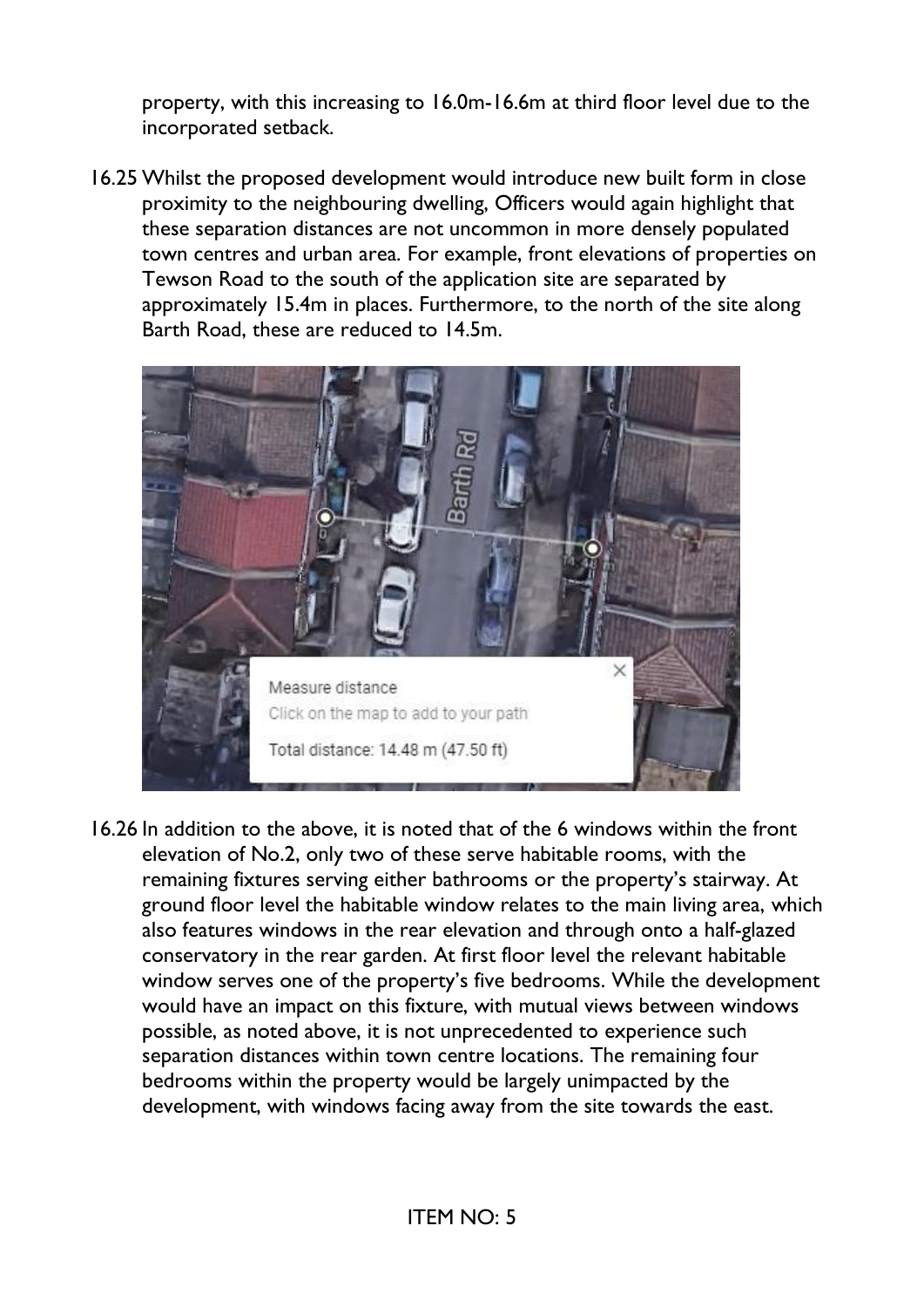property, with this increasing to 16.0m-16.6m at third floor level due to the incorporated setback.

16.25 Whilst the proposed development would introduce new built form in close proximity to the neighbouring dwelling, Officers would again highlight that these separation distances are not uncommon in more densely populated town centres and urban area. For example, front elevations of properties on Tewson Road to the south of the application site are separated by approximately 15.4m in places. Furthermore, to the north of the site along Barth Road, these are reduced to 14.5m.

16.26 In addition to the above, it is noted that of the 6 windows within the front elevation of No.2, only two of these serve habitable rooms, with the remaining fixtures serving either bathrooms or the property's stairway. At ground floor level the habitable window relates to the main living area, which also features windows in the rear elevation and through onto a half-glazed conservatory in the rear garden. At first floor level the relevant habitable window serves one of the property's five bedrooms. While the development would have an impact on this fixture, with mutual views between windows possible, as noted above, it is not unprecedented to experience such separation distances within town centre locations. The remaining four bedrooms within the property would be largely unimpacted by the development, with windows facing away from the site towards the east.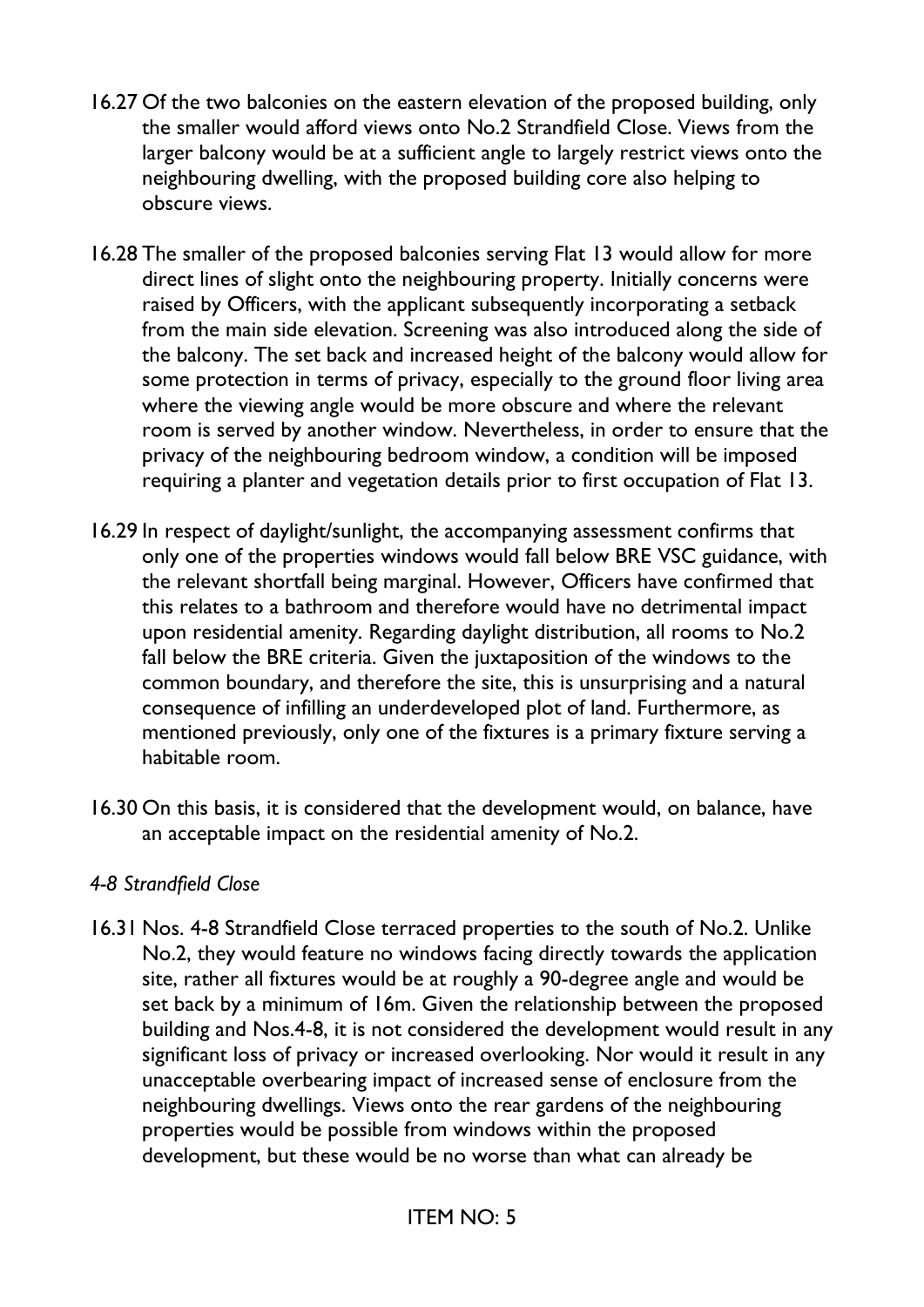16.27 Of the two balconies on the eastern elevation of the proposed building, only the smaller would afford views onto No.2 Strandfield Close. Views from the larger balcony would be at a sufficient angle to largely restrict views onto the neighbouring dwelling, with the proposed building core also helping to obscure views.

16.28 The smaller of the proposed balconies serving Flat 13 would allow for more direct lines of slight onto the neighbouring property. Initially concerns were raised by Officers, with the applicant subsequently incorporating a setback from the main side elevation. Screening was also introduced along the side of the balcony. The set back and increased height of the balcony would allow for some protection in terms of privacy, especially to the ground floor living area where the viewing angle would be more obscure and where the relevant room is served by another window. Nevertheless, in order to ensure that the privacy of the neighbouring bedroom window, a condition will be imposed requiring a planter and vegetation details prior to first occupation of Flat 13.

16.29 In respect of daylight/sunlight, the accompanying assessment confirms that only one of the properties windows would fall below BRE VSC guidance, with the relevant shortfall being marginal. However, Officers have confirmed that this relates to a bathroom and therefore would have no detrimental impact upon residential amenity. Regarding daylight distribution, all rooms to No.2 fall below the BRE criteria. Given the juxtaposition of the windows to the common boundary, and therefore the site, this is unsurprising and a natural consequence of infilling an underdeveloped plot of land. Furthermore, as mentioned previously, only one of the fixtures is a primary fixture serving a habitable room.

16.30 On this basis, it is considered that the development would, on balance, have an acceptable impact on the residential amenity of No.2.

*4-8 Strandfield Close*

16.31 Nos. 4-8 Strandfield Close terraced properties to the south of No.2. Unlike No.2, they would feature no windows facing directly towards the application site, rather all fixtures would be at roughly a 90-degree angle and would be set back by a minimum of 16m. Given the relationship between the proposed building and Nos.4-8, it is not considered the development would result in any significant loss of privacy or increased overlooking. Nor would it result in any unacceptable overbearing impact of increased sense of enclosure from the neighbouring dwellings. Views onto the rear gardens of the neighbouring properties would be possible from windows within the proposed development, but these would be no worse than what can already be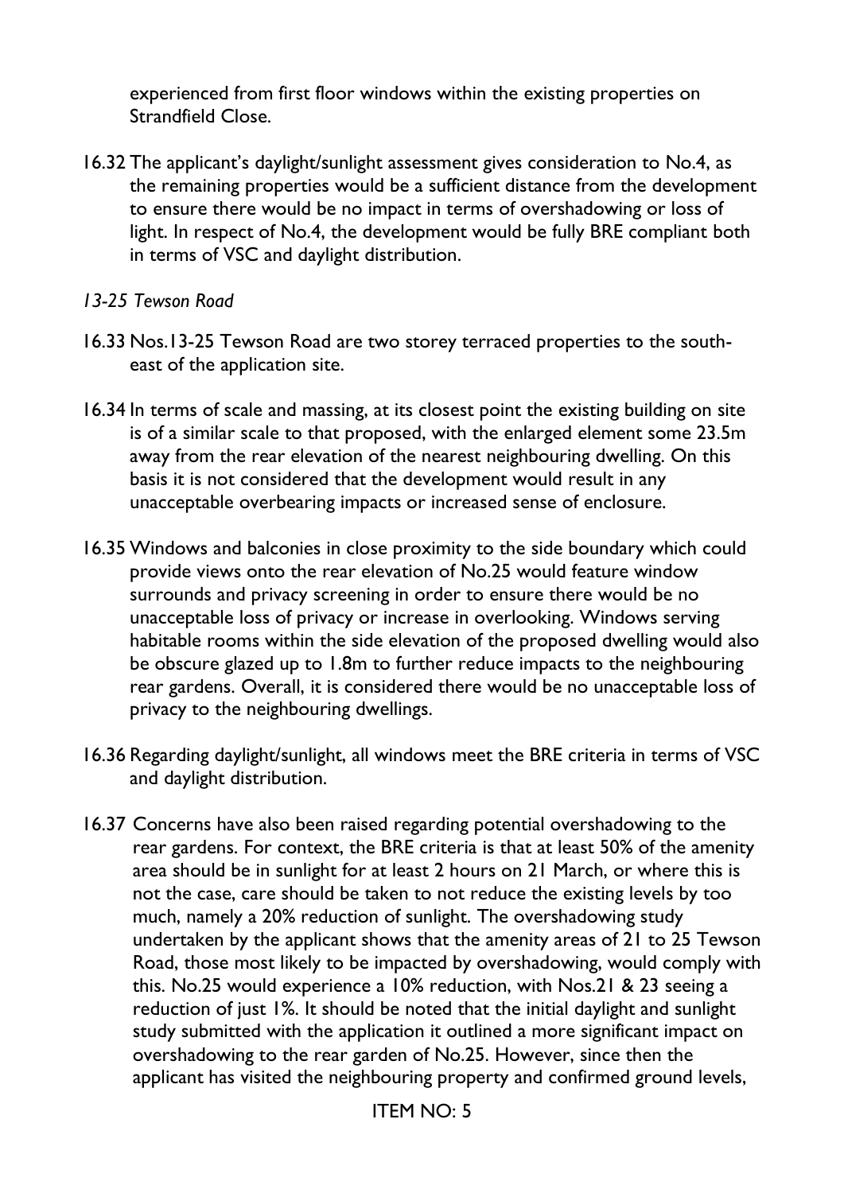experienced from first floor windows within the existing properties on Strandfield Close.

16.32 The applicant's daylight/sunlight assessment gives consideration to No.4, as the remaining properties would be a sufficient distance from the development to ensure there would be no impact in terms of overshadowing or loss of light. In respect of No.4, the development would be fully BRE compliant both in terms of VSC and daylight distribution.

*13-25 Tewson Road*

16.33 Nos.13-25 Tewson Road are two storey terraced properties to the south-east of the application site.

16.34 In terms of scale and massing, at its closest point the existing building on site is of a similar scale to that proposed, with the enlarged element some 23.5m away from the rear elevation of the nearest neighbouring dwelling. On this basis it is not considered that the development would result in any unacceptable overbearing impacts or increased sense of enclosure.

16.35 Windows and balconies in close proximity to the side boundary which could provide views onto the rear elevation of No.25 would feature window surrounds and privacy screening in order to ensure there would be no unacceptable loss of privacy or increase in overlooking. Windows serving habitable rooms within the side elevation of the proposed dwelling would also be obscure glazed up to 1.8m to further reduce impacts to the neighbouring rear gardens. Overall, it is considered there would be no unacceptable loss of privacy to the neighbouring dwellings.

16.36 Regarding daylight/sunlight, all windows meet the BRE criteria in terms of VSC and daylight distribution.

16.37 Concerns have also been raised regarding potential overshadowing to the rear gardens. For context, the BRE criteria is that at least 50% of the amenity area should be in sunlight for at least 2 hours on 21 March, or where this is not the case, care should be taken to not reduce the existing levels by too much, namely a 20% reduction of sunlight. The overshadowing study undertaken by the applicant shows that the amenity areas of 21 to 25 Tewson Road, those most likely to be impacted by overshadowing, would comply with this. No.25 would experience a 10% reduction, with Nos.21 & 23 seeing a reduction of just 1%. It should be noted that the initial daylight and sunlight study submitted with the application it outlined a more significant impact on overshadowing to the rear garden of No.25. However, since then the applicant has visited the neighbouring property and confirmed ground levels,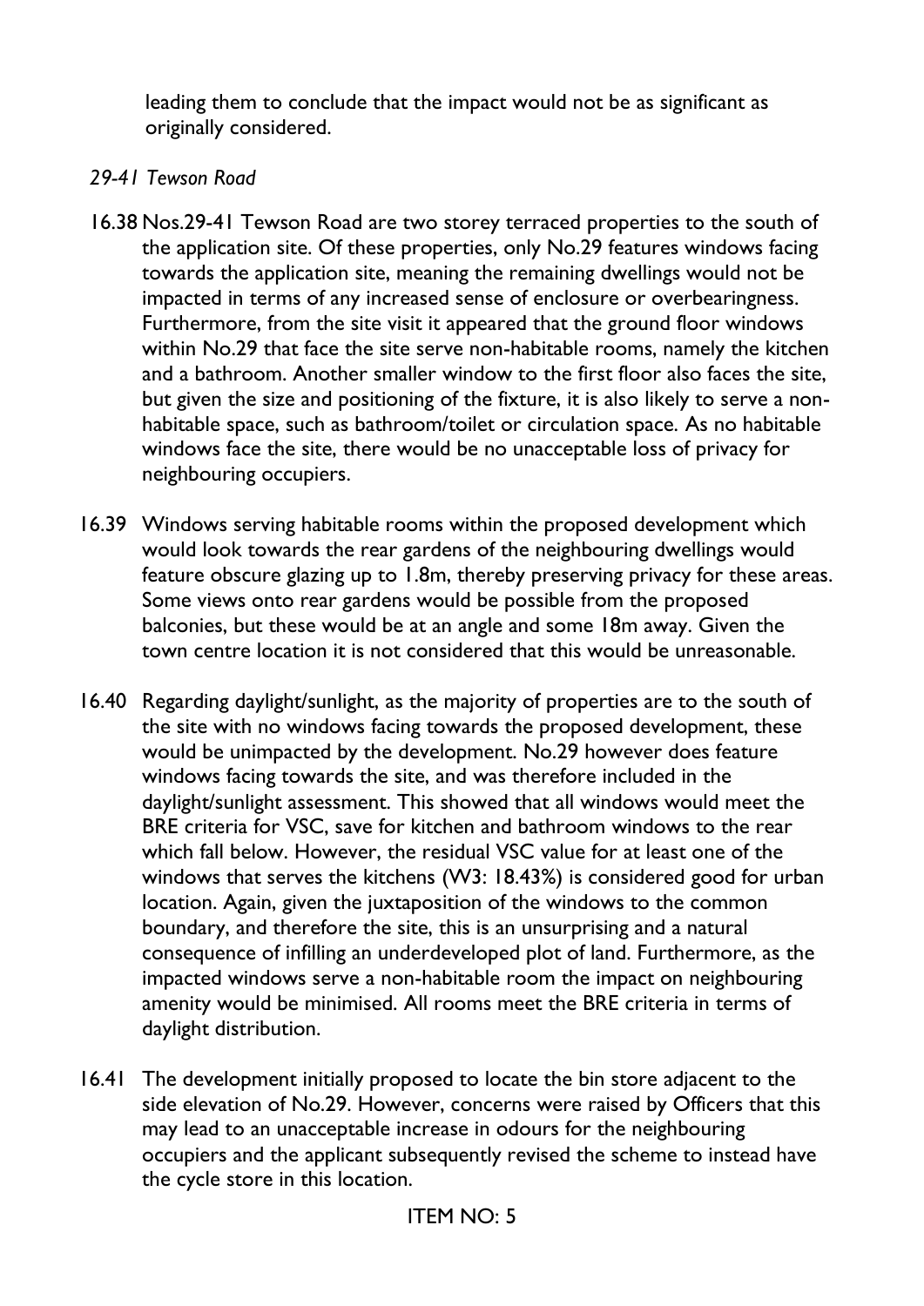leading them to conclude that the impact would not be as significant as originally considered.

*29-41 Tewson Road*

16.38 Nos.29-41 Tewson Road are two storey terraced properties to the south of the application site. Of these properties, only No.29 features windows facing towards the application site, meaning the remaining dwellings would not be impacted in terms of any increased sense of enclosure or overbearingness. Furthermore, from the site visit it appeared that the ground floor windows within No.29 that face the site serve non-habitable rooms, namely the kitchen and a bathroom. Another smaller window to the first floor also faces the site, but given the size and positioning of the fixture, it is also likely to serve a non-habitable space, such as bathroom/toilet or circulation space. As no habitable windows face the site, there would be no unacceptable loss of privacy for neighbouring occupiers.

16.39 Windows serving habitable rooms within the proposed development which would look towards the rear gardens of the neighbouring dwellings would feature obscure glazing up to 1.8m, thereby preserving privacy for these areas. Some views onto rear gardens would be possible from the proposed balconies, but these would be at an angle and some 18m away. Given the town centre location it is not considered that this would be unreasonable.

16.40 Regarding daylight/sunlight, as the majority of properties are to the south of the site with no windows facing towards the proposed development, these would be unimpacted by the development. No.29 however does feature windows facing towards the site, and was therefore included in the daylight/sunlight assessment. This showed that all windows would meet the BRE criteria for VSC, save for kitchen and bathroom windows to the rear which fall below. However, the residual VSC value for at least one of the windows that serves the kitchens (W3: 18.43%) is considered good for urban location. Again, given the juxtaposition of the windows to the common boundary, and therefore the site, this is an unsurprising and a natural consequence of infilling an underdeveloped plot of land. Furthermore, as the impacted windows serve a non-habitable room the impact on neighbouring amenity would be minimised. All rooms meet the BRE criteria in terms of daylight distribution.

16.41 The development initially proposed to locate the bin store adjacent to the side elevation of No.29. However, concerns were raised by Officers that this may lead to an unacceptable increase in odours for the neighbouring occupiers and the applicant subsequently revised the scheme to instead have the cycle store in this location.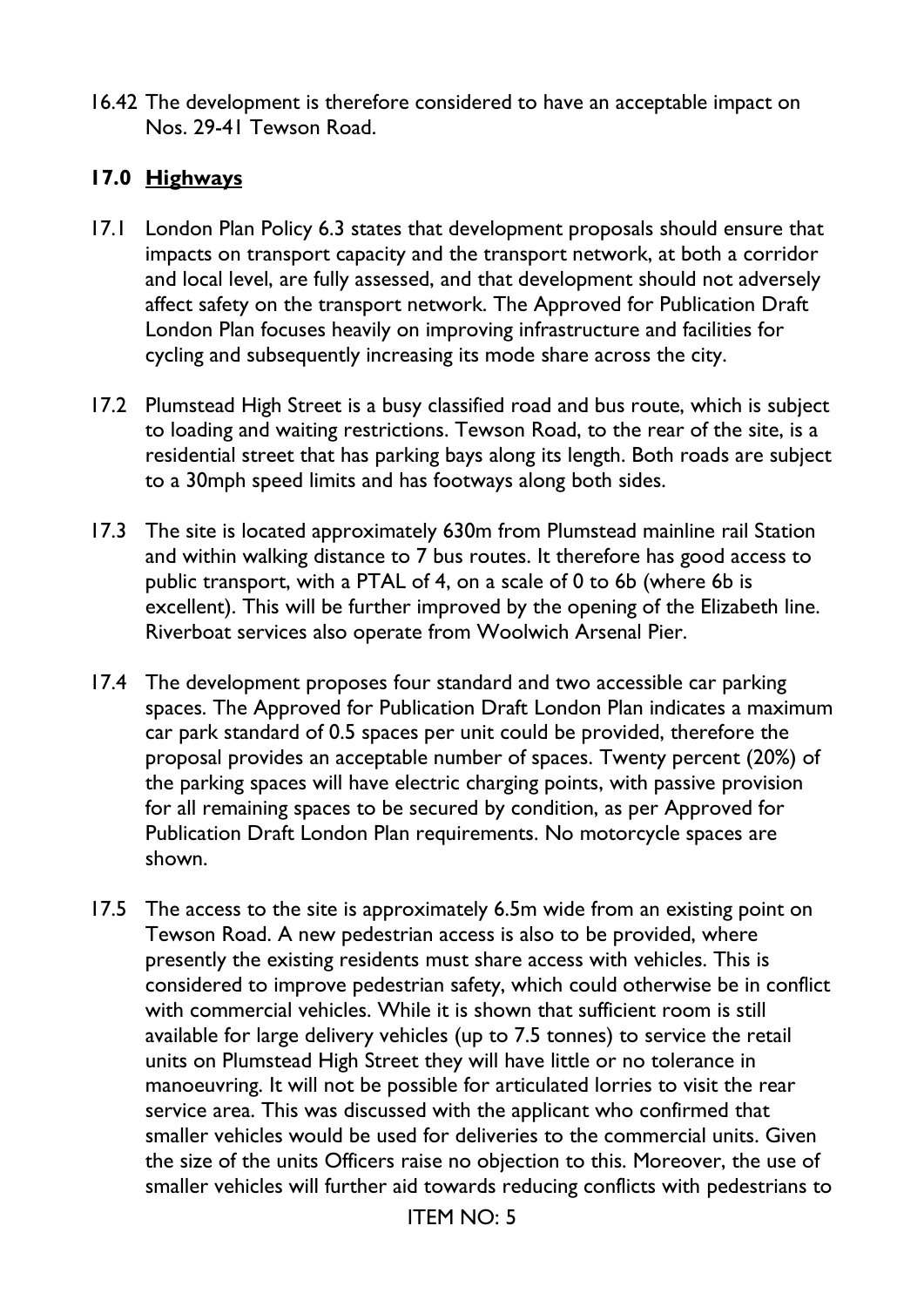16.42 The development is therefore considered to have an acceptable impact on Nos. 29-41 Tewson Road.

## 17.0 Highways

17.1 London Plan Policy 6.3 states that development proposals should ensure that impacts on transport capacity and the transport network, at both a corridor and local level, are fully assessed, and that development should not adversely affect safety on the transport network. The Approved for Publication Draft London Plan focuses heavily on improving infrastructure and facilities for cycling and subsequently increasing its mode share across the city.

17.2 Plumstead High Street is a busy classified road and bus route, which is subject to loading and waiting restrictions. Tewson Road, to the rear of the site, is a residential street that has parking bays along its length. Both roads are subject to a 30mph speed limits and has footways along both sides.

17.3 The site is located approximately 630m from Plumstead mainline rail Station and within walking distance to 7 bus routes. It therefore has good access to public transport, with a PTAL of 4, on a scale of 0 to 6b (where 6b is excellent). This will be further improved by the opening of the Elizabeth line. Riverboat services also operate from Woolwich Arsenal Pier.

17.4 The development proposes four standard and two accessible car parking spaces. The Approved for Publication Draft London Plan indicates a maximum car park standard of 0.5 spaces per unit could be provided, therefore the proposal provides an acceptable number of spaces. Twenty percent (20%) of the parking spaces will have electric charging points, with passive provision for all remaining spaces to be secured by condition, as per Approved for Publication Draft London Plan requirements. No motorcycle spaces are shown.

17.5 The access to the site is approximately 6.5m wide from an existing point on Tewson Road. A new pedestrian access is also to be provided, where presently the existing residents must share access with vehicles. This is considered to improve pedestrian safety, which could otherwise be in conflict with commercial vehicles. While it is shown that sufficient room is still available for large delivery vehicles (up to 7.5 tonnes) to service the retail units on Plumstead High Street they will have little or no tolerance in manoeuvring. It will not be possible for articulated lorries to visit the rear service area. This was discussed with the applicant who confirmed that smaller vehicles would be used for deliveries to the commercial units. Given the size of the units Officers raise no objection to this. Moreover, the use of smaller vehicles will further aid towards reducing conflicts with pedestrians to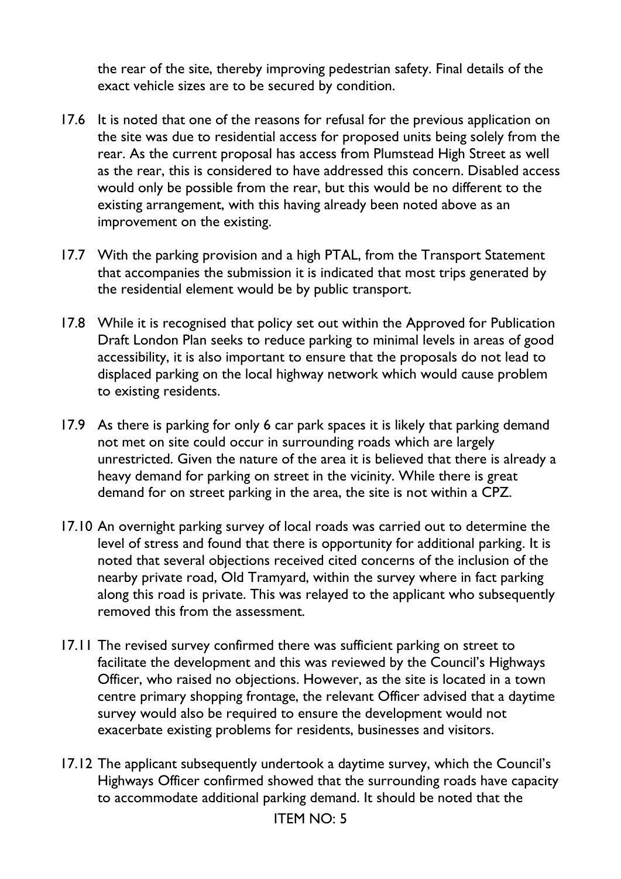the rear of the site, thereby improving pedestrian safety. Final details of the exact vehicle sizes are to be secured by condition.

17.6 It is noted that one of the reasons for refusal for the previous application on the site was due to residential access for proposed units being solely from the rear. As the current proposal has access from Plumstead High Street as well as the rear, this is considered to have addressed this concern. Disabled access would only be possible from the rear, but this would be no different to the existing arrangement, with this having already been noted above as an improvement on the existing.

17.7 With the parking provision and a high PTAL, from the Transport Statement that accompanies the submission it is indicated that most trips generated by the residential element would be by public transport.

17.8 While it is recognised that policy set out within the Approved for Publication Draft London Plan seeks to reduce parking to minimal levels in areas of good accessibility, it is also important to ensure that the proposals do not lead to displaced parking on the local highway network which would cause problem to existing residents.

17.9 As there is parking for only 6 car park spaces it is likely that parking demand not met on site could occur in surrounding roads which are largely unrestricted. Given the nature of the area it is believed that there is already a heavy demand for parking on street in the vicinity. While there is great demand for on street parking in the area, the site is not within a CPZ.

17.10 An overnight parking survey of local roads was carried out to determine the level of stress and found that there is opportunity for additional parking. It is noted that several objections received cited concerns of the inclusion of the nearby private road, Old Tramyard, within the survey where in fact parking along this road is private. This was relayed to the applicant who subsequently removed this from the assessment.

17.11 The revised survey confirmed there was sufficient parking on street to facilitate the development and this was reviewed by the Council's Highways Officer, who raised no objections. However, as the site is located in a town centre primary shopping frontage, the relevant Officer advised that a daytime survey would also be required to ensure the development would not exacerbate existing problems for residents, businesses and visitors.

17.12 The applicant subsequently undertook a daytime survey, which the Council's Highways Officer confirmed showed that the surrounding roads have capacity to accommodate additional parking demand. It should be noted that the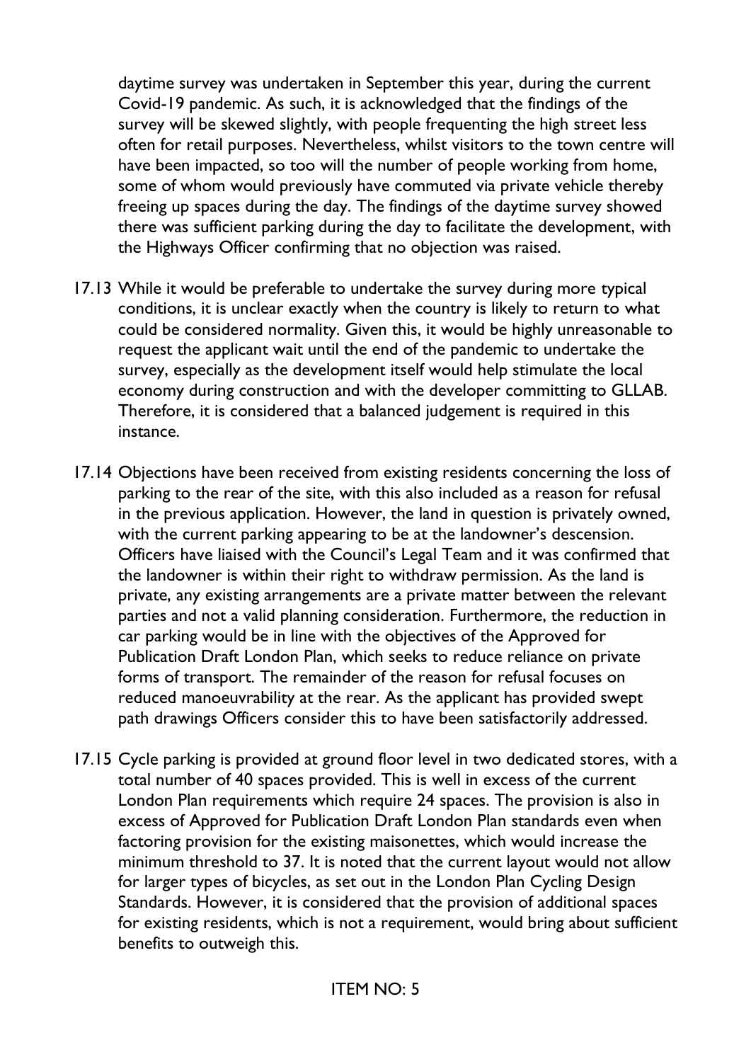daytime survey was undertaken in September this year, during the current Covid-19 pandemic. As such, it is acknowledged that the findings of the survey will be skewed slightly, with people frequenting the high street less often for retail purposes. Nevertheless, whilst visitors to the town centre will have been impacted, so too will the number of people working from home, some of whom would previously have commuted via private vehicle thereby freeing up spaces during the day. The findings of the daytime survey showed there was sufficient parking during the day to facilitate the development, with the Highways Officer confirming that no objection was raised.

17.13 While it would be preferable to undertake the survey during more typical conditions, it is unclear exactly when the country is likely to return to what could be considered normality. Given this, it would be highly unreasonable to request the applicant wait until the end of the pandemic to undertake the survey, especially as the development itself would help stimulate the local economy during construction and with the developer committing to GLLAB. Therefore, it is considered that a balanced judgement is required in this instance.

17.14 Objections have been received from existing residents concerning the loss of parking to the rear of the site, with this also included as a reason for refusal in the previous application. However, the land in question is privately owned, with the current parking appearing to be at the landowner's descension. Officers have liaised with the Council's Legal Team and it was confirmed that the landowner is within their right to withdraw permission. As the land is private, any existing arrangements are a private matter between the relevant parties and not a valid planning consideration. Furthermore, the reduction in car parking would be in line with the objectives of the Approved for Publication Draft London Plan, which seeks to reduce reliance on private forms of transport. The remainder of the reason for refusal focuses on reduced manoeuvrability at the rear. As the applicant has provided swept path drawings Officers consider this to have been satisfactorily addressed.

17.15 Cycle parking is provided at ground floor level in two dedicated stores, with a total number of 40 spaces provided. This is well in excess of the current London Plan requirements which require 24 spaces. The provision is also in excess of Approved for Publication Draft London Plan standards even when factoring provision for the existing maisonettes, which would increase the minimum threshold to 37. It is noted that the current layout would not allow for larger types of bicycles, as set out in the London Plan Cycling Design Standards. However, it is considered that the provision of additional spaces for existing residents, which is not a requirement, would bring about sufficient benefits to outweigh this.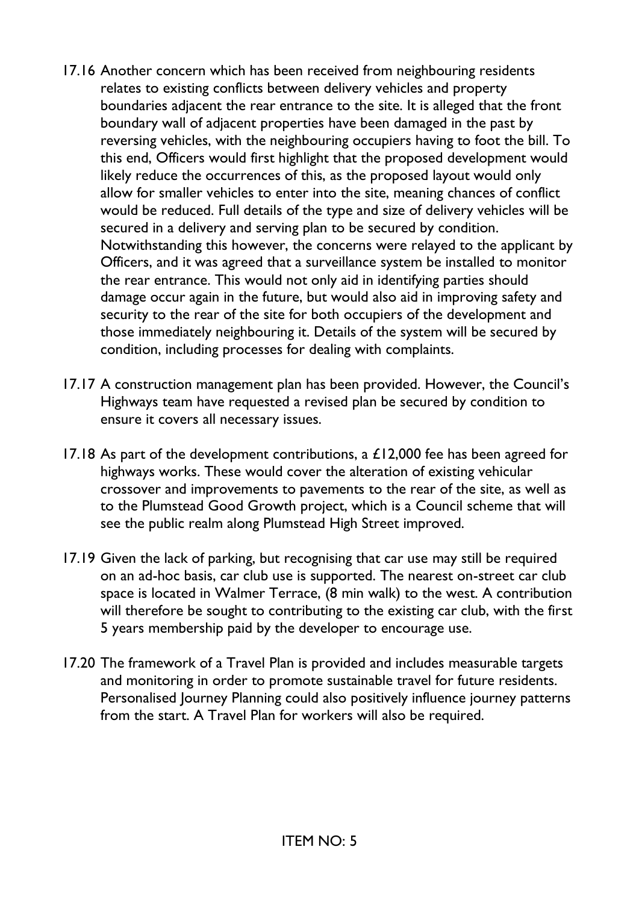17.16 Another concern which has been received from neighbouring residents relates to existing conflicts between delivery vehicles and property boundaries adjacent the rear entrance to the site. It is alleged that the front boundary wall of adjacent properties have been damaged in the past by reversing vehicles, with the neighbouring occupiers having to foot the bill. To this end, Officers would first highlight that the proposed development would likely reduce the occurrences of this, as the proposed layout would only allow for smaller vehicles to enter into the site, meaning chances of conflict would be reduced. Full details of the type and size of delivery vehicles will be secured in a delivery and serving plan to be secured by condition. Notwithstanding this however, the concerns were relayed to the applicant by Officers, and it was agreed that a surveillance system be installed to monitor the rear entrance. This would not only aid in identifying parties should damage occur again in the future, but would also aid in improving safety and security to the rear of the site for both occupiers of the development and those immediately neighbouring it. Details of the system will be secured by condition, including processes for dealing with complaints.

17.17 A construction management plan has been provided. However, the Council's Highways team have requested a revised plan be secured by condition to ensure it covers all necessary issues.

17.18 As part of the development contributions, a £12,000 fee has been agreed for highways works. These would cover the alteration of existing vehicular crossover and improvements to pavements to the rear of the site, as well as to the Plumstead Good Growth project, which is a Council scheme that will see the public realm along Plumstead High Street improved.

17.19 Given the lack of parking, but recognising that car use may still be required on an ad-hoc basis, car club use is supported. The nearest on-street car club space is located in Walmer Terrace, (8 min walk) to the west. A contribution will therefore be sought to contributing to the existing car club, with the first 5 years membership paid by the developer to encourage use.

17.20 The framework of a Travel Plan is provided and includes measurable targets and monitoring in order to promote sustainable travel for future residents. Personalised Journey Planning could also positively influence journey patterns from the start. A Travel Plan for workers will also be required.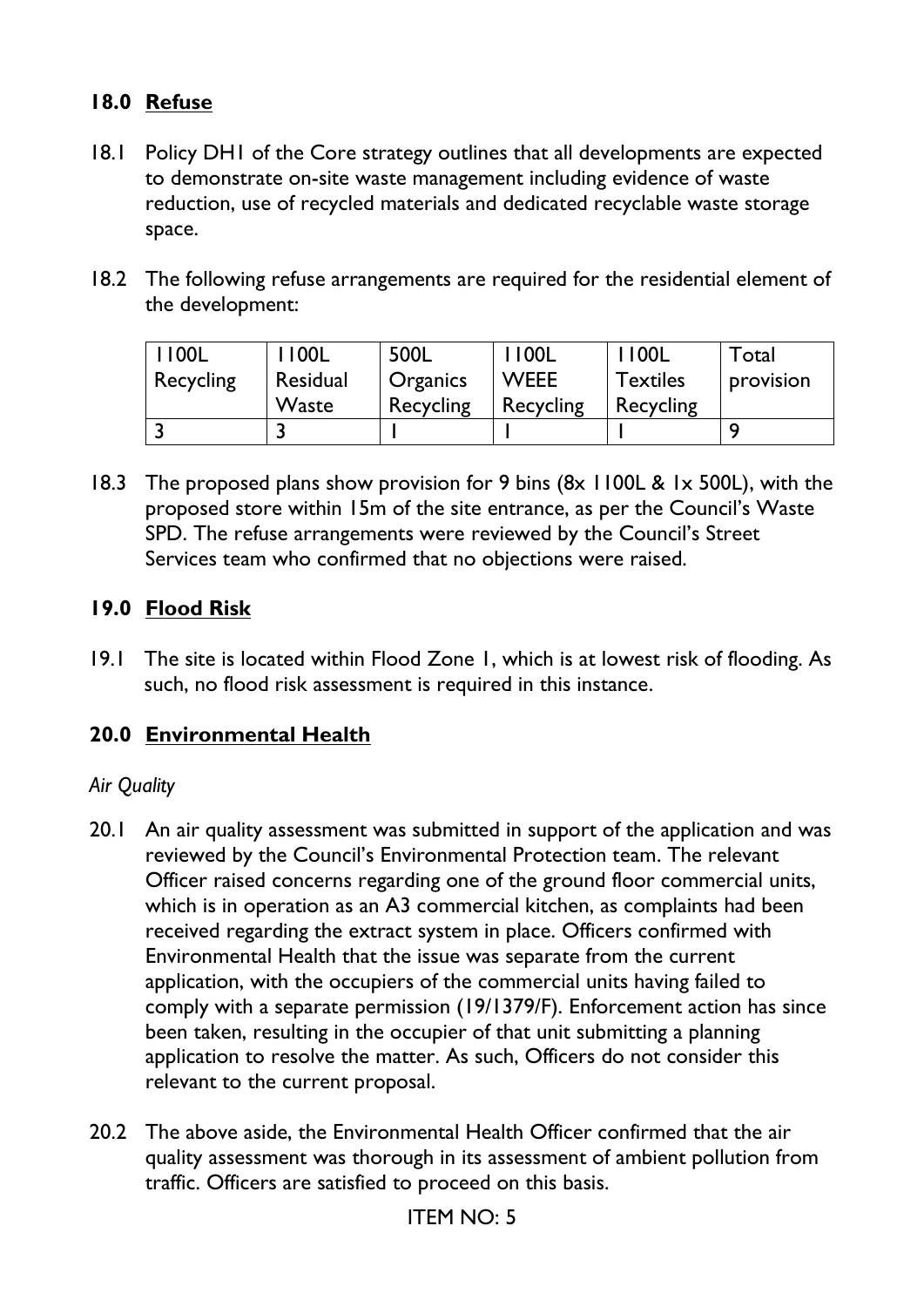## 18.0 Refuse

18.1 Policy DH1 of the Core strategy outlines that all developments are expected to demonstrate on-site waste management including evidence of waste reduction, use of recycled materials and dedicated recyclable waste storage space.

18.2 The following refuse arrangements are required for the residential element of the development:

| 1100L Recycling | 1100L Residual Waste | 500L Organics Recycling | 1100L WEEE Recycling | 1100L Textiles Recycling | Total provision |
|---|---|---|---|---|---|
| 3 | 3 | 1 | 1 | 1 | 9 |

18.3 The proposed plans show provision for 9 bins (8x 1100L & 1x 500L), with the proposed store within 15m of the site entrance, as per the Council's Waste SPD. The refuse arrangements were reviewed by the Council's Street Services team who confirmed that no objections were raised.

## 19.0 Flood Risk

19.1 The site is located within Flood Zone 1, which is at lowest risk of flooding. As such, no flood risk assessment is required in this instance.

## 20.0 Environmental Health

*Air Quality*

20.1 An air quality assessment was submitted in support of the application and was reviewed by the Council's Environmental Protection team. The relevant Officer raised concerns regarding one of the ground floor commercial units, which is in operation as an A3 commercial kitchen, as complaints had been received regarding the extract system in place. Officers confirmed with Environmental Health that the issue was separate from the current application, with the occupiers of the commercial units having failed to comply with a separate permission (19/1379/F). Enforcement action has since been taken, resulting in the occupier of that unit submitting a planning application to resolve the matter. As such, Officers do not consider this relevant to the current proposal.

20.2 The above aside, the Environmental Health Officer confirmed that the air quality assessment was thorough in its assessment of ambient pollution from traffic. Officers are satisfied to proceed on this basis.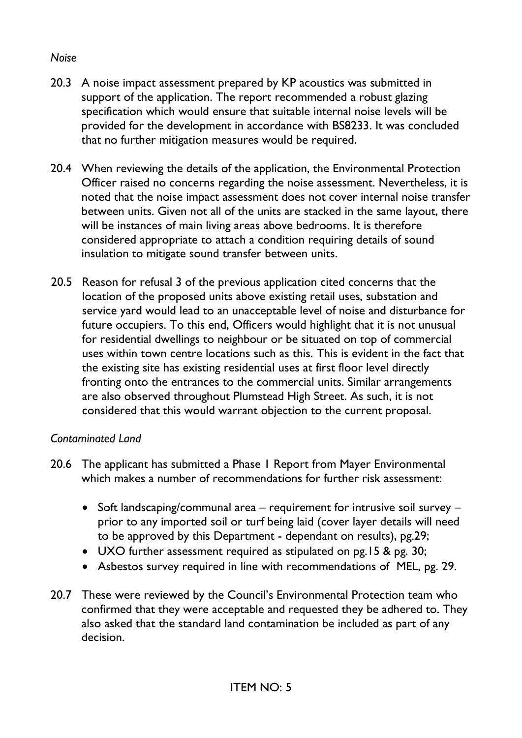*Noise*

20.3 A noise impact assessment prepared by KP acoustics was submitted in support of the application. The report recommended a robust glazing specification which would ensure that suitable internal noise levels will be provided for the development in accordance with BS8233. It was concluded that no further mitigation measures would be required.

20.4 When reviewing the details of the application, the Environmental Protection Officer raised no concerns regarding the noise assessment. Nevertheless, it is noted that the noise impact assessment does not cover internal noise transfer between units. Given not all of the units are stacked in the same layout, there will be instances of main living areas above bedrooms. It is therefore considered appropriate to attach a condition requiring details of sound insulation to mitigate sound transfer between units.

20.5 Reason for refusal 3 of the previous application cited concerns that the location of the proposed units above existing retail uses, substation and service yard would lead to an unacceptable level of noise and disturbance for future occupiers. To this end, Officers would highlight that it is not unusual for residential dwellings to neighbour or be situated on top of commercial uses within town centre locations such as this. This is evident in the fact that the existing site has existing residential uses at first floor level directly fronting onto the entrances to the commercial units. Similar arrangements are also observed throughout Plumstead High Street. As such, it is not considered that this would warrant objection to the current proposal.

*Contaminated Land*

20.6 The applicant has submitted a Phase 1 Report from Mayer Environmental which makes a number of recommendations for further risk assessment:

- Soft landscaping/communal area – requirement for intrusive soil survey – prior to any imported soil or turf being laid (cover layer details will need to be approved by this Department - dependant on results), pg.29;
- UXO further assessment required as stipulated on pg.15 & pg. 30;
- Asbestos survey required in line with recommendations of MEL, pg. 29.

20.7 These were reviewed by the Council's Environmental Protection team who confirmed that they were acceptable and requested they be adhered to. They also asked that the standard land contamination be included as part of any decision.

ITEM NO: 5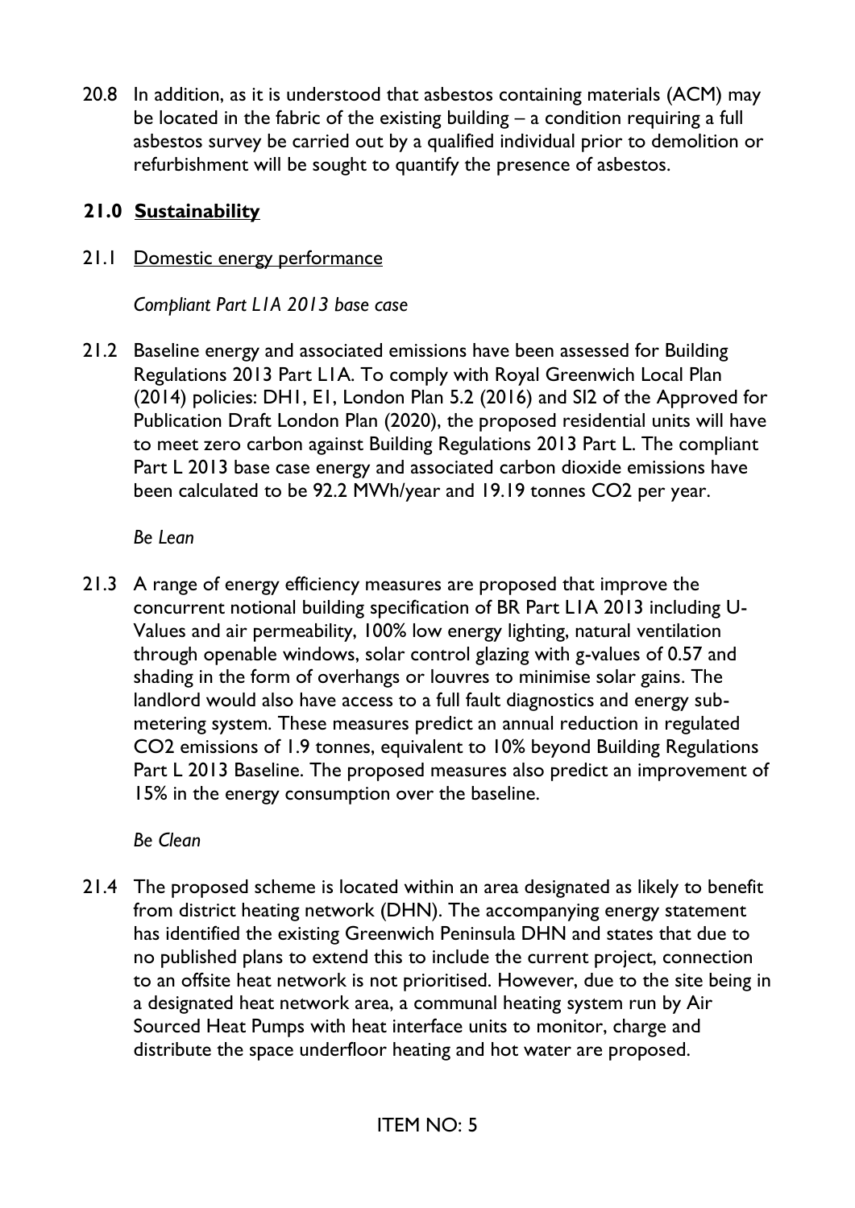20.8 In addition, as it is understood that asbestos containing materials (ACM) may be located in the fabric of the existing building – a condition requiring a full asbestos survey be carried out by a qualified individual prior to demolition or refurbishment will be sought to quantify the presence of asbestos.

## 21.0 **Sustainability**

21.1 Domestic energy performance

*Compliant Part L1A 2013 base case*

21.2 Baseline energy and associated emissions have been assessed for Building Regulations 2013 Part L1A. To comply with Royal Greenwich Local Plan (2014) policies: DH1, E1, London Plan 5.2 (2016) and SI2 of the Approved for Publication Draft London Plan (2020), the proposed residential units will have to meet zero carbon against Building Regulations 2013 Part L. The compliant Part L 2013 base case energy and associated carbon dioxide emissions have been calculated to be 92.2 MWh/year and 19.19 tonnes $CO_2$ per year.

*Be Lean*

21.3 A range of energy efficiency measures are proposed that improve the concurrent notional building specification of BR Part L1A 2013 including U-Values and air permeability, 100% low energy lighting, natural ventilation through openable windows, solar control glazing with g-values of 0.57 and shading in the form of overhangs or louvres to minimise solar gains. The landlord would also have access to a full fault diagnostics and energy sub-metering system. These measures predict an annual reduction in regulated $CO_2$ emissions of 1.9 tonnes, equivalent to 10% beyond Building Regulations Part L 2013 Baseline. The proposed measures also predict an improvement of 15% in the energy consumption over the baseline.

*Be Clean*

21.4 The proposed scheme is located within an area designated as likely to benefit from district heating network (DHN). The accompanying energy statement has identified the existing Greenwich Peninsula DHN and states that due to no published plans to extend this to include the current project, connection to an offsite heat network is not prioritised. However, due to the site being in a designated heat network area, a communal heating system run by Air Sourced Heat Pumps with heat interface units to monitor, charge and distribute the space underfloor heating and hot water are proposed.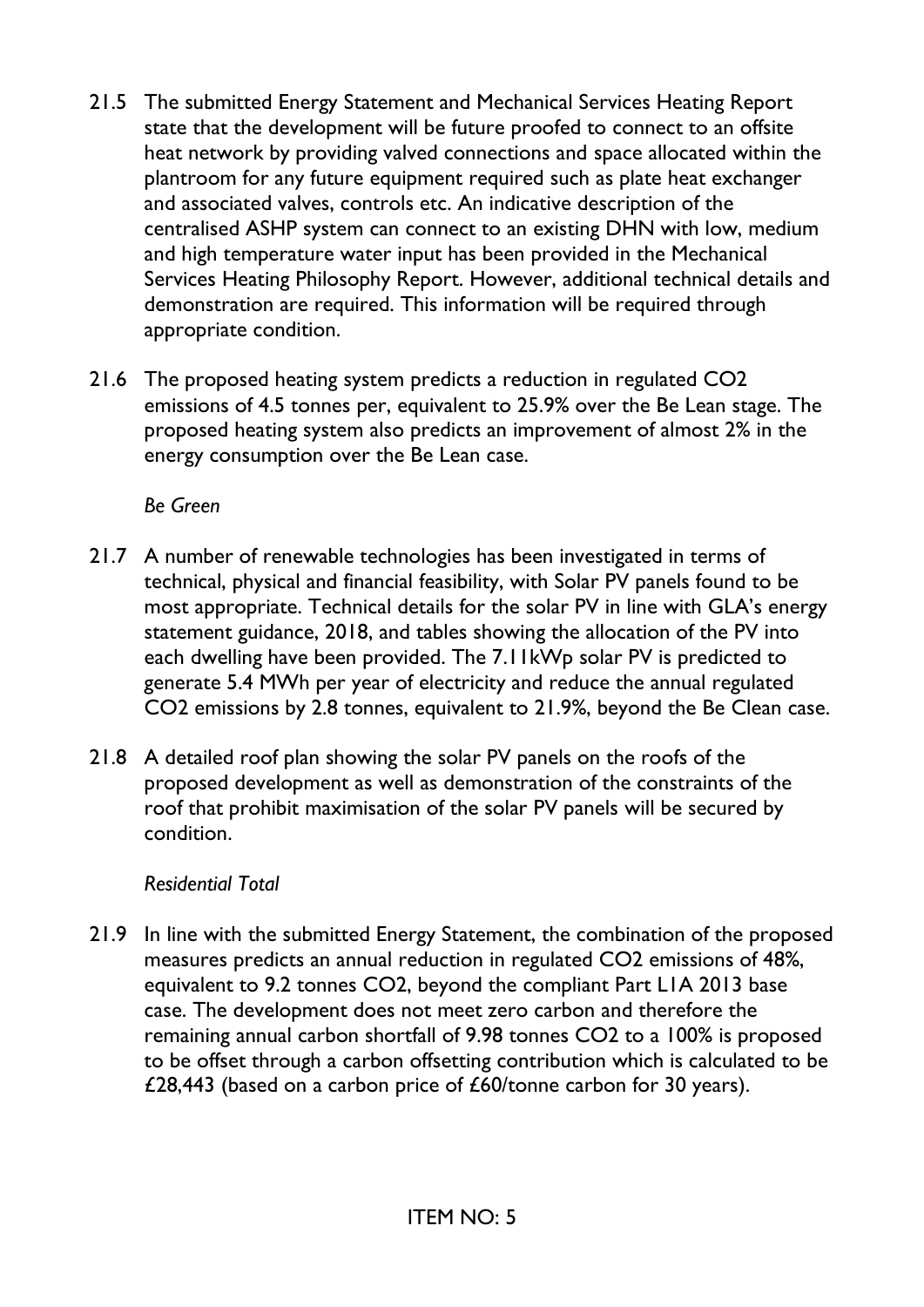21.5 The submitted Energy Statement and Mechanical Services Heating Report state that the development will be future proofed to connect to an offsite heat network by providing valved connections and space allocated within the plantroom for any future equipment required such as plate heat exchanger and associated valves, controls etc. An indicative description of the centralised ASHP system can connect to an existing DHN with low, medium and high temperature water input has been provided in the Mechanical Services Heating Philosophy Report. However, additional technical details and demonstration are required. This information will be required through appropriate condition.

21.6 The proposed heating system predicts a reduction in regulated $CO_2$ emissions of 4.5 tonnes per, equivalent to 25.9% over the Be Lean stage. The proposed heating system also predicts an improvement of almost 2% in the energy consumption over the Be Lean case.

*Be Green*

21.7 A number of renewable technologies has been investigated in terms of technical, physical and financial feasibility, with Solar PV panels found to be most appropriate. Technical details for the solar PV in line with GLA's energy statement guidance, 2018, and tables showing the allocation of the PV into each dwelling have been provided. The 7.11kWp solar PV is predicted to generate 5.4 MWh per year of electricity and reduce the annual regulated $CO_2$ emissions by 2.8 tonnes, equivalent to 21.9%, beyond the Be Clean case.

21.8 A detailed roof plan showing the solar PV panels on the roofs of the proposed development as well as demonstration of the constraints of the roof that prohibit maximisation of the solar PV panels will be secured by condition.

*Residential Total*

21.9 In line with the submitted Energy Statement, the combination of the proposed measures predicts an annual reduction in regulated $CO_2$ emissions of 48%, equivalent to 9.2 tonnes $CO_2$, beyond the compliant Part L1A 2013 base case. The development does not meet zero carbon and therefore the remaining annual carbon shortfall of 9.98 tonnes $CO_2$ to a 100% is proposed to be offset through a carbon offsetting contribution which is calculated to be £28,443 (based on a carbon price of £60/tonne carbon for 30 years).

ITEM NO: 5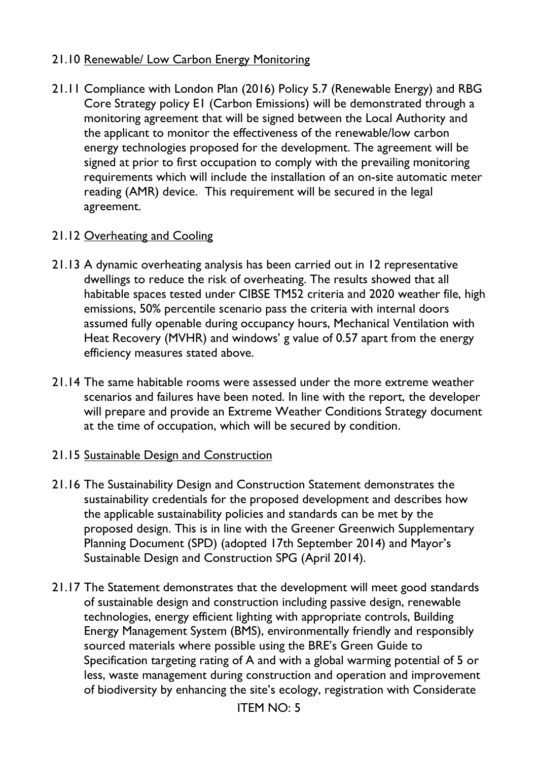21.10 <u>Renewable/ Low Carbon Energy Monitoring</u>

21.11 Compliance with London Plan (2016) Policy 5.7 (Renewable Energy) and RBG Core Strategy policy E1 (Carbon Emissions) will be demonstrated through a monitoring agreement that will be signed between the Local Authority and the applicant to monitor the effectiveness of the renewable/low carbon energy technologies proposed for the development. The agreement will be signed at prior to first occupation to comply with the prevailing monitoring requirements which will include the installation of an on-site automatic meter reading (AMR) device. This requirement will be secured in the legal agreement.

21.12 <u>Overheating and Cooling</u>

21.13 A dynamic overheating analysis has been carried out in 12 representative dwellings to reduce the risk of overheating. The results showed that all habitable spaces tested under CIBSE TM52 criteria and 2020 weather file, high emissions, 50% percentile scenario pass the criteria with internal doors assumed fully openable during occupancy hours, Mechanical Ventilation with Heat Recovery (MVHR) and windows' g value of 0.57 apart from the energy efficiency measures stated above.

21.14 The same habitable rooms were assessed under the more extreme weather scenarios and failures have been noted. In line with the report, the developer will prepare and provide an Extreme Weather Conditions Strategy document at the time of occupation, which will be secured by condition.

21.15 <u>Sustainable Design and Construction</u>

21.16 The Sustainability Design and Construction Statement demonstrates the sustainability credentials for the proposed development and describes how the applicable sustainability policies and standards can be met by the proposed design. This is in line with the Greener Greenwich Supplementary Planning Document (SPD) (adopted 17th September 2014) and Mayor's Sustainable Design and Construction SPG (April 2014).

21.17 The Statement demonstrates that the development will meet good standards of sustainable design and construction including passive design, renewable technologies, energy efficient lighting with appropriate controls, Building Energy Management System (BMS), environmentally friendly and responsibly sourced materials where possible using the BRE's Green Guide to Specification targeting rating of A and with a global warming potential of 5 or less, waste management during construction and operation and improvement of biodiversity by enhancing the site's ecology, registration with Considerate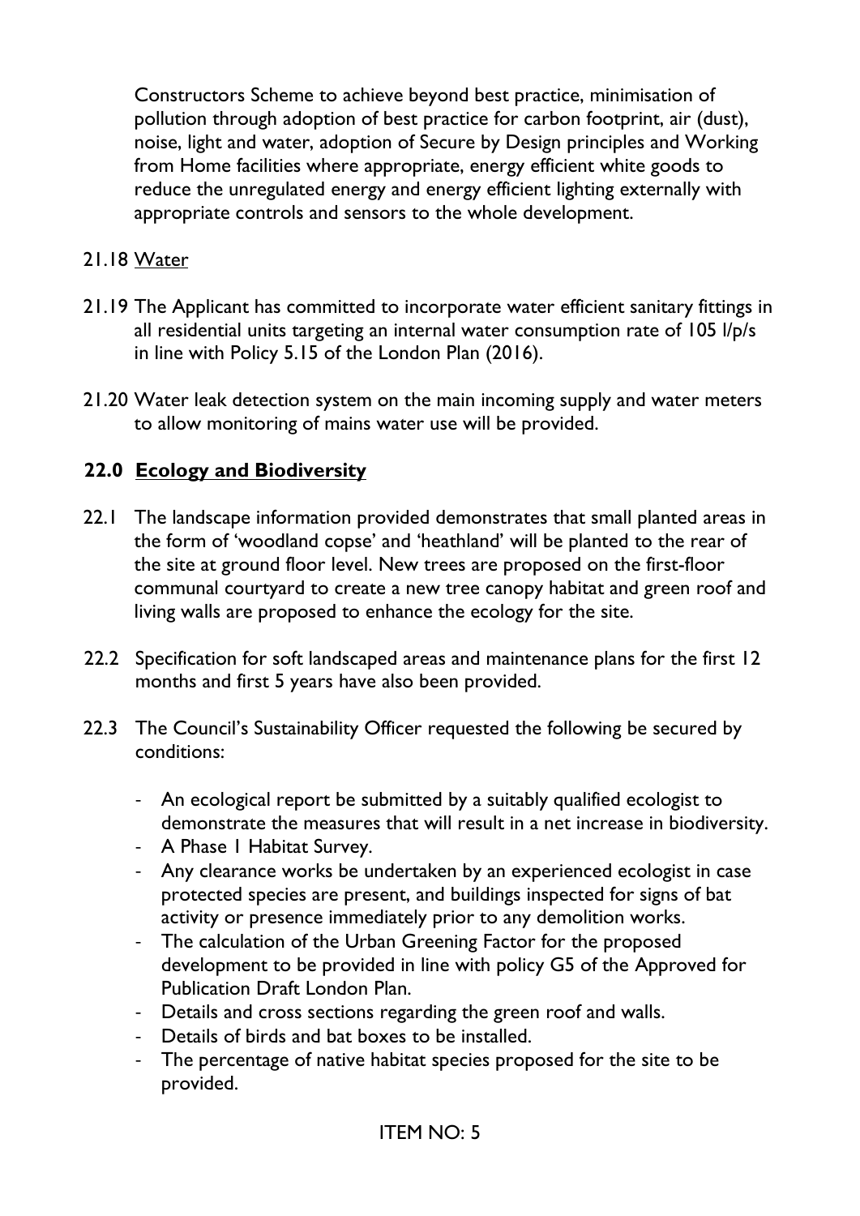Constructors Scheme to achieve beyond best practice, minimisation of pollution through adoption of best practice for carbon footprint, air (dust), noise, light and water, adoption of Secure by Design principles and Working from Home facilities where appropriate, energy efficient white goods to reduce the unregulated energy and energy efficient lighting externally with appropriate controls and sensors to the whole development.

21.18 Water

21.19 The Applicant has committed to incorporate water efficient sanitary fittings in all residential units targeting an internal water consumption rate of 105 l/p/s in line with Policy 5.15 of the London Plan (2016).

21.20 Water leak detection system on the main incoming supply and water meters to allow monitoring of mains water use will be provided.

## 22.0 Ecology and Biodiversity

22.1 The landscape information provided demonstrates that small planted areas in the form of 'woodland copse' and 'heathland' will be planted to the rear of the site at ground floor level. New trees are proposed on the first-floor communal courtyard to create a new tree canopy habitat and green roof and living walls are proposed to enhance the ecology for the site.

22.2 Specification for soft landscaped areas and maintenance plans for the first 12 months and first 5 years have also been provided.

22.3 The Council's Sustainability Officer requested the following be secured by conditions:

- An ecological report be submitted by a suitably qualified ecologist to demonstrate the measures that will result in a net increase in biodiversity.
- A Phase 1 Habitat Survey.
- Any clearance works be undertaken by an experienced ecologist in case protected species are present, and buildings inspected for signs of bat activity or presence immediately prior to any demolition works.
- The calculation of the Urban Greening Factor for the proposed development to be provided in line with policy G5 of the Approved for Publication Draft London Plan.
- Details and cross sections regarding the green roof and walls.
- Details of birds and bat boxes to be installed.
- The percentage of native habitat species proposed for the site to be provided.

ITEM NO: 5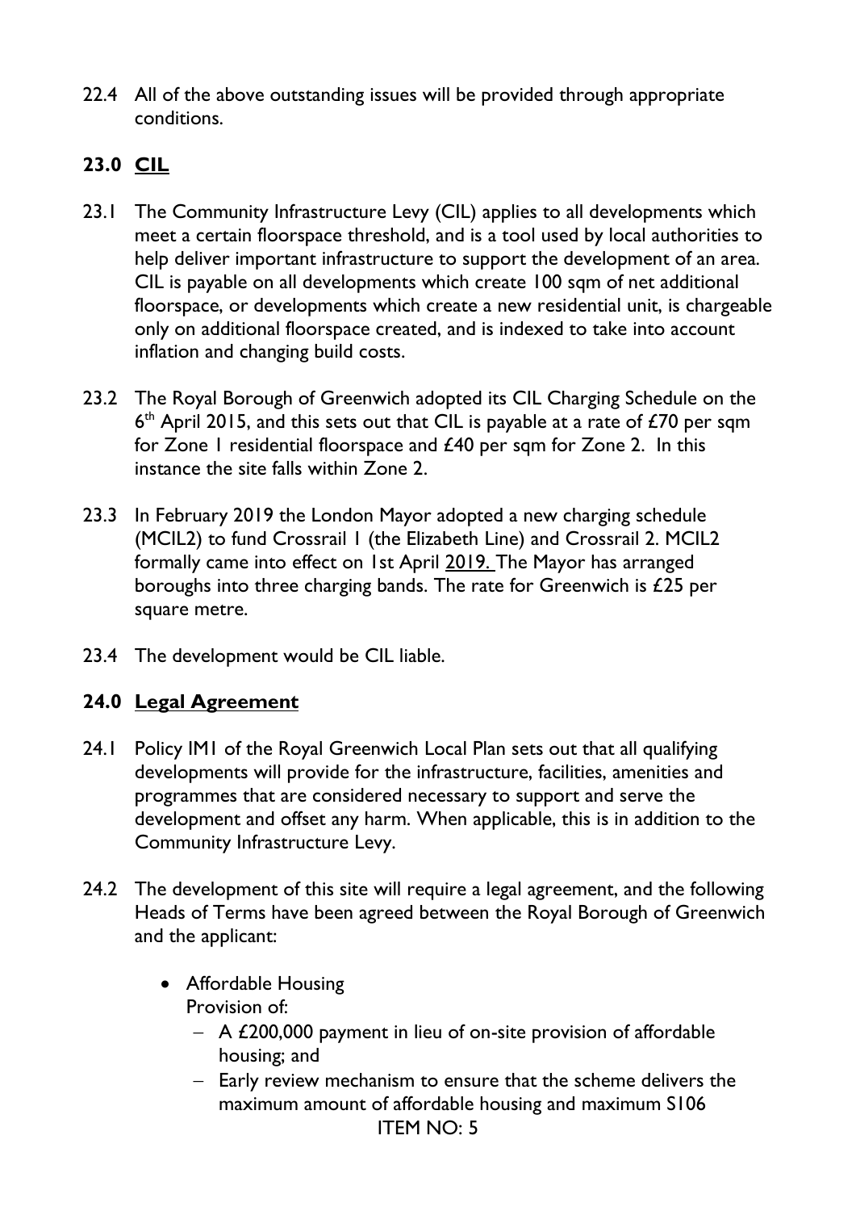22.4 All of the above outstanding issues will be provided through appropriate conditions.

## 23.0 CIL

23.1 The Community Infrastructure Levy (CIL) applies to all developments which meet a certain floorspace threshold, and is a tool used by local authorities to help deliver important infrastructure to support the development of an area. CIL is payable on all developments which create 100 sqm of net additional floorspace, or developments which create a new residential unit, is chargeable only on additional floorspace created, and is indexed to take into account inflation and changing build costs.

23.2 The Royal Borough of Greenwich adopted its CIL Charging Schedule on the 6th April 2015, and this sets out that CIL is payable at a rate of £70 per sqm for Zone 1 residential floorspace and £40 per sqm for Zone 2. In this instance the site falls within Zone 2.

23.3 In February 2019 the London Mayor adopted a new charging schedule (MCIL2) to fund Crossrail 1 (the Elizabeth Line) and Crossrail 2. MCIL2 formally came into effect on 1st April 2019. The Mayor has arranged boroughs into three charging bands. The rate for Greenwich is £25 per square metre.

23.4 The development would be CIL liable.

## 24.0 Legal Agreement

24.1 Policy IM1 of the Royal Greenwich Local Plan sets out that all qualifying developments will provide for the infrastructure, facilities, amenities and programmes that are considered necessary to support and serve the development and offset any harm. When applicable, this is in addition to the Community Infrastructure Levy.

24.2 The development of this site will require a legal agreement, and the following Heads of Terms have been agreed between the Royal Borough of Greenwich and the applicant:

- Affordable Housing
  Provision of:
  - A £200,000 payment in lieu of on-site provision of affordable housing; and
  - Early review mechanism to ensure that the scheme delivers the maximum amount of affordable housing and maximum S106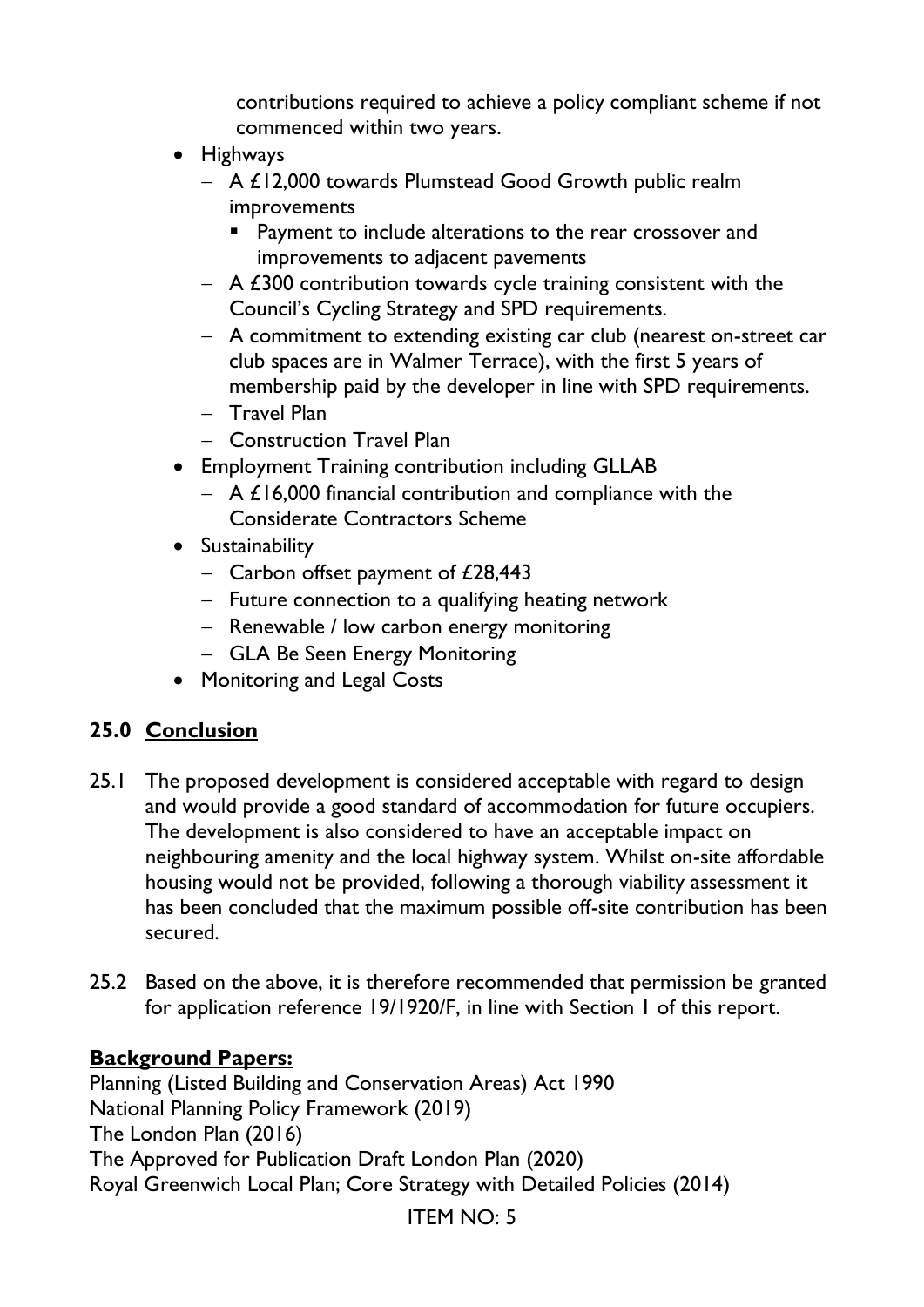contributions required to achieve a policy compliant scheme if not commenced within two years.

- Highways
  - A £12,000 towards Plumstead Good Growth public realm improvements
    - Payment to include alterations to the rear crossover and improvements to adjacent pavements
  - A £300 contribution towards cycle training consistent with the Council's Cycling Strategy and SPD requirements.
  - A commitment to extending existing car club (nearest on-street car club spaces are in Walmer Terrace), with the first 5 years of membership paid by the developer in line with SPD requirements.
  - Travel Plan
  - Construction Travel Plan
- Employment Training contribution including GLLAB
  - A £16,000 financial contribution and compliance with the Considerate Contractors Scheme
- Sustainability
  - Carbon offset payment of £28,443
  - Future connection to a qualifying heating network
  - Renewable / low carbon energy monitoring
  - GLA Be Seen Energy Monitoring
- Monitoring and Legal Costs

## 25.0 Conclusion

25.1 The proposed development is considered acceptable with regard to design and would provide a good standard of accommodation for future occupiers. The development is also considered to have an acceptable impact on neighbouring amenity and the local highway system. Whilst on-site affordable housing would not be provided, following a thorough viability assessment it has been concluded that the maximum possible off-site contribution has been secured.

25.2 Based on the above, it is therefore recommended that permission be granted for application reference 19/1920/F, in line with Section 1 of this report.

**Background Papers:**

Planning (Listed Building and Conservation Areas) Act 1990
National Planning Policy Framework (2019)
The London Plan (2016)
The Approved for Publication Draft London Plan (2020)
Royal Greenwich Local Plan; Core Strategy with Detailed Policies (2014)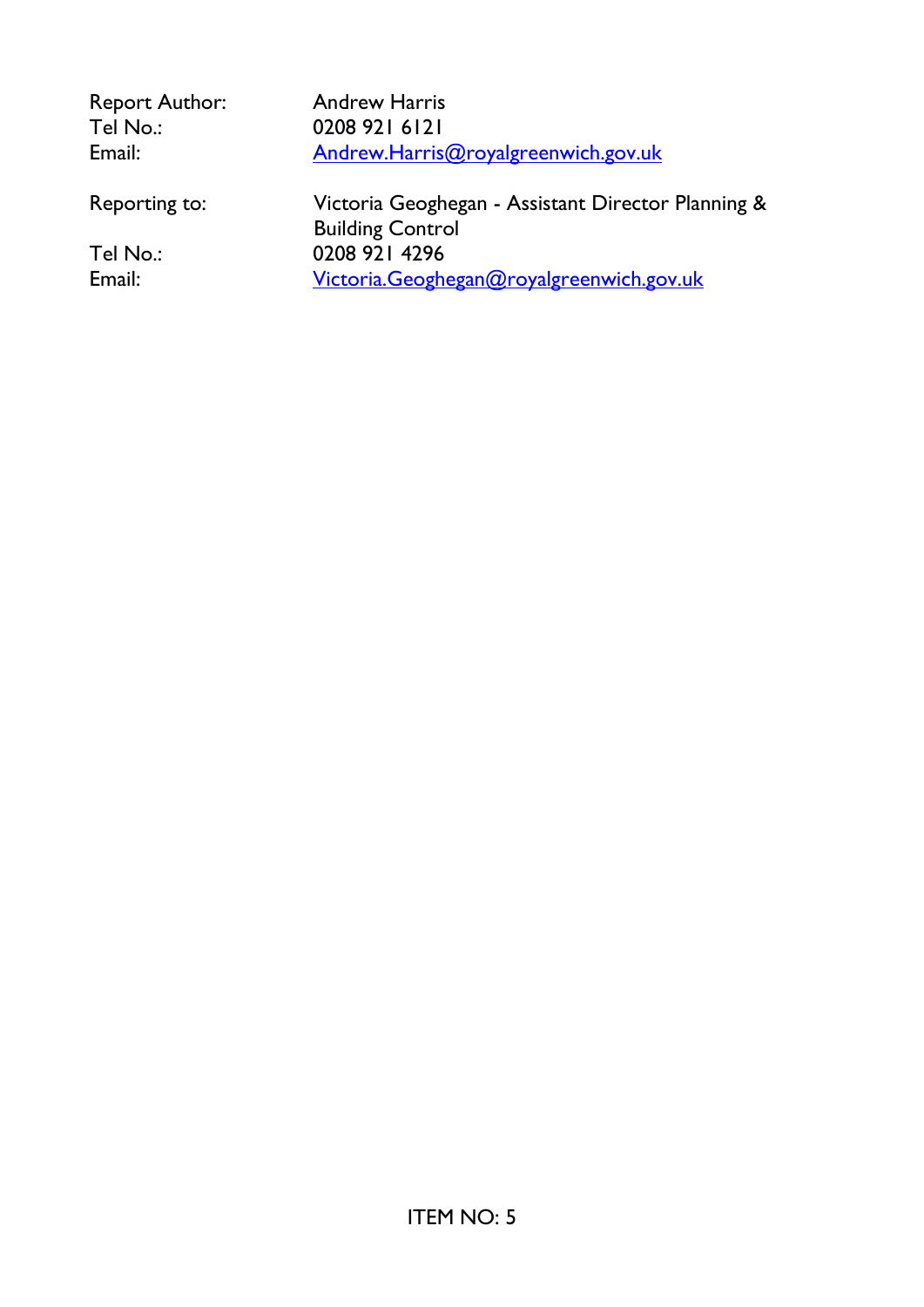| | |
|---|---|
| Report Author: | Andrew Harris |
| Tel No.: | 0208 921 6121 |
| Email: | Andrew.Harris@royalgreenwich.gov.uk |
| Reporting to: | Victoria Geoghegan - Assistant Director Planning & Building Control |
| Tel No.: | 0208 921 4296 |
| Email: | Victoria.Geoghegan@royalgreenwich.gov.uk |

ITEM NO: 5